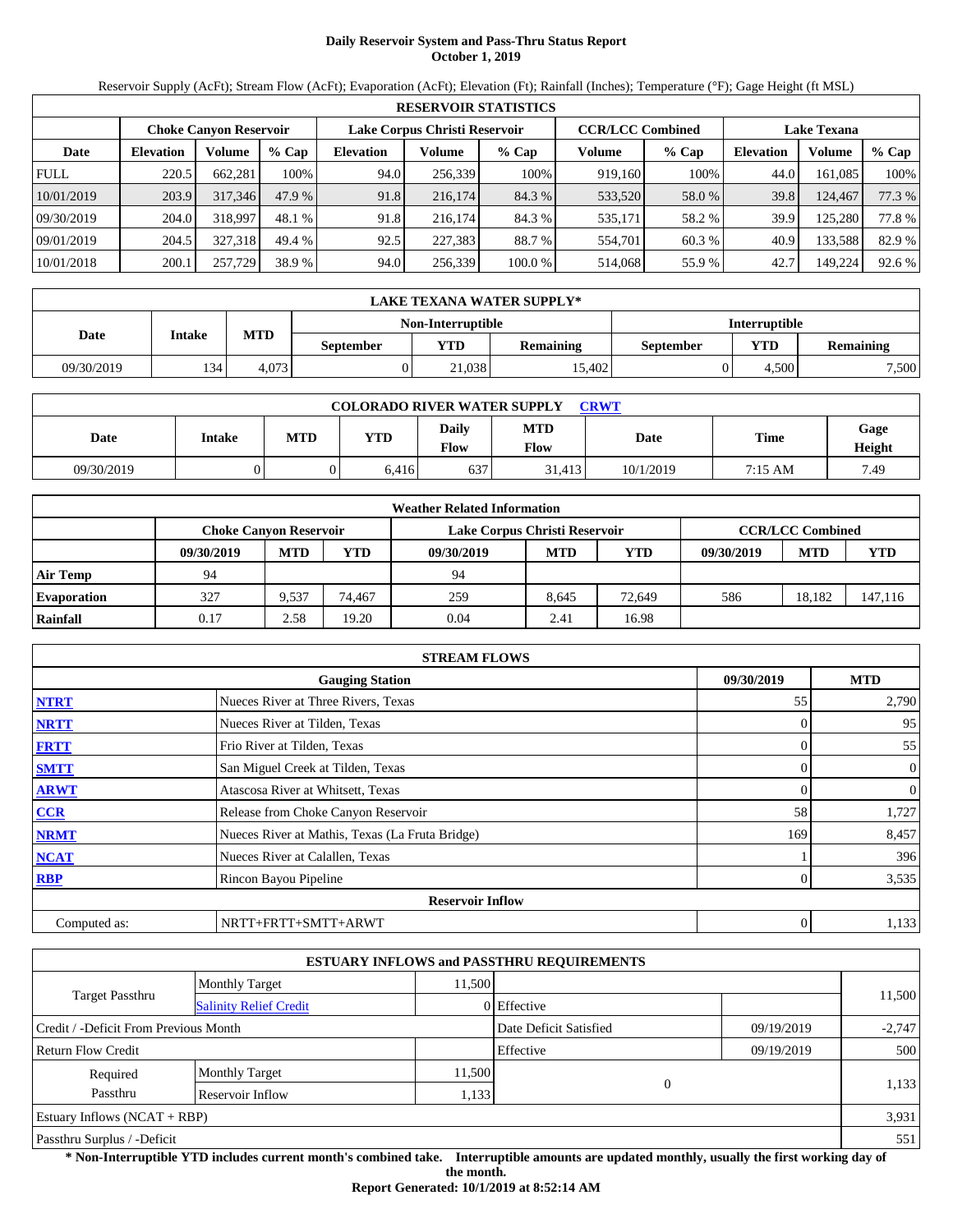# Daily Reservoir System and Pass-Thru Status Report
## October 1, 2019

Reservoir Supply (AcFt); Stream Flow (AcFt); Evaporation (AcFt); Elevation (Ft); Rainfall (Inches); Temperature (°F); Gage Height (ft MSL)

| RESERVOIR STATISTICS | | | | | | | | | | | |
|---|---|---|---|---|---|---|---|---|---|---|---|
| | Choke Canyon Reservoir | | | Lake Corpus Christi Reservoir | | | CCR/LCC Combined | | Lake Texana | | |
| Date | Elevation | Volume | % Cap | Elevation | Volume | % Cap | Volume | % Cap | Elevation | Volume | % Cap |
| FULL | 220.5 | 662,281 | 100% | 94.0 | 256,339 | 100% | 919,160 | 100% | 44.0 | 161,085 | 100% |
| 10/01/2019 | 203.9 | 317,346 | 47.9 % | 91.8 | 216,174 | 84.3 % | 533,520 | 58.0 % | 39.8 | 124,467 | 77.3 % |
| 09/30/2019 | 204.0 | 318,997 | 48.1 % | 91.8 | 216,174 | 84.3 % | 535,171 | 58.2 % | 39.9 | 125,280 | 77.8 % |
| 09/01/2019 | 204.5 | 327,318 | 49.4 % | 92.5 | 227,383 | 88.7 % | 554,701 | 60.3 % | 40.9 | 133,588 | 82.9 % |
| 10/01/2018 | 200.1 | 257,729 | 38.9 % | 94.0 | 256,339 | 100.0 % | 514,068 | 55.9 % | 42.7 | 149,224 | 92.6 % |

| LAKE TEXANA WATER SUPPLY* | | | | | | | |
|---|---|---|---|---|---|---|---|
| Date | Intake | MTD | Non-Interruptible | | | Interruptible | | |
| | | | September | YTD | Remaining | September | YTD | Remaining |
| 09/30/2019 | 134 | 4,073 | 0 | 21,038 | 15,402 | 0 | 4,500 | 7,500 |

| COLORADO RIVER WATER SUPPLY CRWT | | | | | | | | |
|---|---|---|---|---|---|---|---|---|
| Date | Intake | MTD | YTD | Daily Flow | MTD Flow | Date | Time | Gage Height |
| 09/30/2019 | 0 | 0 | 6,416 | 637 | 31,413 | 10/1/2019 | 7:15 AM | 7.49 |

| Weather Related Information | | | | | | | | | |
|---|---|---|---|---|---|---|---|---|---|
| | Choke Canyon Reservoir | | | Lake Corpus Christi Reservoir | | | CCR/LCC Combined | | |
| | 09/30/2019 | MTD | YTD | 09/30/2019 | MTD | YTD | 09/30/2019 | MTD | YTD |
| Air Temp | 94 | | | 94 | | | | | |
| Evaporation | 327 | 9,537 | 74,467 | 259 | 8,645 | 72,649 | 586 | 18,182 | 147,116 |
| Rainfall | 0.17 | 2.58 | 19.20 | 0.04 | 2.41 | 16.98 | | | |

| STREAM FLOWS | | | |
|---|---|---|---|
| | Gauging Station | 09/30/2019 | MTD |
| NTRT | Nueces River at Three Rivers, Texas | 55 | 2,790 |
| NRTT | Nueces River at Tilden, Texas | 0 | 95 |
| FRTT | Frio River at Tilden, Texas | 0 | 55 |
| SMTT | San Miguel Creek at Tilden, Texas | 0 | 0 |
| ARWT | Atascosa River at Whitsett, Texas | 0 | 0 |
| CCR | Release from Choke Canyon Reservoir | 58 | 1,727 |
| NRMT | Nueces River at Mathis, Texas (La Fruta Bridge) | 169 | 8,457 |
| NCAT | Nueces River at Calallen, Texas | 1 | 396 |
| RBP | Rincon Bayou Pipeline | 0 | 3,535 |
| | Reservoir Inflow | | |
| Computed as: | NRTT+FRTT+SMTT+ARWT | 0 | 1,133 |

| ESTUARY INFLOWS and PASSTHRU REQUIREMENTS | | | | | |
|---|---|---|---|---|---|
| Target Passthru | Monthly Target | 11,500 | | | 11,500 |
| | Salinity Relief Credit | 0 | Effective | | |
| Credit / -Deficit From Previous Month | | | Date Deficit Satisfied | 09/19/2019 | -2,747 |
| Return Flow Credit | | | Effective | 09/19/2019 | 500 |
| Required Passthru | Monthly Target | 11,500 | 0 | | 1,133 |
| | Reservoir Inflow | 1,133 | | | |
| Estuary Inflows (NCAT + RBP) | | | | | 3,931 |
| Passthru Surplus / -Deficit | | | | | 551 |

**\* Non-Interruptible YTD includes current month's combined take. Interruptible amounts are updated monthly, usually the first working day of the month.**

**Report Generated: 10/1/2019 at 8:52:14 AM**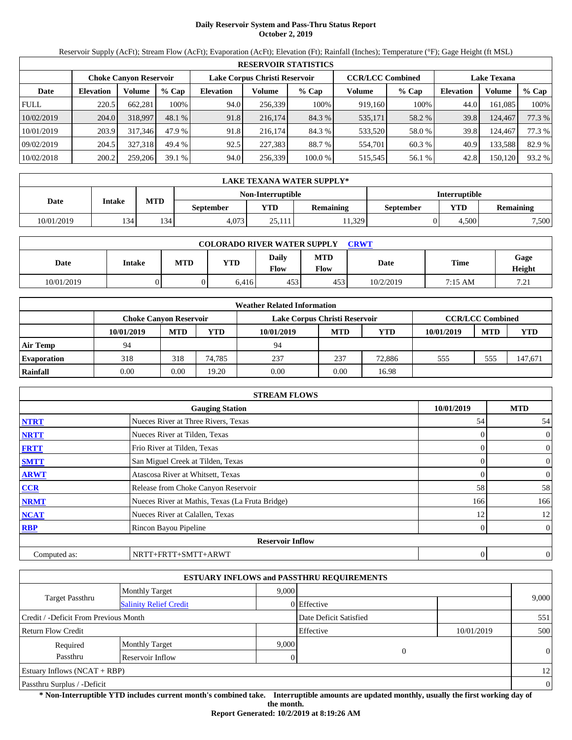# Daily Reservoir System and Pass-Thru Status Report
## October 2, 2019

Reservoir Supply (AcFt); Stream Flow (AcFt); Evaporation (AcFt); Elevation (Ft); Rainfall (Inches); Temperature (°F); Gage Height (ft MSL)

| RESERVOIR STATISTICS | | | | | | | | | | | |
|---|---|---|---|---|---|---|---|---|---|---|---|
| | Choke Canyon Reservoir | | | Lake Corpus Christi Reservoir | | | CCR/LCC Combined | | Lake Texana | | |
| Date | Elevation | Volume | % Cap | Elevation | Volume | % Cap | Volume | % Cap | Elevation | Volume | % Cap |
| FULL | 220.5 | 662,281 | 100% | 94.0 | 256,339 | 100% | 919,160 | 100% | 44.0 | 161,085 | 100% |
| 10/02/2019 | 204.0 | 318,997 | 48.1 % | 91.8 | 216,174 | 84.3 % | 535,171 | 58.2 % | 39.8 | 124,467 | 77.3 % |
| 10/01/2019 | 203.9 | 317,346 | 47.9 % | 91.8 | 216,174 | 84.3 % | 533,520 | 58.0 % | 39.8 | 124,467 | 77.3 % |
| 09/02/2019 | 204.5 | 327,318 | 49.4 % | 92.5 | 227,383 | 88.7 % | 554,701 | 60.3 % | 40.9 | 133,588 | 82.9 % |
| 10/02/2018 | 200.2 | 259,206 | 39.1 % | 94.0 | 256,339 | 100.0 % | 515,545 | 56.1 % | 42.8 | 150,120 | 93.2 % |

| LAKE TEXANA WATER SUPPLY* | | | | | | | |
|---|---|---|---|---|---|---|---|
| Date | Intake | MTD | Non-Interruptible | | | Interruptible | | |
| | | | September | YTD | Remaining | September | YTD | Remaining |
| 10/01/2019 | 134 | 134 | 4,073 | 25,111 | 11,329 | 0 | 4,500 | 7,500 |

| COLORADO RIVER WATER SUPPLY CRWT | | | | | | | | |
|---|---|---|---|---|---|---|---|---|
| Date | Intake | MTD | YTD | Daily Flow | MTD Flow | Date | Time | Gage Height |
| 10/01/2019 | 0 | 0 | 6,416 | 453 | 453 | 10/2/2019 | 7:15 AM | 7.21 |

| Weather Related Information | | | | | | | | | |
|---|---|---|---|---|---|---|---|---|---|
| | Choke Canyon Reservoir | | | Lake Corpus Christi Reservoir | | | CCR/LCC Combined | | |
| | 10/01/2019 | MTD | YTD | 10/01/2019 | MTD | YTD | 10/01/2019 | MTD | YTD |
| Air Temp | 94 | | | 94 | | | | | |
| Evaporation | 318 | 318 | 74,785 | 237 | 237 | 72,886 | 555 | 555 | 147,671 |
| Rainfall | 0.00 | 0.00 | 19.20 | 0.00 | 0.00 | 16.98 | | | |

| STREAM FLOWS | | | |
|---|---|---|---|
| | Gauging Station | 10/01/2019 | MTD |
| NTRT | Nueces River at Three Rivers, Texas | 54 | 54 |
| NRTT | Nueces River at Tilden, Texas | 0 | 0 |
| FRTT | Frio River at Tilden, Texas | 0 | 0 |
| SMTT | San Miguel Creek at Tilden, Texas | 0 | 0 |
| ARWT | Atascosa River at Whitsett, Texas | 0 | 0 |
| CCR | Release from Choke Canyon Reservoir | 58 | 58 |
| NRMT | Nueces River at Mathis, Texas (La Fruta Bridge) | 166 | 166 |
| NCAT | Nueces River at Calallen, Texas | 12 | 12 |
| RBP | Rincon Bayou Pipeline | 0 | 0 |
| | Reservoir Inflow | | |
| Computed as: | NRTT+FRTT+SMTT+ARWT | 0 | 0 |

| ESTUARY INFLOWS and PASSTHRU REQUIREMENTS | | | | | |
|---|---|---|---|---|---|
| Target Passthru | Monthly Target | 9,000 | | | 9,000 |
| | Salinity Relief Credit | 0 | Effective | | |
| Credit / -Deficit From Previous Month | | | Date Deficit Satisfied | | 551 |
| Return Flow Credit | | | Effective | 10/01/2019 | 500 |
| Required Passthru | Monthly Target | 9,000 | 0 | | 0 |
| | Reservoir Inflow | 0 | | | |
| Estuary Inflows (NCAT + RBP) | | | | | 12 |
| Passthru Surplus / -Deficit | | | | | 0 |

**\* Non-Interruptible YTD includes current month's combined take. Interruptible amounts are updated monthly, usually the first working day of the month.**

**Report Generated: 10/2/2019 at 8:19:26 AM**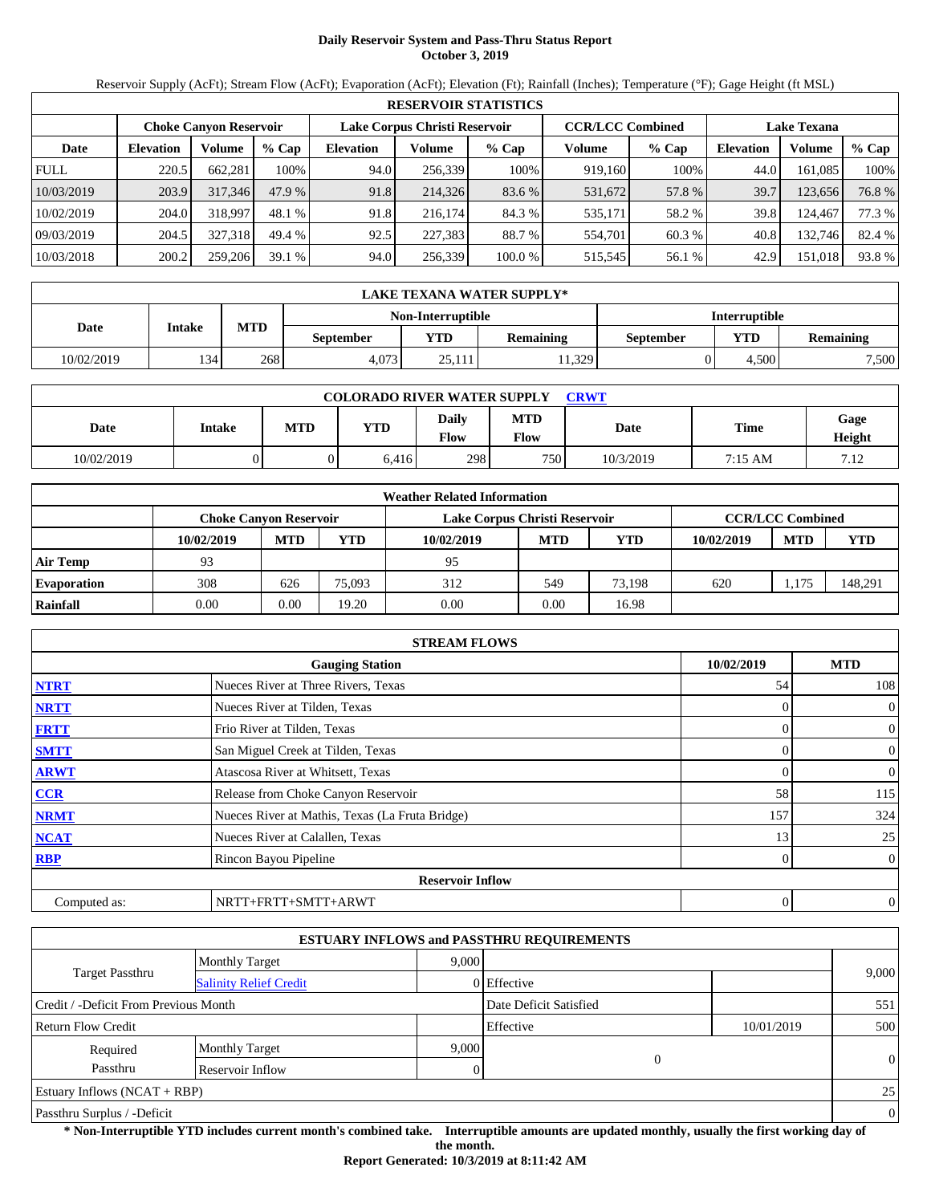# Daily Reservoir System and Pass-Thru Status Report
## October 3, 2019

Reservoir Supply (AcFt); Stream Flow (AcFt); Evaporation (AcFt); Elevation (Ft); Rainfall (Inches); Temperature (°F); Gage Height (ft MSL)

| RESERVOIR STATISTICS | | | | | | | | | | | |
|---|---|---|---|---|---|---|---|---|---|---|---|
| | Choke Canyon Reservoir | | | Lake Corpus Christi Reservoir | | | CCR/LCC Combined | | Lake Texana | | |
| Date | Elevation | Volume | % Cap | Elevation | Volume | % Cap | Volume | % Cap | Elevation | Volume | % Cap |
| FULL | 220.5 | 662,281 | 100% | 94.0 | 256,339 | 100% | 919,160 | 100% | 44.0 | 161,085 | 100% |
| 10/03/2019 | 203.9 | 317,346 | 47.9 % | 91.8 | 214,326 | 83.6 % | 531,672 | 57.8 % | 39.7 | 123,656 | 76.8 % |
| 10/02/2019 | 204.0 | 318,997 | 48.1 % | 91.8 | 216,174 | 84.3 % | 535,171 | 58.2 % | 39.8 | 124,467 | 77.3 % |
| 09/03/2019 | 204.5 | 327,318 | 49.4 % | 92.5 | 227,383 | 88.7 % | 554,701 | 60.3 % | 40.8 | 132,746 | 82.4 % |
| 10/03/2018 | 200.2 | 259,206 | 39.1 % | 94.0 | 256,339 | 100.0 % | 515,545 | 56.1 % | 42.9 | 151,018 | 93.8 % |

| LAKE TEXANA WATER SUPPLY* | | | | | | | | |
|---|---|---|---|---|---|---|---|---|
| Date | Intake | MTD | Non-Interruptible | | | Interruptible | | |
| | | | September | YTD | Remaining | September | YTD | Remaining |
| 10/02/2019 | 134 | 268 | 4,073 | 25,111 | 11,329 | 0 | 4,500 | 7,500 |

| COLORADO RIVER WATER SUPPLY CRWT | | | | | | | | |
|---|---|---|---|---|---|---|---|---|
| Date | Intake | MTD | YTD | Daily Flow | MTD Flow | Date | Time | Gage Height |
| 10/02/2019 | 0 | 0 | 6,416 | 298 | 750 | 10/3/2019 | 7:15 AM | 7.12 |

| Weather Related Information | | | | | | | | | |
|---|---|---|---|---|---|---|---|---|---|
| | Choke Canyon Reservoir | | | Lake Corpus Christi Reservoir | | | CCR/LCC Combined | | |
| | 10/02/2019 | MTD | YTD | 10/02/2019 | MTD | YTD | 10/02/2019 | MTD | YTD |
| Air Temp | 93 | | | 95 | | | | | |
| Evaporation | 308 | 626 | 75,093 | 312 | 549 | 73,198 | 620 | 1,175 | 148,291 |
| Rainfall | 0.00 | 0.00 | 19.20 | 0.00 | 0.00 | 16.98 | | | |

| STREAM FLOWS | | | |
|---|---|---|---|
| Gauging Station | | 10/02/2019 | MTD |
| NTRT | Nueces River at Three Rivers, Texas | 54 | 108 |
| NRTT | Nueces River at Tilden, Texas | 0 | 0 |
| FRTT | Frio River at Tilden, Texas | 0 | 0 |
| SMTT | San Miguel Creek at Tilden, Texas | 0 | 0 |
| ARWT | Atascosa River at Whitsett, Texas | 0 | 0 |
| CCR | Release from Choke Canyon Reservoir | 58 | 115 |
| NRMT | Nueces River at Mathis, Texas (La Fruta Bridge) | 157 | 324 |
| NCAT | Nueces River at Calallen, Texas | 13 | 25 |
| RBP | Rincon Bayou Pipeline | 0 | 0 |
| Reservoir Inflow | | | |
| Computed as: | NRTT+FRTT+SMTT+ARWT | 0 | 0 |

| ESTUARY INFLOWS and PASSTHRU REQUIREMENTS | | | | | |
|---|---|---|---|---|---|
| Target Passthru | Monthly Target | 9,000 | | | 9,000 |
| | Salinity Relief Credit | 0 | Effective | | |
| Credit / -Deficit From Previous Month | | | Date Deficit Satisfied | | 551 |
| Return Flow Credit | | | Effective | 10/01/2019 | 500 |
| Required Passthru | Monthly Target | 9,000 | 0 | | 0 |
| | Reservoir Inflow | 0 | | | |
| Estuary Inflows (NCAT + RBP) | | | | | 25 |
| Passthru Surplus / -Deficit | | | | | 0 |

**\* Non-Interruptible YTD includes current month's combined take. Interruptible amounts are updated monthly, usually the first working day of the month.**

**Report Generated: 10/3/2019 at 8:11:42 AM**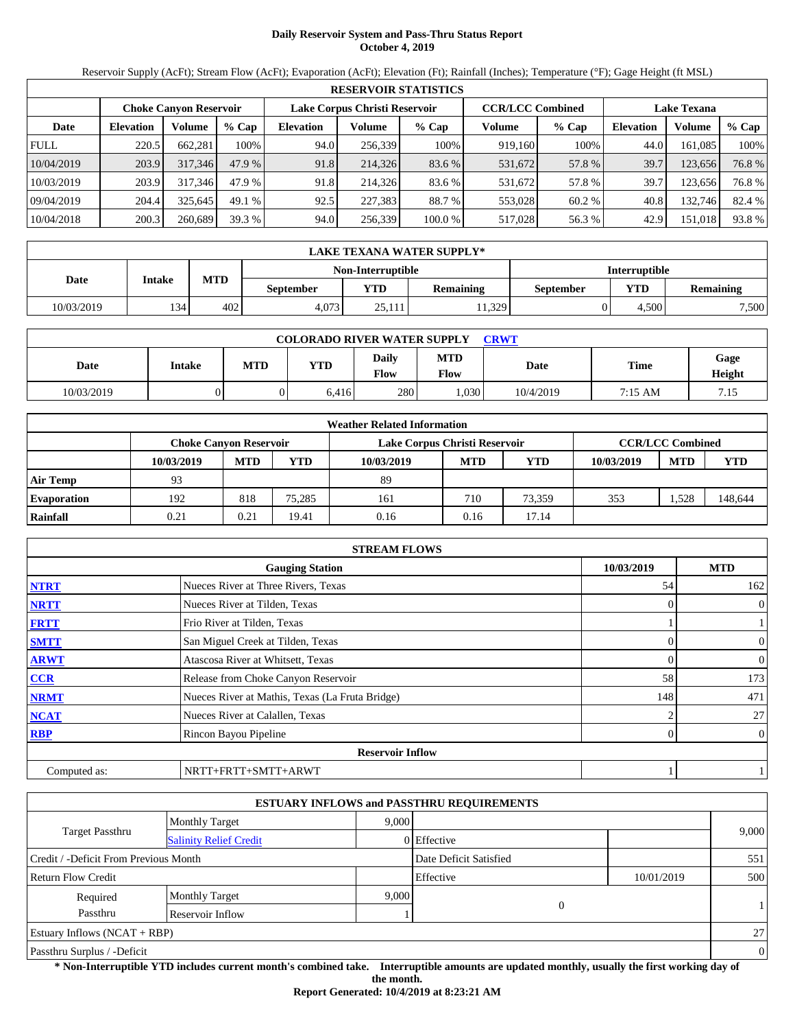# Daily Reservoir System and Pass-Thru Status Report
## October 4, 2019

Reservoir Supply (AcFt); Stream Flow (AcFt); Evaporation (AcFt); Elevation (Ft); Rainfall (Inches); Temperature (°F); Gage Height (ft MSL)

| RESERVOIR STATISTICS | | | | | | | | | | | |
|---|---|---|---|---|---|---|---|---|---|---|---|
| | Choke Canyon Reservoir | | | Lake Corpus Christi Reservoir | | | CCR/LCC Combined | | Lake Texana | | |
| Date | Elevation | Volume | % Cap | Elevation | Volume | % Cap | Volume | % Cap | Elevation | Volume | % Cap |
| FULL | 220.5 | 662,281 | 100% | 94.0 | 256,339 | 100% | 919,160 | 100% | 44.0 | 161,085 | 100% |
| 10/04/2019 | 203.9 | 317,346 | 47.9 % | 91.8 | 214,326 | 83.6 % | 531,672 | 57.8 % | 39.7 | 123,656 | 76.8 % |
| 10/03/2019 | 203.9 | 317,346 | 47.9 % | 91.8 | 214,326 | 83.6 % | 531,672 | 57.8 % | 39.7 | 123,656 | 76.8 % |
| 09/04/2019 | 204.4 | 325,645 | 49.1 % | 92.5 | 227,383 | 88.7 % | 553,028 | 60.2 % | 40.8 | 132,746 | 82.4 % |
| 10/04/2018 | 200.3 | 260,689 | 39.3 % | 94.0 | 256,339 | 100.0 % | 517,028 | 56.3 % | 42.9 | 151,018 | 93.8 % |

| LAKE TEXANA WATER SUPPLY* | | | | | | | | |
|---|---|---|---|---|---|---|---|---|
| Date | Intake | MTD | Non-Interruptible | | | Interruptible | | |
| | | | September | YTD | Remaining | September | YTD | Remaining |
| 10/03/2019 | 134 | 402 | 4,073 | 25,111 | 11,329 | 0 | 4,500 | 7,500 |

| COLORADO RIVER WATER SUPPLY CRWT | | | | | | | | |
|---|---|---|---|---|---|---|---|---|
| Date | Intake | MTD | YTD | Daily Flow | MTD Flow | Date | Time | Gage Height |
| 10/03/2019 | 0 | 0 | 6,416 | 280 | 1,030 | 10/4/2019 | 7:15 AM | 7.15 |

| Weather Related Information | | | | | | | | | |
|---|---|---|---|---|---|---|---|---|---|
| | Choke Canyon Reservoir | | | Lake Corpus Christi Reservoir | | | CCR/LCC Combined | | |
| | 10/03/2019 | MTD | YTD | 10/03/2019 | MTD | YTD | 10/03/2019 | MTD | YTD |
| Air Temp | 93 | | | 89 | | | | | |
| Evaporation | 192 | 818 | 75,285 | 161 | 710 | 73,359 | 353 | 1,528 | 148,644 |
| Rainfall | 0.21 | 0.21 | 19.41 | 0.16 | 0.16 | 17.14 | | | |

| STREAM FLOWS | | | |
|---|---|---|---|
| | Gauging Station | 10/03/2019 | MTD |
| NTRT | Nueces River at Three Rivers, Texas | 54 | 162 |
| NRTT | Nueces River at Tilden, Texas | 0 | 0 |
| FRTT | Frio River at Tilden, Texas | 1 | 1 |
| SMTT | San Miguel Creek at Tilden, Texas | 0 | 0 |
| ARWT | Atascosa River at Whitsett, Texas | 0 | 0 |
| CCR | Release from Choke Canyon Reservoir | 58 | 173 |
| NRMT | Nueces River at Mathis, Texas (La Fruta Bridge) | 148 | 471 |
| NCAT | Nueces River at Calallen, Texas | 2 | 27 |
| RBP | Rincon Bayou Pipeline | 0 | 0 |
| **Reservoir Inflow** | | | |
| Computed as: | NRTT+FRTT+SMTT+ARWT | 1 | 1 |

| ESTUARY INFLOWS and PASSTHRU REQUIREMENTS | | | | | |
|---|---|---|---|---|---|
| Target Passthru | Monthly Target | 9,000 | | | 9,000 |
| | Salinity Relief Credit | 0 | Effective | | |
| Credit / -Deficit From Previous Month | | | Date Deficit Satisfied | | 551 |
| Return Flow Credit | | | Effective | 10/01/2019 | 500 |
| Required Passthru | Monthly Target | 9,000 | 0 | | 1 |
| | Reservoir Inflow | 1 | | | |
| Estuary Inflows (NCAT + RBP) | | | | | 27 |
| Passthru Surplus / -Deficit | | | | | 0 |

**\* Non-Interruptible YTD includes current month's combined take. Interruptible amounts are updated monthly, usually the first working day of the month.**

**Report Generated: 10/4/2019 at 8:23:21 AM**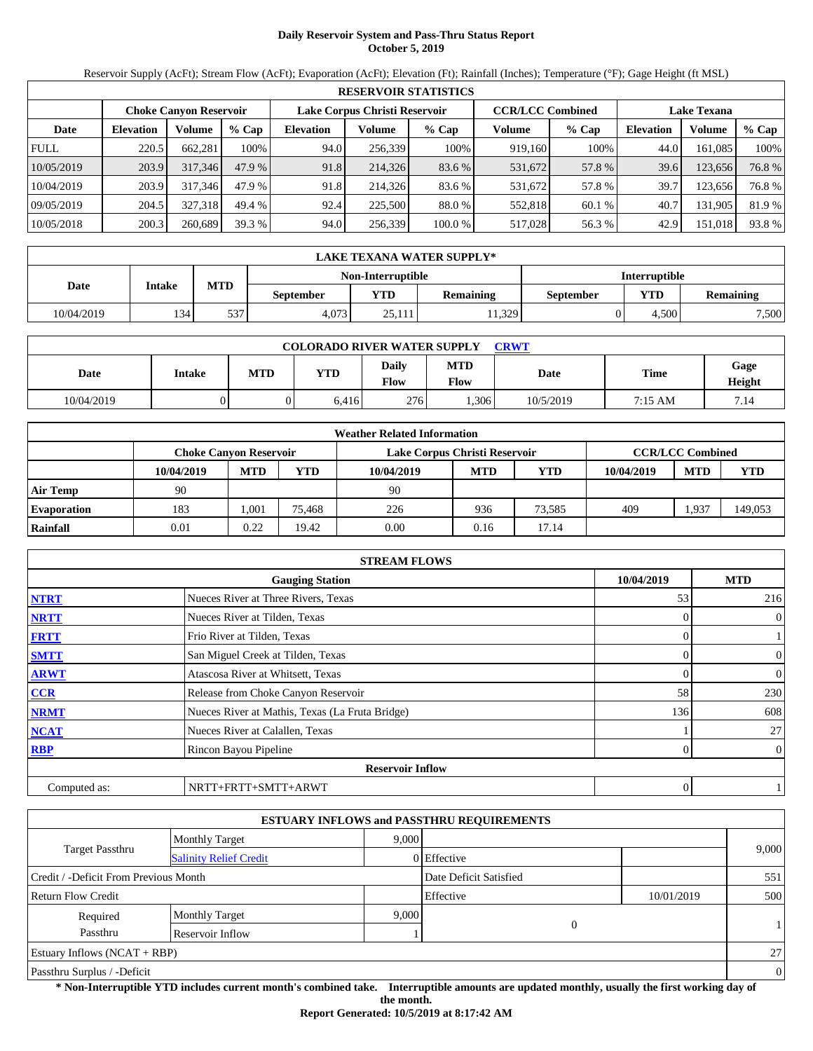# Daily Reservoir System and Pass-Thru Status Report
**October 5, 2019**

Reservoir Supply (AcFt); Stream Flow (AcFt); Evaporation (AcFt); Elevation (Ft); Rainfall (Inches); Temperature (°F); Gage Height (ft MSL)

| RESERVOIR STATISTICS | | | | | | | | | | | |
|---|---|---|---|---|---|---|---|---|---|---|---|
| | Choke Canyon Reservoir | | | Lake Corpus Christi Reservoir | | | CCR/LCC Combined | | Lake Texana | | |
| Date | Elevation | Volume | % Cap | Elevation | Volume | % Cap | Volume | % Cap | Elevation | Volume | % Cap |
| FULL | 220.5 | 662,281 | 100% | 94.0 | 256,339 | 100% | 919,160 | 100% | 44.0 | 161,085 | 100% |
| 10/05/2019 | 203.9 | 317,346 | 47.9 % | 91.8 | 214,326 | 83.6 % | 531,672 | 57.8 % | 39.6 | 123,656 | 76.8 % |
| 10/04/2019 | 203.9 | 317,346 | 47.9 % | 91.8 | 214,326 | 83.6 % | 531,672 | 57.8 % | 39.7 | 123,656 | 76.8 % |
| 09/05/2019 | 204.5 | 327,318 | 49.4 % | 92.4 | 225,500 | 88.0 % | 552,818 | 60.1 % | 40.7 | 131,905 | 81.9 % |
| 10/05/2018 | 200.3 | 260,689 | 39.3 % | 94.0 | 256,339 | 100.0 % | 517,028 | 56.3 % | 42.9 | 151,018 | 93.8 % |

| LAKE TEXANA WATER SUPPLY* | | | | | | | | |
|---|---|---|---|---|---|---|---|---|
| Date | Intake | MTD | Non-Interruptible | | | Interruptible | | |
| | | | September | YTD | Remaining | September | YTD | Remaining |
| 10/04/2019 | 134 | 537 | 4,073 | 25,111 | 11,329 | 0 | 4,500 | 7,500 |

| COLORADO RIVER WATER SUPPLY CRWT | | | | | | | | |
|---|---|---|---|---|---|---|---|---|
| Date | Intake | MTD | YTD | Daily Flow | MTD Flow | Date | Time | Gage Height |
| 10/04/2019 | 0 | 0 | 6,416 | 276 | 1,306 | 10/5/2019 | 7:15 AM | 7.14 |

| Weather Related Information | | | | | | | | | |
|---|---|---|---|---|---|---|---|---|---|
| | Choke Canyon Reservoir | | | Lake Corpus Christi Reservoir | | | CCR/LCC Combined | | |
| | 10/04/2019 | MTD | YTD | 10/04/2019 | MTD | YTD | 10/04/2019 | MTD | YTD |
| Air Temp | 90 | | | 90 | | | | | |
| Evaporation | 183 | 1,001 | 75,468 | 226 | 936 | 73,585 | 409 | 1,937 | 149,053 |
| Rainfall | 0.01 | 0.22 | 19.42 | 0.00 | 0.16 | 17.14 | | | |

| STREAM FLOWS | | | |
|---|---|---|---|
| | Gauging Station | 10/04/2019 | MTD |
| NTRT | Nueces River at Three Rivers, Texas | 53 | 216 |
| NRTT | Nueces River at Tilden, Texas | 0 | 0 |
| FRTT | Frio River at Tilden, Texas | 0 | 1 |
| SMTT | San Miguel Creek at Tilden, Texas | 0 | 0 |
| ARWT | Atascosa River at Whitsett, Texas | 0 | 0 |
| CCR | Release from Choke Canyon Reservoir | 58 | 230 |
| NRMT | Nueces River at Mathis, Texas (La Fruta Bridge) | 136 | 608 |
| NCAT | Nueces River at Calallen, Texas | 1 | 27 |
| RBP | Rincon Bayou Pipeline | 0 | 0 |
| | **Reservoir Inflow** | | |
| Computed as: | NRTT+FRTT+SMTT+ARWT | 0 | 1 |

| ESTUARY INFLOWS and PASSTHRU REQUIREMENTS | | | | | |
|---|---|---|---|---|---|
| Target Passthru | Monthly Target | 9,000 | | | 9,000 |
| | Salinity Relief Credit | 0 | Effective | | |
| Credit / -Deficit From Previous Month | | | Date Deficit Satisfied | | 551 |
| Return Flow Credit | | | Effective | 10/01/2019 | 500 |
| Required Passthru | Monthly Target | 9,000 | 0 | | 1 |
| | Reservoir Inflow | 1 | | | |
| Estuary Inflows (NCAT + RBP) | | | | | 27 |
| Passthru Surplus / -Deficit | | | | | 0 |

**\* Non-Interruptible YTD includes current month's combined take. Interruptible amounts are updated monthly, usually the first working day of the month.**

**Report Generated: 10/5/2019 at 8:17:42 AM**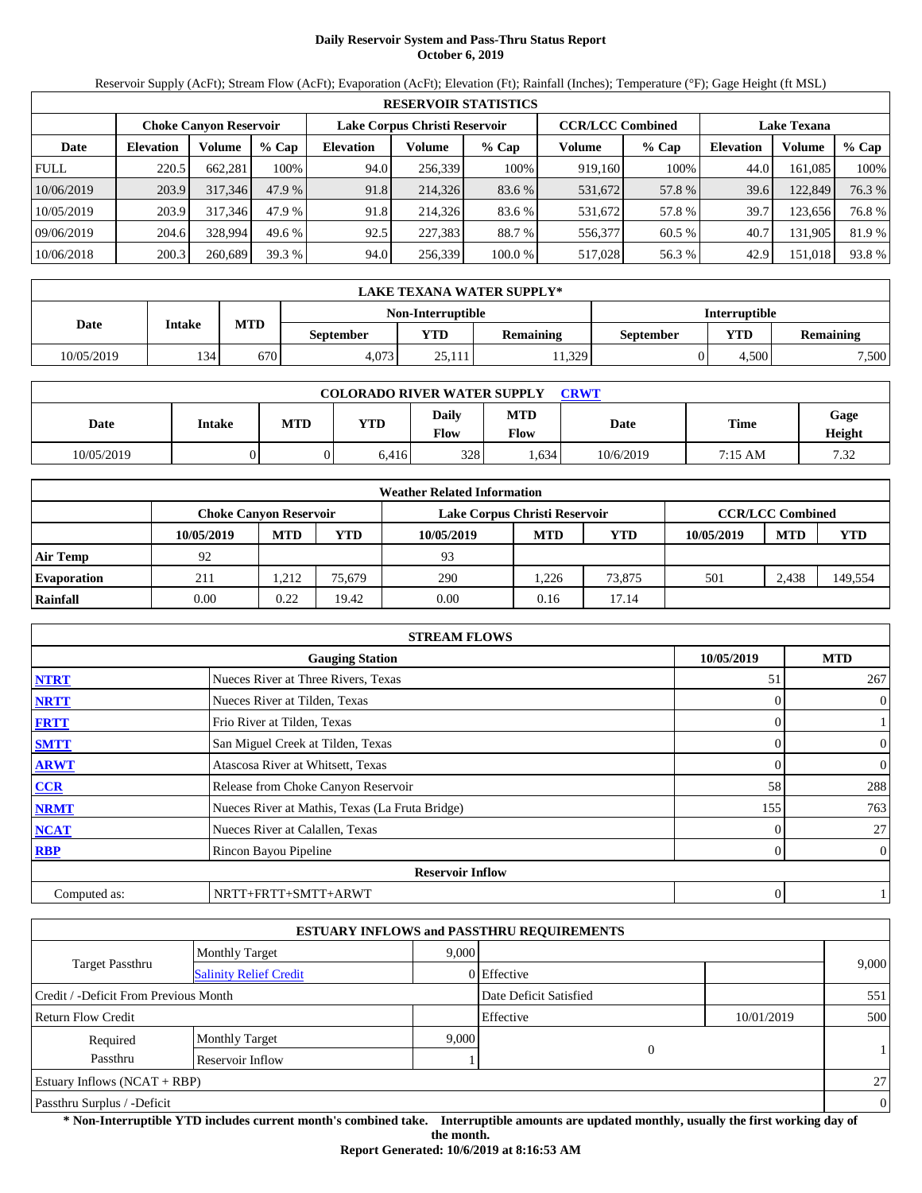# Daily Reservoir System and Pass-Thru Status Report
## October 6, 2019

Reservoir Supply (AcFt); Stream Flow (AcFt); Evaporation (AcFt); Elevation (Ft); Rainfall (Inches); Temperature (°F); Gage Height (ft MSL)

| RESERVOIR STATISTICS | | | | | | | | | | | |
|---|---|---|---|---|---|---|---|---|---|---|---|
| | Choke Canyon Reservoir | | | Lake Corpus Christi Reservoir | | | CCR/LCC Combined | | Lake Texana | | |
| Date | Elevation | Volume | % Cap | Elevation | Volume | % Cap | Volume | % Cap | Elevation | Volume | % Cap |
| FULL | 220.5 | 662,281 | 100% | 94.0 | 256,339 | 100% | 919,160 | 100% | 44.0 | 161,085 | 100% |
| 10/06/2019 | 203.9 | 317,346 | 47.9 % | 91.8 | 214,326 | 83.6 % | 531,672 | 57.8 % | 39.6 | 122,849 | 76.3 % |
| 10/05/2019 | 203.9 | 317,346 | 47.9 % | 91.8 | 214,326 | 83.6 % | 531,672 | 57.8 % | 39.7 | 123,656 | 76.8 % |
| 09/06/2019 | 204.6 | 328,994 | 49.6 % | 92.5 | 227,383 | 88.7 % | 556,377 | 60.5 % | 40.7 | 131,905 | 81.9 % |
| 10/06/2018 | 200.3 | 260,689 | 39.3 % | 94.0 | 256,339 | 100.0 % | 517,028 | 56.3 % | 42.9 | 151,018 | 93.8 % |

| LAKE TEXANA WATER SUPPLY* | | | | | | | | |
|---|---|---|---|---|---|---|---|---|
| Date | Intake | MTD | Non-Interruptible | | | Interruptible | | |
| | | | September | YTD | Remaining | September | YTD | Remaining |
| 10/05/2019 | 134 | 670 | 4,073 | 25,111 | 11,329 | 0 | 4,500 | 7,500 |

| COLORADO RIVER WATER SUPPLY CRWT | | | | | | | | |
|---|---|---|---|---|---|---|---|---|
| Date | Intake | MTD | YTD | Daily Flow | MTD Flow | Date | Time | Gage Height |
| 10/05/2019 | 0 | 0 | 6,416 | 328 | 1,634 | 10/6/2019 | 7:15 AM | 7.32 |

| Weather Related Information | | | | | | | | | |
|---|---|---|---|---|---|---|---|---|---|
| | Choke Canyon Reservoir | | | Lake Corpus Christi Reservoir | | | CCR/LCC Combined | | |
| | 10/05/2019 | MTD | YTD | 10/05/2019 | MTD | YTD | 10/05/2019 | MTD | YTD |
| Air Temp | 92 | | | 93 | | | | | |
| Evaporation | 211 | 1,212 | 75,679 | 290 | 1,226 | 73,875 | 501 | 2,438 | 149,554 |
| Rainfall | 0.00 | 0.22 | 19.42 | 0.00 | 0.16 | 17.14 | | | |

| STREAM FLOWS | | | |
|---|---|---|---|
| | Gauging Station | 10/05/2019 | MTD |
| NTRT | Nueces River at Three Rivers, Texas | 51 | 267 |
| NRTT | Nueces River at Tilden, Texas | 0 | 0 |
| FRTT | Frio River at Tilden, Texas | 0 | 1 |
| SMTT | San Miguel Creek at Tilden, Texas | 0 | 0 |
| ARWT | Atascosa River at Whitsett, Texas | 0 | 0 |
| CCR | Release from Choke Canyon Reservoir | 58 | 288 |
| NRMT | Nueces River at Mathis, Texas (La Fruta Bridge) | 155 | 763 |
| NCAT | Nueces River at Calallen, Texas | 0 | 27 |
| RBP | Rincon Bayou Pipeline | 0 | 0 |
| | Reservoir Inflow | | |
| Computed as: | NRTT+FRTT+SMTT+ARWT | 0 | 1 |

| ESTUARY INFLOWS and PASSTHRU REQUIREMENTS | | | | | |
|---|---|---|---|---|---|
| Target Passthru | Monthly Target | 9,000 | | | 9,000 |
| | Salinity Relief Credit | 0 | Effective | | |
| Credit / -Deficit From Previous Month | | | Date Deficit Satisfied | | 551 |
| Return Flow Credit | | | Effective | 10/01/2019 | 500 |
| Required Passthru | Monthly Target | 9,000 | 0 | | 1 |
| | Reservoir Inflow | 1 | | | |
| Estuary Inflows (NCAT + RBP) | | | | | 27 |
| Passthru Surplus / -Deficit | | | | | 0 |

**\* Non-Interruptible YTD includes current month's combined take. Interruptible amounts are updated monthly, usually the first working day of the month.**

**Report Generated: 10/6/2019 at 8:16:53 AM**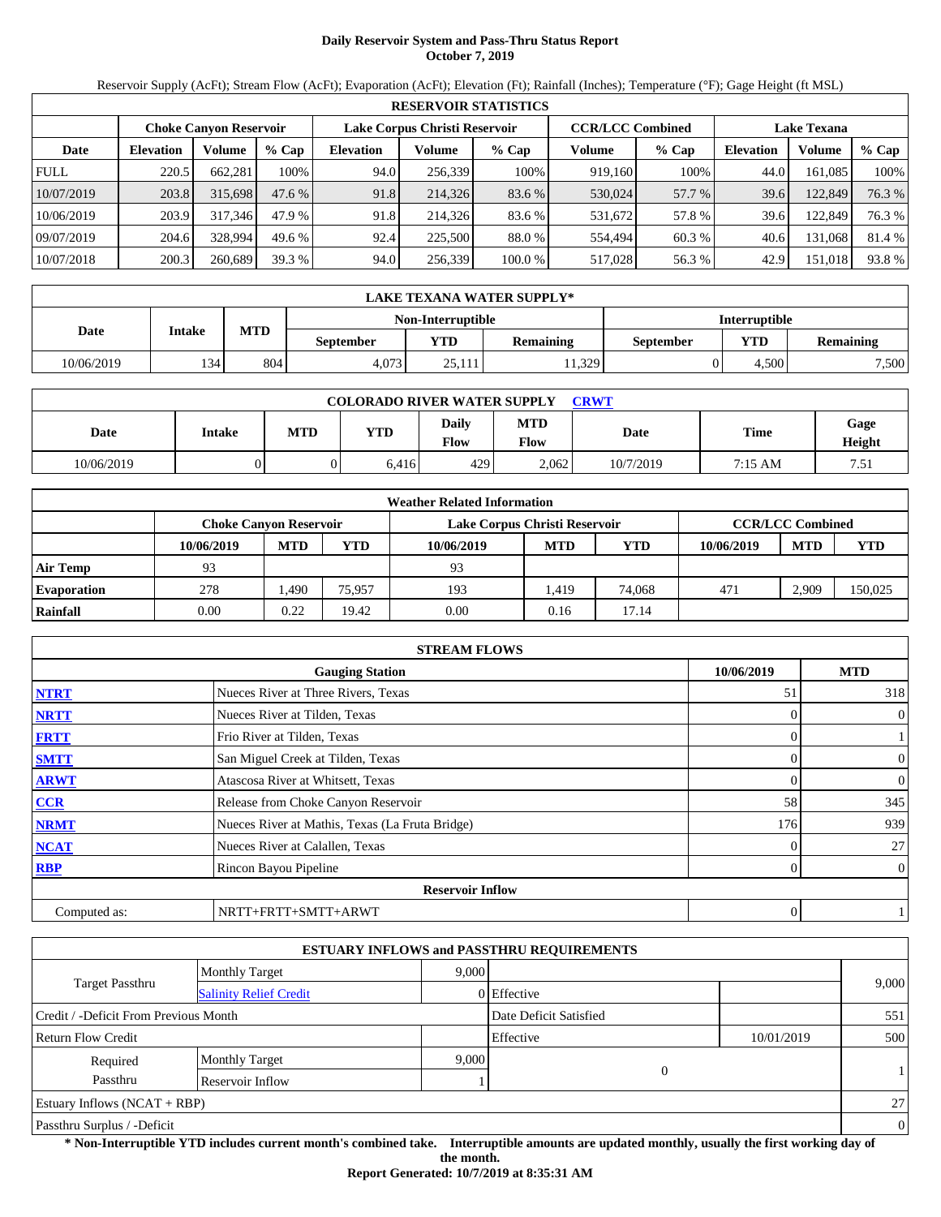# Daily Reservoir System and Pass-Thru Status Report
## October 7, 2019

Reservoir Supply (AcFt); Stream Flow (AcFt); Evaporation (AcFt); Elevation (Ft); Rainfall (Inches); Temperature (°F); Gage Height (ft MSL)

| RESERVOIR STATISTICS | | | | | | | | | | | |
|---|---|---|---|---|---|---|---|---|---|---|---|
| | Choke Canyon Reservoir | | | Lake Corpus Christi Reservoir | | | CCR/LCC Combined | | Lake Texana | | |
| Date | Elevation | Volume | % Cap | Elevation | Volume | % Cap | Volume | % Cap | Elevation | Volume | % Cap |
| FULL | 220.5 | 662,281 | 100% | 94.0 | 256,339 | 100% | 919,160 | 100% | 44.0 | 161,085 | 100% |
| 10/07/2019 | 203.8 | 315,698 | 47.6 % | 91.8 | 214,326 | 83.6 % | 530,024 | 57.7 % | 39.6 | 122,849 | 76.3 % |
| 10/06/2019 | 203.9 | 317,346 | 47.9 % | 91.8 | 214,326 | 83.6 % | 531,672 | 57.8 % | 39.6 | 122,849 | 76.3 % |
| 09/07/2019 | 204.6 | 328,994 | 49.6 % | 92.4 | 225,500 | 88.0 % | 554,494 | 60.3 % | 40.6 | 131,068 | 81.4 % |
| 10/07/2018 | 200.3 | 260,689 | 39.3 % | 94.0 | 256,339 | 100.0 % | 517,028 | 56.3 % | 42.9 | 151,018 | 93.8 % |

| LAKE TEXANA WATER SUPPLY* | | | | | | | | |
|---|---|---|---|---|---|---|---|---|
| Date | Intake | MTD | Non-Interruptible | | | Interruptible | | |
| | | | September | YTD | Remaining | September | YTD | Remaining |
| 10/06/2019 | 134 | 804 | 4,073 | 25,111 | 11,329 | 0 | 4,500 | 7,500 |

| COLORADO RIVER WATER SUPPLY CRWT | | | | | | | | |
|---|---|---|---|---|---|---|---|---|
| Date | Intake | MTD | YTD | Daily Flow | MTD Flow | Date | Time | Gage Height |
| 10/06/2019 | 0 | 0 | 6,416 | 429 | 2,062 | 10/7/2019 | 7:15 AM | 7.51 |

| Weather Related Information | | | | | | | | | |
|---|---|---|---|---|---|---|---|---|---|
| | Choke Canyon Reservoir | | | Lake Corpus Christi Reservoir | | | CCR/LCC Combined | | |
| | 10/06/2019 | MTD | YTD | 10/06/2019 | MTD | YTD | 10/06/2019 | MTD | YTD |
| Air Temp | 93 | | | 93 | | | | | |
| Evaporation | 278 | 1,490 | 75,957 | 193 | 1,419 | 74,068 | 471 | 2,909 | 150,025 |
| Rainfall | 0.00 | 0.22 | 19.42 | 0.00 | 0.16 | 17.14 | | | |

| STREAM FLOWS | | | |
|---|---|---|---|
| | Gauging Station | 10/06/2019 | MTD |
| NTRT | Nueces River at Three Rivers, Texas | 51 | 318 |
| NRTT | Nueces River at Tilden, Texas | 0 | 0 |
| FRTT | Frio River at Tilden, Texas | 0 | 1 |
| SMTT | San Miguel Creek at Tilden, Texas | 0 | 0 |
| ARWT | Atascosa River at Whitsett, Texas | 0 | 0 |
| CCR | Release from Choke Canyon Reservoir | 58 | 345 |
| NRMT | Nueces River at Mathis, Texas (La Fruta Bridge) | 176 | 939 |
| NCAT | Nueces River at Calallen, Texas | 0 | 27 |
| RBP | Rincon Bayou Pipeline | 0 | 0 |
| | **Reservoir Inflow** | | |
| Computed as: | NRTT+FRTT+SMTT+ARWT | 0 | 1 |

| ESTUARY INFLOWS and PASSTHRU REQUIREMENTS | | | | | |
|---|---|---|---|---|---|
| Target Passthru | Monthly Target | 9,000 | | | 9,000 |
| | Salinity Relief Credit | 0 | Effective | | |
| Credit / -Deficit From Previous Month | | | Date Deficit Satisfied | | 551 |
| Return Flow Credit | | | Effective | 10/01/2019 | 500 |
| Required Passthru | Monthly Target | 9,000 | 0 | | 1 |
| | Reservoir Inflow | 1 | | | |
| Estuary Inflows (NCAT + RBP) | | | | | 27 |
| Passthru Surplus / -Deficit | | | | | 0 |

**\* Non-Interruptible YTD includes current month's combined take. Interruptible amounts are updated monthly, usually the first working day of the month.**

**Report Generated: 10/7/2019 at 8:35:31 AM**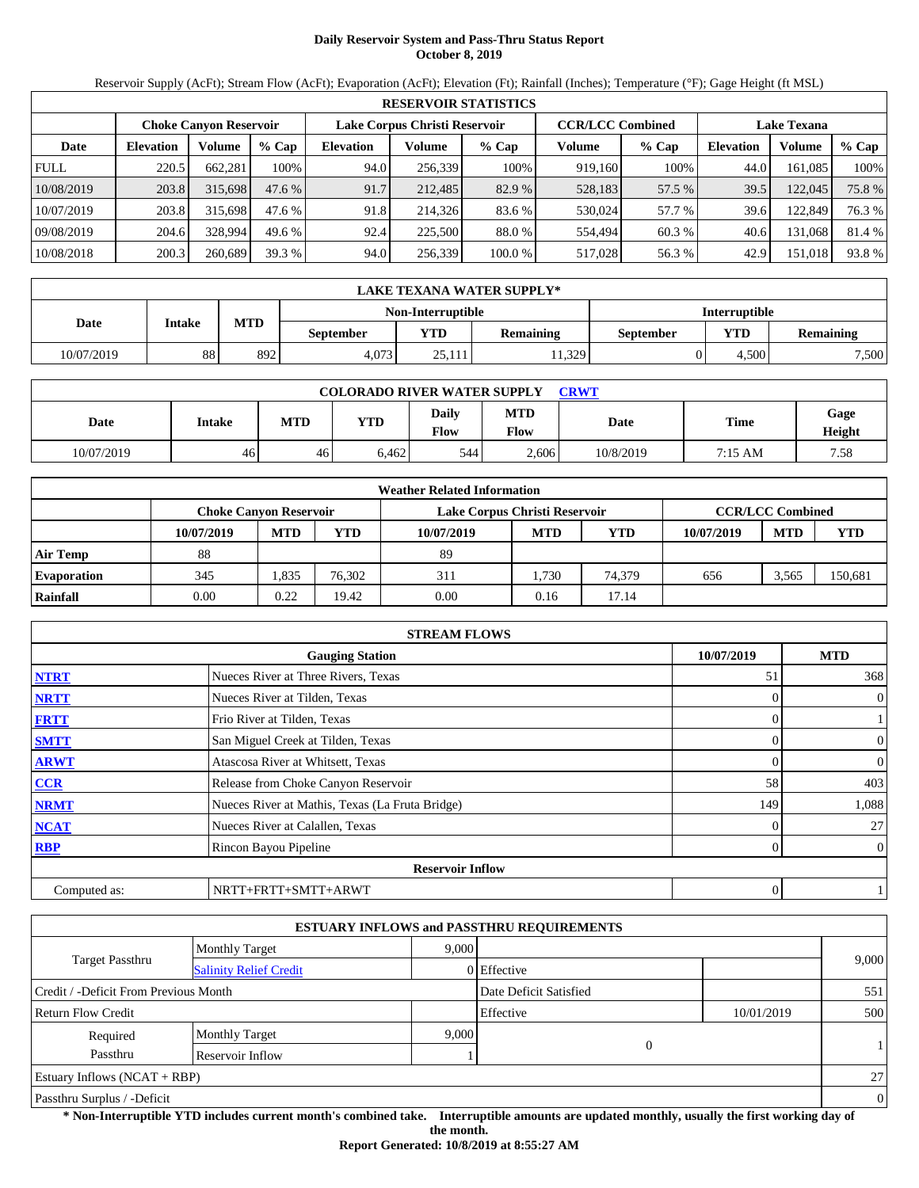# Daily Reservoir System and Pass-Thru Status Report
## October 8, 2019

Reservoir Supply (AcFt); Stream Flow (AcFt); Evaporation (AcFt); Elevation (Ft); Rainfall (Inches); Temperature (°F); Gage Height (ft MSL)

| RESERVOIR STATISTICS | | | | | | | | | | | |
|---|---|---|---|---|---|---|---|---|---|---|---|
| | Choke Canyon Reservoir | | | Lake Corpus Christi Reservoir | | | CCR/LCC Combined | | Lake Texana | | |
| Date | Elevation | Volume | % Cap | Elevation | Volume | % Cap | Volume | % Cap | Elevation | Volume | % Cap |
| FULL | 220.5 | 662,281 | 100% | 94.0 | 256,339 | 100% | 919,160 | 100% | 44.0 | 161,085 | 100% |
| 10/08/2019 | 203.8 | 315,698 | 47.6 % | 91.7 | 212,485 | 82.9 % | 528,183 | 57.5 % | 39.5 | 122,045 | 75.8 % |
| 10/07/2019 | 203.8 | 315,698 | 47.6 % | 91.8 | 214,326 | 83.6 % | 530,024 | 57.7 % | 39.6 | 122,849 | 76.3 % |
| 09/08/2019 | 204.6 | 328,994 | 49.6 % | 92.4 | 225,500 | 88.0 % | 554,494 | 60.3 % | 40.6 | 131,068 | 81.4 % |
| 10/08/2018 | 200.3 | 260,689 | 39.3 % | 94.0 | 256,339 | 100.0 % | 517,028 | 56.3 % | 42.9 | 151,018 | 93.8 % |

| LAKE TEXANA WATER SUPPLY* | | | | | | | |
|---|---|---|---|---|---|---|---|
| Date | Intake | MTD | Non-Interruptible | | | Interruptible | | |
| | | | September | YTD | Remaining | September | YTD | Remaining |
| 10/07/2019 | 88 | 892 | 4,073 | 25,111 | 11,329 | 0 | 4,500 | 7,500 |

| COLORADO RIVER WATER SUPPLY CRWT | | | | | | | | |
|---|---|---|---|---|---|---|---|---|
| Date | Intake | MTD | YTD | Daily Flow | MTD Flow | Date | Time | Gage Height |
| 10/07/2019 | 46 | 46 | 6,462 | 544 | 2,606 | 10/8/2019 | 7:15 AM | 7.58 |

| Weather Related Information | | | | | | | | | |
|---|---|---|---|---|---|---|---|---|---|
| | Choke Canyon Reservoir | | | Lake Corpus Christi Reservoir | | | CCR/LCC Combined | | |
| | 10/07/2019 | MTD | YTD | 10/07/2019 | MTD | YTD | 10/07/2019 | MTD | YTD |
| Air Temp | 88 | | | 89 | | | | | |
| Evaporation | 345 | 1,835 | 76,302 | 311 | 1,730 | 74,379 | 656 | 3,565 | 150,681 |
| Rainfall | 0.00 | 0.22 | 19.42 | 0.00 | 0.16 | 17.14 | | | |

| STREAM FLOWS | | | |
|---|---|---|---|
| | Gauging Station | 10/07/2019 | MTD |
| NTRT | Nueces River at Three Rivers, Texas | 51 | 368 |
| NRTT | Nueces River at Tilden, Texas | 0 | 0 |
| FRTT | Frio River at Tilden, Texas | 0 | 1 |
| SMTT | San Miguel Creek at Tilden, Texas | 0 | 0 |
| ARWT | Atascosa River at Whitsett, Texas | 0 | 0 |
| CCR | Release from Choke Canyon Reservoir | 58 | 403 |
| NRMT | Nueces River at Mathis, Texas (La Fruta Bridge) | 149 | 1,088 |
| NCAT | Nueces River at Calallen, Texas | 0 | 27 |
| RBP | Rincon Bayou Pipeline | 0 | 0 |
| | Reservoir Inflow | | |
| Computed as: | NRTT+FRTT+SMTT+ARWT | 0 | 1 |

| ESTUARY INFLOWS and PASSTHRU REQUIREMENTS | | | | | |
|---|---|---|---|---|---|
| Target Passthru | Monthly Target | 9,000 | | | 9,000 |
| | Salinity Relief Credit | 0 | Effective | | |
| Credit / -Deficit From Previous Month | | | Date Deficit Satisfied | | 551 |
| Return Flow Credit | | | Effective | 10/01/2019 | 500 |
| Required Passthru | Monthly Target | 9,000 | 0 | | 1 |
| | Reservoir Inflow | 1 | | | |
| Estuary Inflows (NCAT + RBP) | | | | | 27 |
| Passthru Surplus / -Deficit | | | | | 0 |

**\* Non-Interruptible YTD includes current month's combined take. Interruptible amounts are updated monthly, usually the first working day of the month.**

**Report Generated: 10/8/2019 at 8:55:27 AM**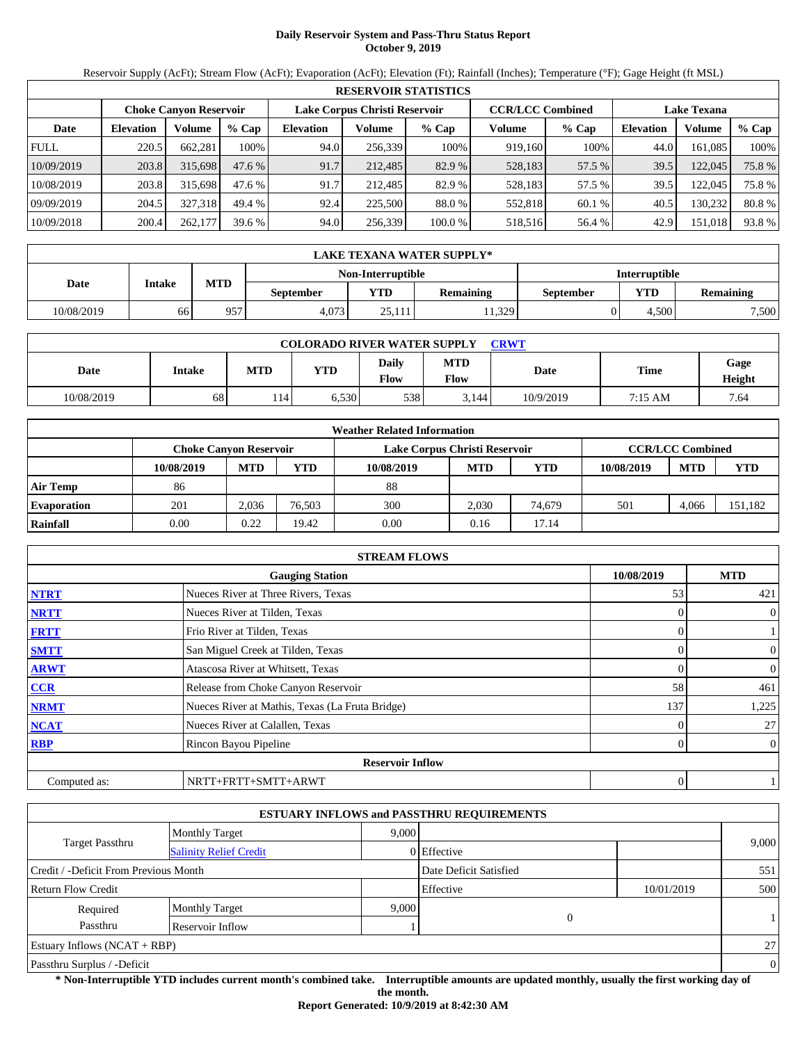# Daily Reservoir System and Pass-Thru Status Report
## October 9, 2019

Reservoir Supply (AcFt); Stream Flow (AcFt); Evaporation (AcFt); Elevation (Ft); Rainfall (Inches); Temperature (°F); Gage Height (ft MSL)

| RESERVOIR STATISTICS | | | | | | | | | | | |
|---|---|---|---|---|---|---|---|---|---|---|---|
| | Choke Canyon Reservoir | | | Lake Corpus Christi Reservoir | | | CCR/LCC Combined | | Lake Texana | | |
| Date | Elevation | Volume | % Cap | Elevation | Volume | % Cap | Volume | % Cap | Elevation | Volume | % Cap |
| FULL | 220.5 | 662,281 | 100% | 94.0 | 256,339 | 100% | 919,160 | 100% | 44.0 | 161,085 | 100% |
| 10/09/2019 | 203.8 | 315,698 | 47.6 % | 91.7 | 212,485 | 82.9 % | 528,183 | 57.5 % | 39.5 | 122,045 | 75.8 % |
| 10/08/2019 | 203.8 | 315,698 | 47.6 % | 91.7 | 212,485 | 82.9 % | 528,183 | 57.5 % | 39.5 | 122,045 | 75.8 % |
| 09/09/2019 | 204.5 | 327,318 | 49.4 % | 92.4 | 225,500 | 88.0 % | 552,818 | 60.1 % | 40.5 | 130,232 | 80.8 % |
| 10/09/2018 | 200.4 | 262,177 | 39.6 % | 94.0 | 256,339 | 100.0 % | 518,516 | 56.4 % | 42.9 | 151,018 | 93.8 % |

| LAKE TEXANA WATER SUPPLY* | | | | | | | | |
|---|---|---|---|---|---|---|---|---|
| Date | Intake | MTD | Non-Interruptible | | | Interruptible | | |
| | | | September | YTD | Remaining | September | YTD | Remaining |
| 10/08/2019 | 66 | 957 | 4,073 | 25,111 | 11,329 | 0 | 4,500 | 7,500 |

| COLORADO RIVER WATER SUPPLY CRWT | | | | | | | | |
|---|---|---|---|---|---|---|---|---|
| Date | Intake | MTD | YTD | Daily Flow | MTD Flow | Date | Time | Gage Height |
| 10/08/2019 | 68 | 114 | 6,530 | 538 | 3,144 | 10/9/2019 | 7:15 AM | 7.64 |

| Weather Related Information | | | | | | | | | |
|---|---|---|---|---|---|---|---|---|---|
| | Choke Canyon Reservoir | | | Lake Corpus Christi Reservoir | | | CCR/LCC Combined | | |
| | 10/08/2019 | MTD | YTD | 10/08/2019 | MTD | YTD | 10/08/2019 | MTD | YTD |
| Air Temp | 86 | | | 88 | | | | | |
| Evaporation | 201 | 2,036 | 76,503 | 300 | 2,030 | 74,679 | 501 | 4,066 | 151,182 |
| Rainfall | 0.00 | 0.22 | 19.42 | 0.00 | 0.16 | 17.14 | | | |

| STREAM FLOWS | | | |
|---|---|---|---|
| | Gauging Station | 10/08/2019 | MTD |
| NTRT | Nueces River at Three Rivers, Texas | 53 | 421 |
| NRTT | Nueces River at Tilden, Texas | 0 | 0 |
| FRTT | Frio River at Tilden, Texas | 0 | 1 |
| SMTT | San Miguel Creek at Tilden, Texas | 0 | 0 |
| ARWT | Atascosa River at Whitsett, Texas | 0 | 0 |
| CCR | Release from Choke Canyon Reservoir | 58 | 461 |
| NRMT | Nueces River at Mathis, Texas (La Fruta Bridge) | 137 | 1,225 |
| NCAT | Nueces River at Calallen, Texas | 0 | 27 |
| RBP | Rincon Bayou Pipeline | 0 | 0 |
| | **Reservoir Inflow** | | |
| Computed as: | NRTT+FRTT+SMTT+ARWT | 0 | 1 |

| ESTUARY INFLOWS and PASSTHRU REQUIREMENTS | | | | | |
|---|---|---|---|---|---|
| Target Passthru | Monthly Target | 9,000 | | | 9,000 |
| | Salinity Relief Credit | 0 | Effective | | |
| Credit / -Deficit From Previous Month | | | Date Deficit Satisfied | | 551 |
| Return Flow Credit | | | Effective | 10/01/2019 | 500 |
| Required Passthru | Monthly Target | 9,000 | 0 | | 1 |
| | Reservoir Inflow | 1 | | | |
| Estuary Inflows (NCAT + RBP) | | | | | 27 |
| Passthru Surplus / -Deficit | | | | | 0 |

**\* Non-Interruptible YTD includes current month's combined take. Interruptible amounts are updated monthly, usually the first working day of the month.**

**Report Generated: 10/9/2019 at 8:42:30 AM**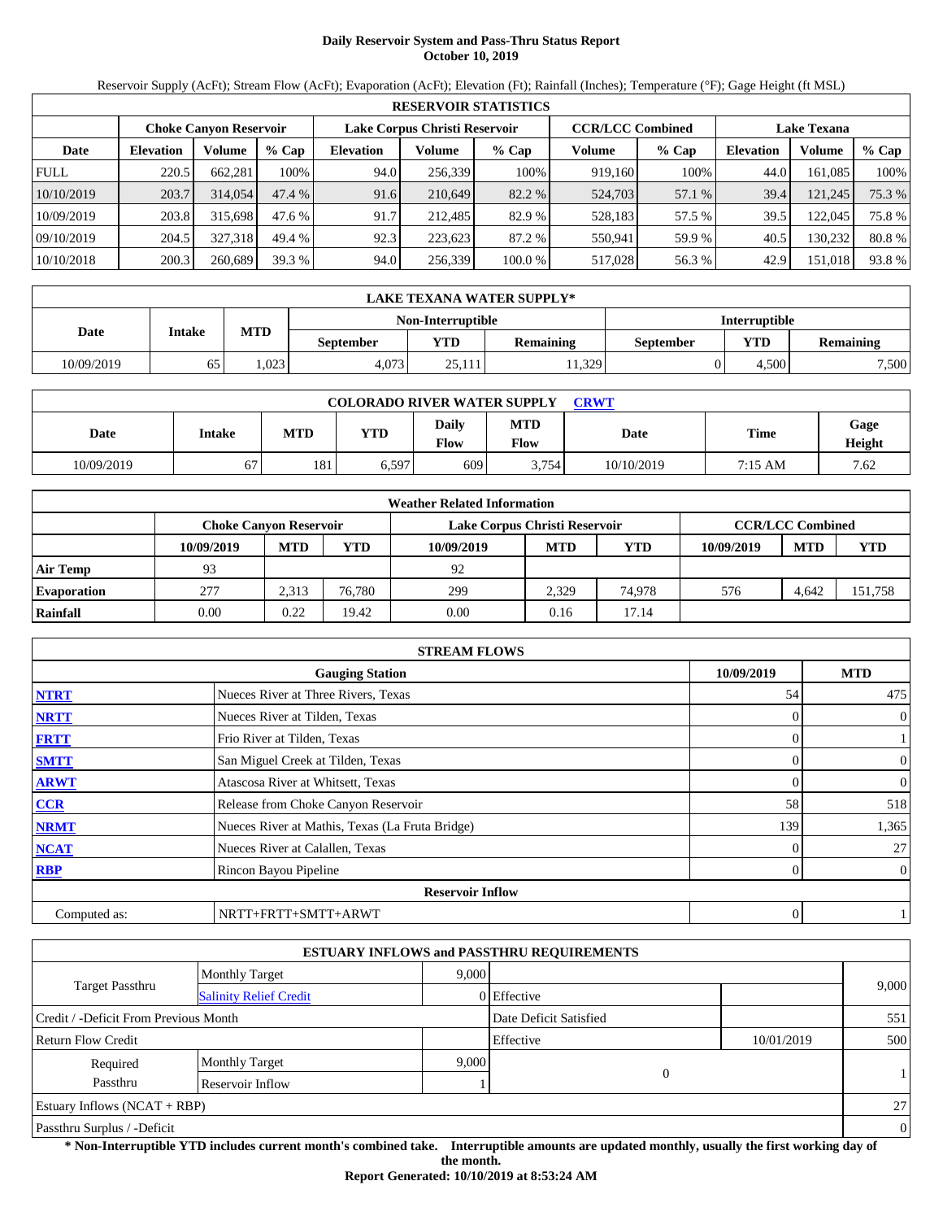# Daily Reservoir System and Pass-Thru Status Report
**October 10, 2019**

Reservoir Supply (AcFt); Stream Flow (AcFt); Evaporation (AcFt); Elevation (Ft); Rainfall (Inches); Temperature (°F); Gage Height (ft MSL)

| RESERVOIR STATISTICS | | | | | | | | | | | |
|---|---|---|---|---|---|---|---|---|---|---|---|
| | Choke Canyon Reservoir | | | Lake Corpus Christi Reservoir | | | CCR/LCC Combined | | Lake Texana | | |
| Date | Elevation | Volume | % Cap | Elevation | Volume | % Cap | Volume | % Cap | Elevation | Volume | % Cap |
| FULL | 220.5 | 662,281 | 100% | 94.0 | 256,339 | 100% | 919,160 | 100% | 44.0 | 161,085 | 100% |
| 10/10/2019 | 203.7 | 314,054 | 47.4 % | 91.6 | 210,649 | 82.2 % | 524,703 | 57.1 % | 39.4 | 121,245 | 75.3 % |
| 10/09/2019 | 203.8 | 315,698 | 47.6 % | 91.7 | 212,485 | 82.9 % | 528,183 | 57.5 % | 39.5 | 122,045 | 75.8 % |
| 09/10/2019 | 204.5 | 327,318 | 49.4 % | 92.3 | 223,623 | 87.2 % | 550,941 | 59.9 % | 40.5 | 130,232 | 80.8 % |
| 10/10/2018 | 200.3 | 260,689 | 39.3 % | 94.0 | 256,339 | 100.0 % | 517,028 | 56.3 % | 42.9 | 151,018 | 93.8 % |

| LAKE TEXANA WATER SUPPLY* | | | | | | | | |
|---|---|---|---|---|---|---|---|---|
| Date | Intake | MTD | Non-Interruptible | | | Interruptible | | |
| | | | September | YTD | Remaining | September | YTD | Remaining |
| 10/09/2019 | 65 | 1,023 | 4,073 | 25,111 | 11,329 | 0 | 4,500 | 7,500 |

| COLORADO RIVER WATER SUPPLY CRWT | | | | | | | | |
|---|---|---|---|---|---|---|---|---|
| Date | Intake | MTD | YTD | Daily Flow | MTD Flow | Date | Time | Gage Height |
| 10/09/2019 | 67 | 181 | 6,597 | 609 | 3,754 | 10/10/2019 | 7:15 AM | 7.62 |

| Weather Related Information | | | | | | | | | |
|---|---|---|---|---|---|---|---|---|---|
| | Choke Canyon Reservoir | | | Lake Corpus Christi Reservoir | | | CCR/LCC Combined | | |
| | 10/09/2019 | MTD | YTD | 10/09/2019 | MTD | YTD | 10/09/2019 | MTD | YTD |
| Air Temp | 93 | | | 92 | | | | | |
| Evaporation | 277 | 2,313 | 76,780 | 299 | 2,329 | 74,978 | 576 | 4,642 | 151,758 |
| Rainfall | 0.00 | 0.22 | 19.42 | 0.00 | 0.16 | 17.14 | | | |

| STREAM FLOWS | | | |
|---|---|---|---|
| | Gauging Station | 10/09/2019 | MTD |
| NTRT | Nueces River at Three Rivers, Texas | 54 | 475 |
| NRTT | Nueces River at Tilden, Texas | 0 | 0 |
| FRTT | Frio River at Tilden, Texas | 0 | 1 |
| SMTT | San Miguel Creek at Tilden, Texas | 0 | 0 |
| ARWT | Atascosa River at Whitsett, Texas | 0 | 0 |
| CCR | Release from Choke Canyon Reservoir | 58 | 518 |
| NRMT | Nueces River at Mathis, Texas (La Fruta Bridge) | 139 | 1,365 |
| NCAT | Nueces River at Calallen, Texas | 0 | 27 |
| RBP | Rincon Bayou Pipeline | 0 | 0 |
| | Reservoir Inflow | | |
| Computed as: | NRTT+FRTT+SMTT+ARWT | 0 | 1 |

| ESTUARY INFLOWS and PASSTHRU REQUIREMENTS | | | | | |
|---|---|---|---|---|---|
| Target Passthru | Monthly Target | 9,000 | | | 9,000 |
| | Salinity Relief Credit | 0 | Effective | | |
| Credit / -Deficit From Previous Month | | | Date Deficit Satisfied | | 551 |
| Return Flow Credit | | | Effective | 10/01/2019 | 500 |
| Required Passthru | Monthly Target | 9,000 | 0 | | 1 |
| | Reservoir Inflow | 1 | | | |
| Estuary Inflows (NCAT + RBP) | | | | | 27 |
| Passthru Surplus / -Deficit | | | | | 0 |

**\* Non-Interruptible YTD includes current month's combined take. Interruptible amounts are updated monthly, usually the first working day of the month.**

**Report Generated: 10/10/2019 at 8:53:24 AM**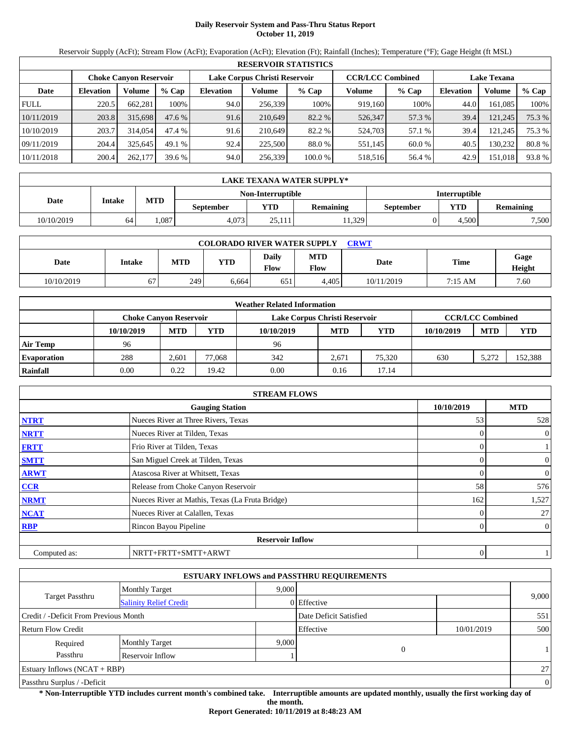# Daily Reservoir System and Pass-Thru Status Report
## October 11, 2019

Reservoir Supply (AcFt); Stream Flow (AcFt); Evaporation (AcFt); Elevation (Ft); Rainfall (Inches); Temperature (°F); Gage Height (ft MSL)

| RESERVOIR STATISTICS | | | | | | | | | | | |
|---|---|---|---|---|---|---|---|---|---|---|---|
| | Choke Canyon Reservoir | | | Lake Corpus Christi Reservoir | | | CCR/LCC Combined | | Lake Texana | | |
| Date | Elevation | Volume | % Cap | Elevation | Volume | % Cap | Volume | % Cap | Elevation | Volume | % Cap |
| FULL | 220.5 | 662,281 | 100% | 94.0 | 256,339 | 100% | 919,160 | 100% | 44.0 | 161,085 | 100% |
| 10/11/2019 | 203.8 | 315,698 | 47.6 % | 91.6 | 210,649 | 82.2 % | 526,347 | 57.3 % | 39.4 | 121,245 | 75.3 % |
| 10/10/2019 | 203.7 | 314,054 | 47.4 % | 91.6 | 210,649 | 82.2 % | 524,703 | 57.1 % | 39.4 | 121,245 | 75.3 % |
| 09/11/2019 | 204.4 | 325,645 | 49.1 % | 92.4 | 225,500 | 88.0 % | 551,145 | 60.0 % | 40.5 | 130,232 | 80.8 % |
| 10/11/2018 | 200.4 | 262,177 | 39.6 % | 94.0 | 256,339 | 100.0 % | 518,516 | 56.4 % | 42.9 | 151,018 | 93.8 % |

| LAKE TEXANA WATER SUPPLY* | | | | | | | | |
|---|---|---|---|---|---|---|---|---|
| Date | Intake | MTD | Non-Interruptible | | | Interruptible | | |
| | | | September | YTD | Remaining | September | YTD | Remaining |
| 10/10/2019 | 64 | 1,087 | 4,073 | 25,111 | 11,329 | 0 | 4,500 | 7,500 |

| COLORADO RIVER WATER SUPPLY CRWT | | | | | | | | |
|---|---|---|---|---|---|---|---|---|
| Date | Intake | MTD | YTD | Daily Flow | MTD Flow | Date | Time | Gage Height |
| 10/10/2019 | 67 | 249 | 6,664 | 651 | 4,405 | 10/11/2019 | 7:15 AM | 7.60 |

| Weather Related Information | | | | | | | | | |
|---|---|---|---|---|---|---|---|---|---|
| | Choke Canyon Reservoir | | | Lake Corpus Christi Reservoir | | | CCR/LCC Combined | | |
| | 10/10/2019 | MTD | YTD | 10/10/2019 | MTD | YTD | 10/10/2019 | MTD | YTD |
| Air Temp | 96 | | | 96 | | | | | |
| Evaporation | 288 | 2,601 | 77,068 | 342 | 2,671 | 75,320 | 630 | 5,272 | 152,388 |
| Rainfall | 0.00 | 0.22 | 19.42 | 0.00 | 0.16 | 17.14 | | | |

| STREAM FLOWS | | | |
|---|---|---|---|
| | Gauging Station | 10/10/2019 | MTD |
| NTRT | Nueces River at Three Rivers, Texas | 53 | 528 |
| NRTT | Nueces River at Tilden, Texas | 0 | 0 |
| FRTT | Frio River at Tilden, Texas | 0 | 1 |
| SMTT | San Miguel Creek at Tilden, Texas | 0 | 0 |
| ARWT | Atascosa River at Whitsett, Texas | 0 | 0 |
| CCR | Release from Choke Canyon Reservoir | 58 | 576 |
| NRMT | Nueces River at Mathis, Texas (La Fruta Bridge) | 162 | 1,527 |
| NCAT | Nueces River at Calallen, Texas | 0 | 27 |
| RBP | Rincon Bayou Pipeline | 0 | 0 |
| | Reservoir Inflow | | |
| Computed as: | NRTT+FRTT+SMTT+ARWT | 0 | 1 |

| ESTUARY INFLOWS and PASSTHRU REQUIREMENTS | | | | | |
|---|---|---|---|---|---|
| Target Passthru | Monthly Target | 9,000 | | | 9,000 |
| | Salinity Relief Credit | 0 | Effective | | |
| Credit / -Deficit From Previous Month | | | Date Deficit Satisfied | | 551 |
| Return Flow Credit | | | Effective | 10/01/2019 | 500 |
| Required Passthru | Monthly Target | 9,000 | 0 | | 1 |
| | Reservoir Inflow | 1 | | | |
| Estuary Inflows (NCAT + RBP) | | | | | 27 |
| Passthru Surplus / -Deficit | | | | | 0 |

**\* Non-Interruptible YTD includes current month's combined take. Interruptible amounts are updated monthly, usually the first working day of the month.**

**Report Generated: 10/11/2019 at 8:48:23 AM**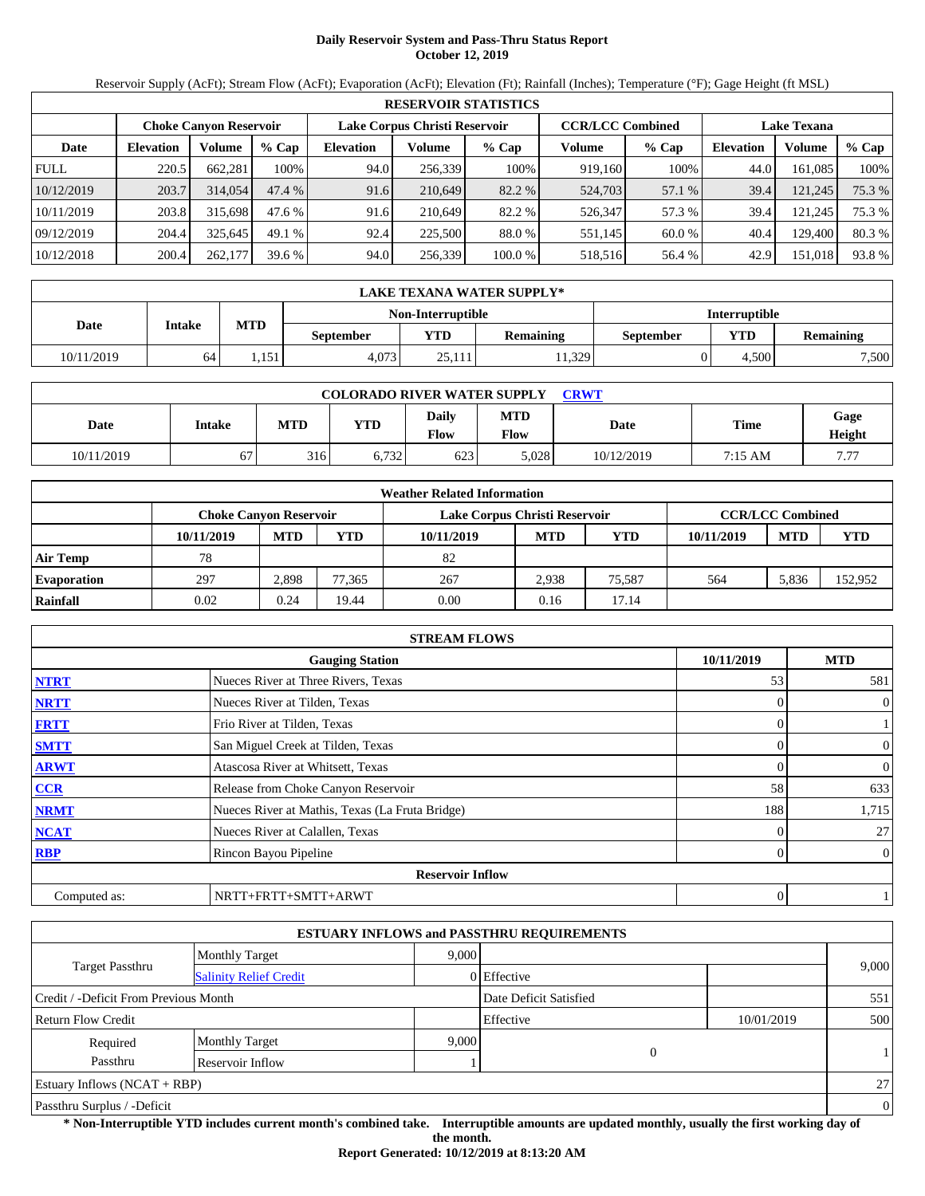# Daily Reservoir System and Pass-Thru Status Report
## October 12, 2019

Reservoir Supply (AcFt); Stream Flow (AcFt); Evaporation (AcFt); Elevation (Ft); Rainfall (Inches); Temperature (°F); Gage Height (ft MSL)

| RESERVOIR STATISTICS | | | | | | | | | | | |
|---|---|---|---|---|---|---|---|---|---|---|---|
| | Choke Canyon Reservoir | | | Lake Corpus Christi Reservoir | | | CCR/LCC Combined | | Lake Texana | | |
| Date | Elevation | Volume | % Cap | Elevation | Volume | % Cap | Volume | % Cap | Elevation | Volume | % Cap |
| FULL | 220.5 | 662,281 | 100% | 94.0 | 256,339 | 100% | 919,160 | 100% | 44.0 | 161,085 | 100% |
| 10/12/2019 | 203.7 | 314,054 | 47.4 % | 91.6 | 210,649 | 82.2 % | 524,703 | 57.1 % | 39.4 | 121,245 | 75.3 % |
| 10/11/2019 | 203.8 | 315,698 | 47.6 % | 91.6 | 210,649 | 82.2 % | 526,347 | 57.3 % | 39.4 | 121,245 | 75.3 % |
| 09/12/2019 | 204.4 | 325,645 | 49.1 % | 92.4 | 225,500 | 88.0 % | 551,145 | 60.0 % | 40.4 | 129,400 | 80.3 % |
| 10/12/2018 | 200.4 | 262,177 | 39.6 % | 94.0 | 256,339 | 100.0 % | 518,516 | 56.4 % | 42.9 | 151,018 | 93.8 % |

| LAKE TEXANA WATER SUPPLY* | | | | | | | | |
|---|---|---|---|---|---|---|---|---|
| Date | Intake | MTD | Non-Interruptible | | | Interruptible | | |
| | | | September | YTD | Remaining | September | YTD | Remaining |
| 10/11/2019 | 64 | 1,151 | 4,073 | 25,111 | 11,329 | 0 | 4,500 | 7,500 |

| COLORADO RIVER WATER SUPPLY CRWT | | | | | | | | |
|---|---|---|---|---|---|---|---|---|
| Date | Intake | MTD | YTD | Daily Flow | MTD Flow | Date | Time | Gage Height |
| 10/11/2019 | 67 | 316 | 6,732 | 623 | 5,028 | 10/12/2019 | 7:15 AM | 7.77 |

| Weather Related Information | | | | | | | | | |
|---|---|---|---|---|---|---|---|---|---|
| | Choke Canyon Reservoir | | | Lake Corpus Christi Reservoir | | | CCR/LCC Combined | | |
| | 10/11/2019 | MTD | YTD | 10/11/2019 | MTD | YTD | 10/11/2019 | MTD | YTD |
| Air Temp | 78 | | | 82 | | | | | |
| Evaporation | 297 | 2,898 | 77,365 | 267 | 2,938 | 75,587 | 564 | 5,836 | 152,952 |
| Rainfall | 0.02 | 0.24 | 19.44 | 0.00 | 0.16 | 17.14 | | | |

| STREAM FLOWS | | | |
|---|---|---|---|
| | Gauging Station | 10/11/2019 | MTD |
| NTRT | Nueces River at Three Rivers, Texas | 53 | 581 |
| NRTT | Nueces River at Tilden, Texas | 0 | 0 |
| FRTT | Frio River at Tilden, Texas | 0 | 1 |
| SMTT | San Miguel Creek at Tilden, Texas | 0 | 0 |
| ARWT | Atascosa River at Whitsett, Texas | 0 | 0 |
| CCR | Release from Choke Canyon Reservoir | 58 | 633 |
| NRMT | Nueces River at Mathis, Texas (La Fruta Bridge) | 188 | 1,715 |
| NCAT | Nueces River at Calallen, Texas | 0 | 27 |
| RBP | Rincon Bayou Pipeline | 0 | 0 |
| Reservoir Inflow | | | |
| Computed as: | NRTT+FRTT+SMTT+ARWT | 0 | 1 |

| ESTUARY INFLOWS and PASSTHRU REQUIREMENTS | | | | | |
|---|---|---|---|---|---|
| Target Passthru | Monthly Target | 9,000 | | | 9,000 |
| | Salinity Relief Credit | 0 | Effective | | |
| Credit / -Deficit From Previous Month | | | Date Deficit Satisfied | | 551 |
| Return Flow Credit | | | Effective | 10/01/2019 | 500 |
| Required Passthru | Monthly Target | 9,000 | 0 | | 1 |
| | Reservoir Inflow | 1 | | | |
| Estuary Inflows (NCAT + RBP) | | | | | 27 |
| Passthru Surplus / -Deficit | | | | | 0 |

**\* Non-Interruptible YTD includes current month's combined take. Interruptible amounts are updated monthly, usually the first working day of the month.**

**Report Generated: 10/12/2019 at 8:13:20 AM**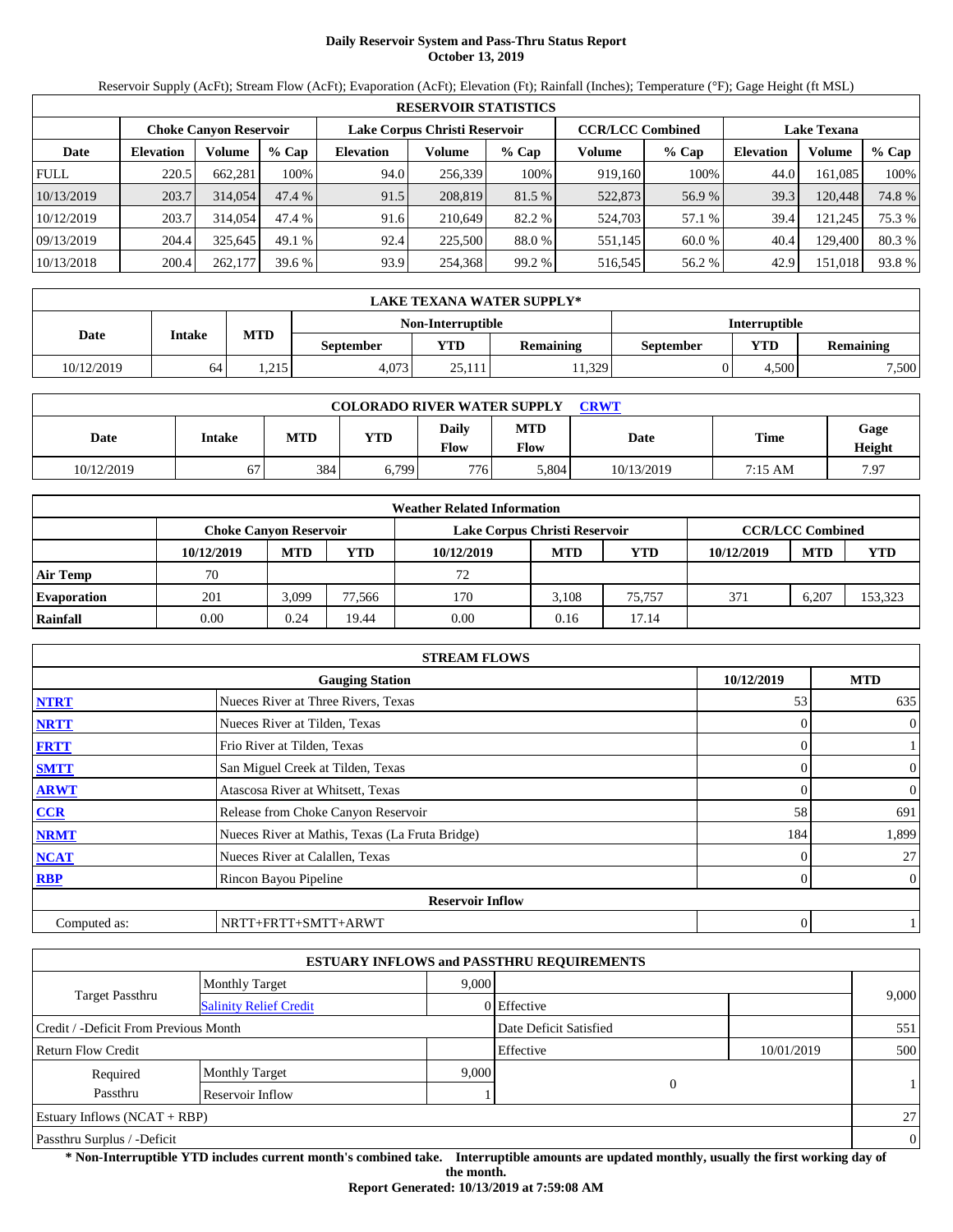# Daily Reservoir System and Pass-Thru Status Report
## October 13, 2019

Reservoir Supply (AcFt); Stream Flow (AcFt); Evaporation (AcFt); Elevation (Ft); Rainfall (Inches); Temperature (°F); Gage Height (ft MSL)

| RESERVOIR STATISTICS | | | | | | | | | | | |
|---|---|---|---|---|---|---|---|---|---|---|---|
| | Choke Canyon Reservoir | | | Lake Corpus Christi Reservoir | | | CCR/LCC Combined | | Lake Texana | | |
| Date | Elevation | Volume | % Cap | Elevation | Volume | % Cap | Volume | % Cap | Elevation | Volume | % Cap |
| FULL | 220.5 | 662,281 | 100% | 94.0 | 256,339 | 100% | 919,160 | 100% | 44.0 | 161,085 | 100% |
| 10/13/2019 | 203.7 | 314,054 | 47.4 % | 91.5 | 208,819 | 81.5 % | 522,873 | 56.9 % | 39.3 | 120,448 | 74.8 % |
| 10/12/2019 | 203.7 | 314,054 | 47.4 % | 91.6 | 210,649 | 82.2 % | 524,703 | 57.1 % | 39.4 | 121,245 | 75.3 % |
| 09/13/2019 | 204.4 | 325,645 | 49.1 % | 92.4 | 225,500 | 88.0 % | 551,145 | 60.0 % | 40.4 | 129,400 | 80.3 % |
| 10/13/2018 | 200.4 | 262,177 | 39.6 % | 93.9 | 254,368 | 99.2 % | 516,545 | 56.2 % | 42.9 | 151,018 | 93.8 % |

| LAKE TEXANA WATER SUPPLY* | | | | | | | | |
|---|---|---|---|---|---|---|---|---|
| Date | Intake | MTD | Non-Interruptible | | | Interruptible | | |
| | | | September | YTD | Remaining | September | YTD | Remaining |
| 10/12/2019 | 64 | 1,215 | 4,073 | 25,111 | 11,329 | 0 | 4,500 | 7,500 |

| COLORADO RIVER WATER SUPPLY CRWT | | | | | | | | |
|---|---|---|---|---|---|---|---|---|
| Date | Intake | MTD | YTD | Daily Flow | MTD Flow | Date | Time | Gage Height |
| 10/12/2019 | 67 | 384 | 6,799 | 776 | 5,804 | 10/13/2019 | 7:15 AM | 7.97 |

| Weather Related Information | | | | | | | | | |
|---|---|---|---|---|---|---|---|---|---|
| | Choke Canyon Reservoir | | | Lake Corpus Christi Reservoir | | | CCR/LCC Combined | | |
| | 10/12/2019 | MTD | YTD | 10/12/2019 | MTD | YTD | 10/12/2019 | MTD | YTD |
| Air Temp | 70 | | | 72 | | | | | |
| Evaporation | 201 | 3,099 | 77,566 | 170 | 3,108 | 75,757 | 371 | 6,207 | 153,323 |
| Rainfall | 0.00 | 0.24 | 19.44 | 0.00 | 0.16 | 17.14 | | | |

| STREAM FLOWS | | | |
|---|---|---|---|
| | Gauging Station | 10/12/2019 | MTD |
| NTRT | Nueces River at Three Rivers, Texas | 53 | 635 |
| NRTT | Nueces River at Tilden, Texas | 0 | 0 |
| FRTT | Frio River at Tilden, Texas | 0 | 1 |
| SMTT | San Miguel Creek at Tilden, Texas | 0 | 0 |
| ARWT | Atascosa River at Whitsett, Texas | 0 | 0 |
| CCR | Release from Choke Canyon Reservoir | 58 | 691 |
| NRMT | Nueces River at Mathis, Texas (La Fruta Bridge) | 184 | 1,899 |
| NCAT | Nueces River at Calallen, Texas | 0 | 27 |
| RBP | Rincon Bayou Pipeline | 0 | 0 |
| Reservoir Inflow | | | |
| Computed as: | NRTT+FRTT+SMTT+ARWT | 0 | 1 |

| ESTUARY INFLOWS and PASSTHRU REQUIREMENTS | | | | | |
|---|---|---|---|---|---|
| Target Passthru | Monthly Target | 9,000 | | | 9,000 |
| | Salinity Relief Credit | 0 | Effective | | |
| Credit / -Deficit From Previous Month | | | Date Deficit Satisfied | | 551 |
| Return Flow Credit | | | Effective | 10/01/2019 | 500 |
| Required Passthru | Monthly Target | 9,000 | 0 | | 1 |
| | Reservoir Inflow | 1 | | | |
| Estuary Inflows (NCAT + RBP) | | | | | 27 |
| Passthru Surplus / -Deficit | | | | | 0 |

**\* Non-Interruptible YTD includes current month's combined take. Interruptible amounts are updated monthly, usually the first working day of the month.**

**Report Generated: 10/13/2019 at 7:59:08 AM**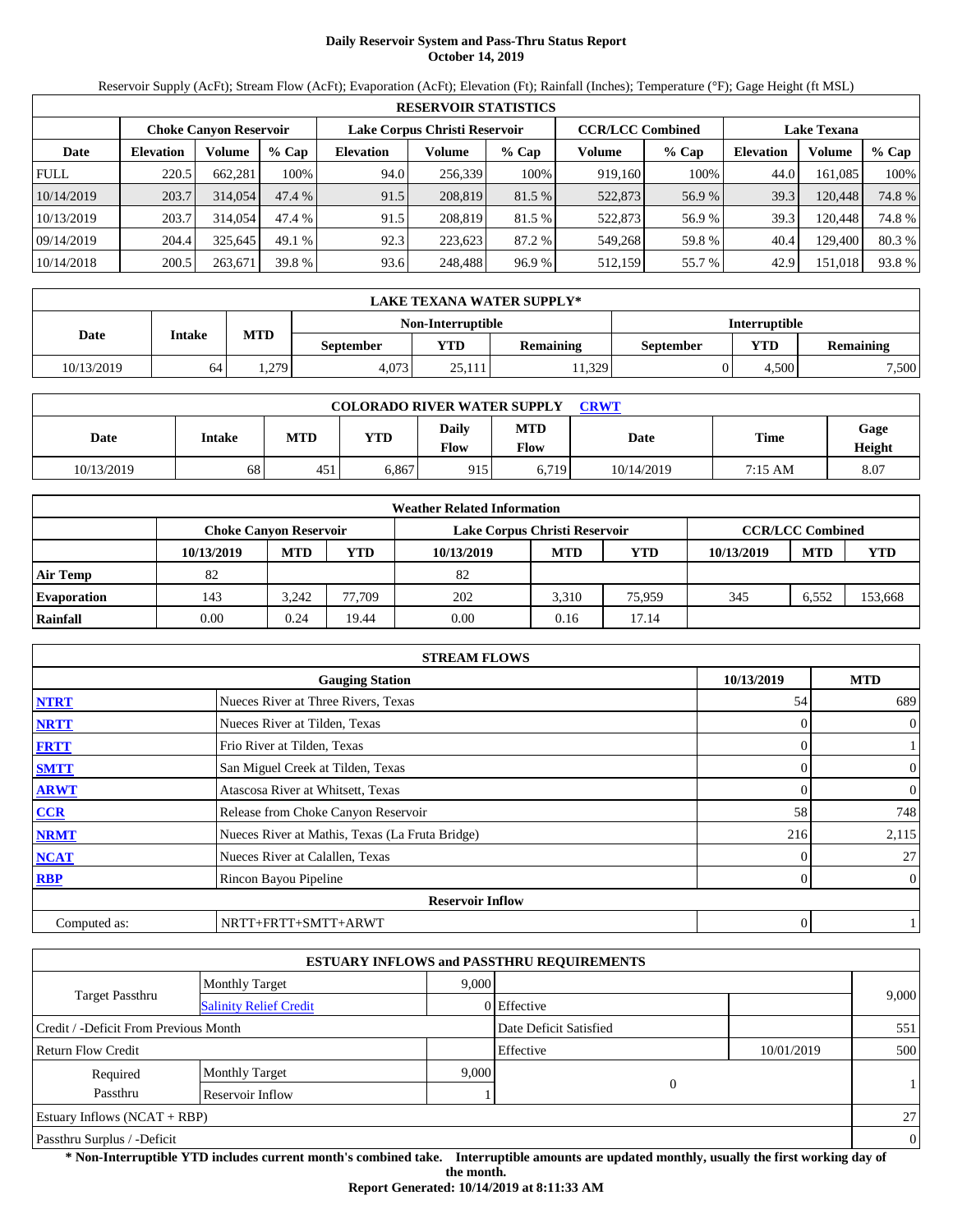# Daily Reservoir System and Pass-Thru Status Report
## October 14, 2019

Reservoir Supply (AcFt); Stream Flow (AcFt); Evaporation (AcFt); Elevation (Ft); Rainfall (Inches); Temperature (°F); Gage Height (ft MSL)

| RESERVOIR STATISTICS | | | | | | | | | | | |
|---|---|---|---|---|---|---|---|---|---|---|---|
| | Choke Canyon Reservoir | | | Lake Corpus Christi Reservoir | | | CCR/LCC Combined | | Lake Texana | | |
| Date | Elevation | Volume | % Cap | Elevation | Volume | % Cap | Volume | % Cap | Elevation | Volume | % Cap |
| FULL | 220.5 | 662,281 | 100% | 94.0 | 256,339 | 100% | 919,160 | 100% | 44.0 | 161,085 | 100% |
| 10/14/2019 | 203.7 | 314,054 | 47.4 % | 91.5 | 208,819 | 81.5 % | 522,873 | 56.9 % | 39.3 | 120,448 | 74.8 % |
| 10/13/2019 | 203.7 | 314,054 | 47.4 % | 91.5 | 208,819 | 81.5 % | 522,873 | 56.9 % | 39.3 | 120,448 | 74.8 % |
| 09/14/2019 | 204.4 | 325,645 | 49.1 % | 92.3 | 223,623 | 87.2 % | 549,268 | 59.8 % | 40.4 | 129,400 | 80.3 % |
| 10/14/2018 | 200.5 | 263,671 | 39.8 % | 93.6 | 248,488 | 96.9 % | 512,159 | 55.7 % | 42.9 | 151,018 | 93.8 % |

| LAKE TEXANA WATER SUPPLY* | | | | | | | | |
|---|---|---|---|---|---|---|---|---|
| Date | Intake | MTD | Non-Interruptible | | | Interruptible | | |
| | | | September | YTD | Remaining | September | YTD | Remaining |
| 10/13/2019 | 64 | 1,279 | 4,073 | 25,111 | 11,329 | 0 | 4,500 | 7,500 |

| COLORADO RIVER WATER SUPPLY CRWT | | | | | | | | |
|---|---|---|---|---|---|---|---|---|
| Date | Intake | MTD | YTD | Daily Flow | MTD Flow | Date | Time | Gage Height |
| 10/13/2019 | 68 | 451 | 6,867 | 915 | 6,719 | 10/14/2019 | 7:15 AM | 8.07 |

| Weather Related Information | | | | | | | | | |
|---|---|---|---|---|---|---|---|---|---|
| | Choke Canyon Reservoir | | | Lake Corpus Christi Reservoir | | | CCR/LCC Combined | | |
| | 10/13/2019 | MTD | YTD | 10/13/2019 | MTD | YTD | 10/13/2019 | MTD | YTD |
| Air Temp | 82 | | | 82 | | | | | |
| Evaporation | 143 | 3,242 | 77,709 | 202 | 3,310 | 75,959 | 345 | 6,552 | 153,668 |
| Rainfall | 0.00 | 0.24 | 19.44 | 0.00 | 0.16 | 17.14 | | | |

| STREAM FLOWS | | | |
|---|---|---|---|
| | Gauging Station | 10/13/2019 | MTD |
| NTRT | Nueces River at Three Rivers, Texas | 54 | 689 |
| NRTT | Nueces River at Tilden, Texas | 0 | 0 |
| FRTT | Frio River at Tilden, Texas | 0 | 1 |
| SMTT | San Miguel Creek at Tilden, Texas | 0 | 0 |
| ARWT | Atascosa River at Whitsett, Texas | 0 | 0 |
| CCR | Release from Choke Canyon Reservoir | 58 | 748 |
| NRMT | Nueces River at Mathis, Texas (La Fruta Bridge) | 216 | 2,115 |
| NCAT | Nueces River at Calallen, Texas | 0 | 27 |
| RBP | Rincon Bayou Pipeline | 0 | 0 |
| | Reservoir Inflow | | |
| Computed as: | NRTT+FRTT+SMTT+ARWT | 0 | 1 |

| ESTUARY INFLOWS and PASSTHRU REQUIREMENTS | | | | | |
|---|---|---|---|---|---|
| Target Passthru | Monthly Target | 9,000 | | | 9,000 |
| | Salinity Relief Credit | 0 | Effective | | |
| Credit / -Deficit From Previous Month | | | Date Deficit Satisfied | | 551 |
| Return Flow Credit | | | Effective | 10/01/2019 | 500 |
| Required Passthru | Monthly Target | 9,000 | 0 | | 1 |
| | Reservoir Inflow | 1 | | | |
| Estuary Inflows (NCAT + RBP) | | | | | 27 |
| Passthru Surplus / -Deficit | | | | | 0 |

**\* Non-Interruptible YTD includes current month's combined take. Interruptible amounts are updated monthly, usually the first working day of the month.**

**Report Generated: 10/14/2019 at 8:11:33 AM**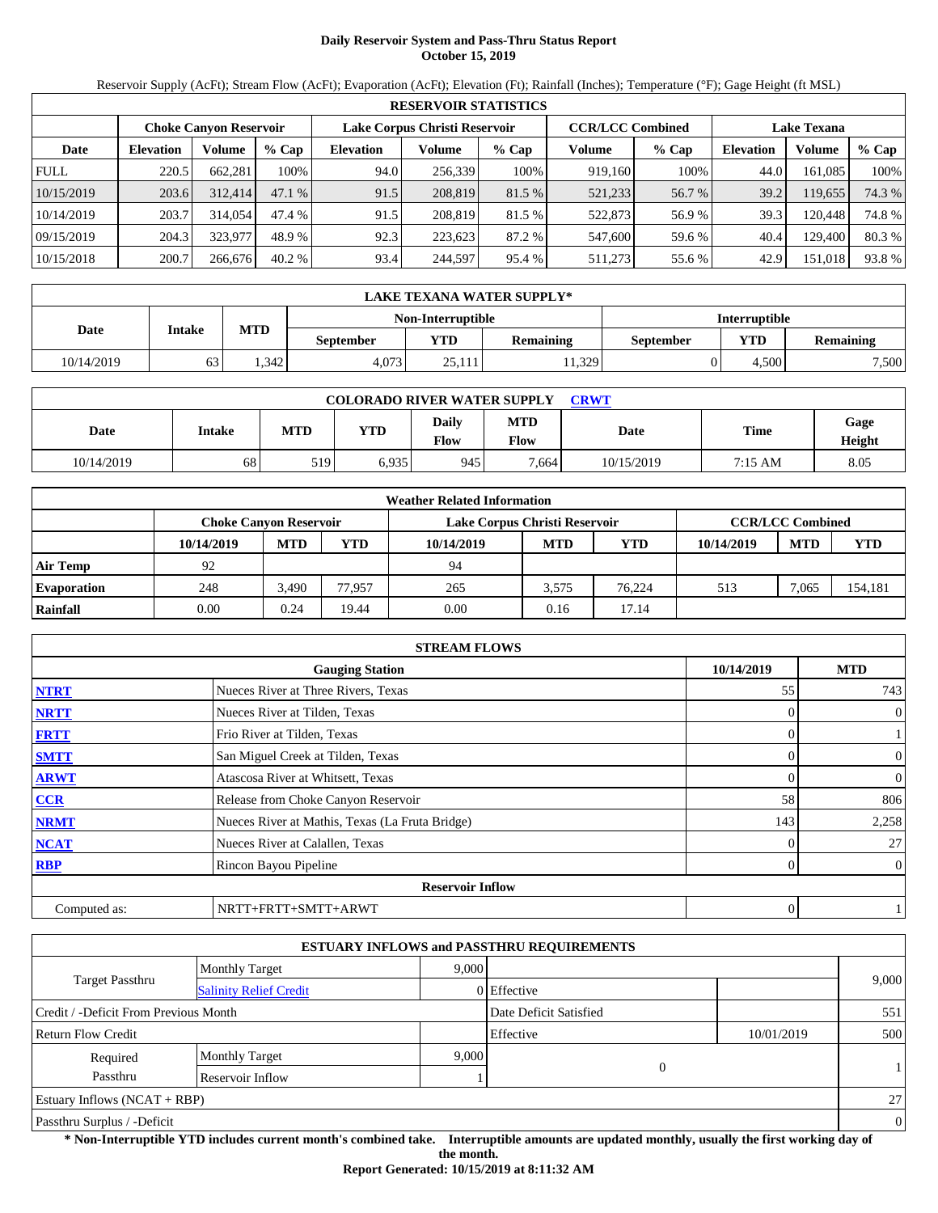# Daily Reservoir System and Pass-Thru Status Report
## October 15, 2019

Reservoir Supply (AcFt); Stream Flow (AcFt); Evaporation (AcFt); Elevation (Ft); Rainfall (Inches); Temperature (°F); Gage Height (ft MSL)

| RESERVOIR STATISTICS | | | | | | | | | | | |
|---|---|---|---|---|---|---|---|---|---|---|---|
| | Choke Canyon Reservoir | | | Lake Corpus Christi Reservoir | | | CCR/LCC Combined | | Lake Texana | | |
| Date | Elevation | Volume | % Cap | Elevation | Volume | % Cap | Volume | % Cap | Elevation | Volume | % Cap |
| FULL | 220.5 | 662,281 | 100% | 94.0 | 256,339 | 100% | 919,160 | 100% | 44.0 | 161,085 | 100% |
| 10/15/2019 | 203.6 | 312,414 | 47.1 % | 91.5 | 208,819 | 81.5 % | 521,233 | 56.7 % | 39.2 | 119,655 | 74.3 % |
| 10/14/2019 | 203.7 | 314,054 | 47.4 % | 91.5 | 208,819 | 81.5 % | 522,873 | 56.9 % | 39.3 | 120,448 | 74.8 % |
| 09/15/2019 | 204.3 | 323,977 | 48.9 % | 92.3 | 223,623 | 87.2 % | 547,600 | 59.6 % | 40.4 | 129,400 | 80.3 % |
| 10/15/2018 | 200.7 | 266,676 | 40.2 % | 93.4 | 244,597 | 95.4 % | 511,273 | 55.6 % | 42.9 | 151,018 | 93.8 % |

| LAKE TEXANA WATER SUPPLY* | | | | | | | |
|---|---|---|---|---|---|---|---|
| Date | Intake | MTD | Non-Interruptible | | | Interruptible | | |
| | | | September | YTD | Remaining | September | YTD | Remaining |
| 10/14/2019 | 63 | 1,342 | 4,073 | 25,111 | 11,329 | 0 | 4,500 | 7,500 |

| COLORADO RIVER WATER SUPPLY CRWT | | | | | | | | |
|---|---|---|---|---|---|---|---|---|
| Date | Intake | MTD | YTD | Daily Flow | MTD Flow | Date | Time | Gage Height |
| 10/14/2019 | 68 | 519 | 6,935 | 945 | 7,664 | 10/15/2019 | 7:15 AM | 8.05 |

| Weather Related Information | | | | | | | | | |
|---|---|---|---|---|---|---|---|---|---|
| | Choke Canyon Reservoir | | | Lake Corpus Christi Reservoir | | | CCR/LCC Combined | | |
| | 10/14/2019 | MTD | YTD | 10/14/2019 | MTD | YTD | 10/14/2019 | MTD | YTD |
| Air Temp | 92 | | | 94 | | | | | |
| Evaporation | 248 | 3,490 | 77,957 | 265 | 3,575 | 76,224 | 513 | 7,065 | 154,181 |
| Rainfall | 0.00 | 0.24 | 19.44 | 0.00 | 0.16 | 17.14 | | | |

| STREAM FLOWS | | | |
|---|---|---|---|
| | Gauging Station | 10/14/2019 | MTD |
| NTRT | Nueces River at Three Rivers, Texas | 55 | 743 |
| NRTT | Nueces River at Tilden, Texas | 0 | 0 |
| FRTT | Frio River at Tilden, Texas | 0 | 1 |
| SMTT | San Miguel Creek at Tilden, Texas | 0 | 0 |
| ARWT | Atascosa River at Whitsett, Texas | 0 | 0 |
| CCR | Release from Choke Canyon Reservoir | 58 | 806 |
| NRMT | Nueces River at Mathis, Texas (La Fruta Bridge) | 143 | 2,258 |
| NCAT | Nueces River at Calallen, Texas | 0 | 27 |
| RBP | Rincon Bayou Pipeline | 0 | 0 |
| | Reservoir Inflow | | |
| Computed as: | NRTT+FRTT+SMTT+ARWT | 0 | 1 |

| ESTUARY INFLOWS and PASSTHRU REQUIREMENTS | | | | | |
|---|---|---|---|---|---|
| Target Passthru | Monthly Target | 9,000 | | | 9,000 |
| | Salinity Relief Credit | 0 | Effective | | |
| Credit / -Deficit From Previous Month | | | Date Deficit Satisfied | | 551 |
| Return Flow Credit | | | Effective | 10/01/2019 | 500 |
| Required Passthru | Monthly Target | 9,000 | 0 | | 1 |
| | Reservoir Inflow | 1 | | | |
| Estuary Inflows (NCAT + RBP) | | | | | 27 |
| Passthru Surplus / -Deficit | | | | | 0 |

**\* Non-Interruptible YTD includes current month's combined take. Interruptible amounts are updated monthly, usually the first working day of the month.**

**Report Generated: 10/15/2019 at 8:11:32 AM**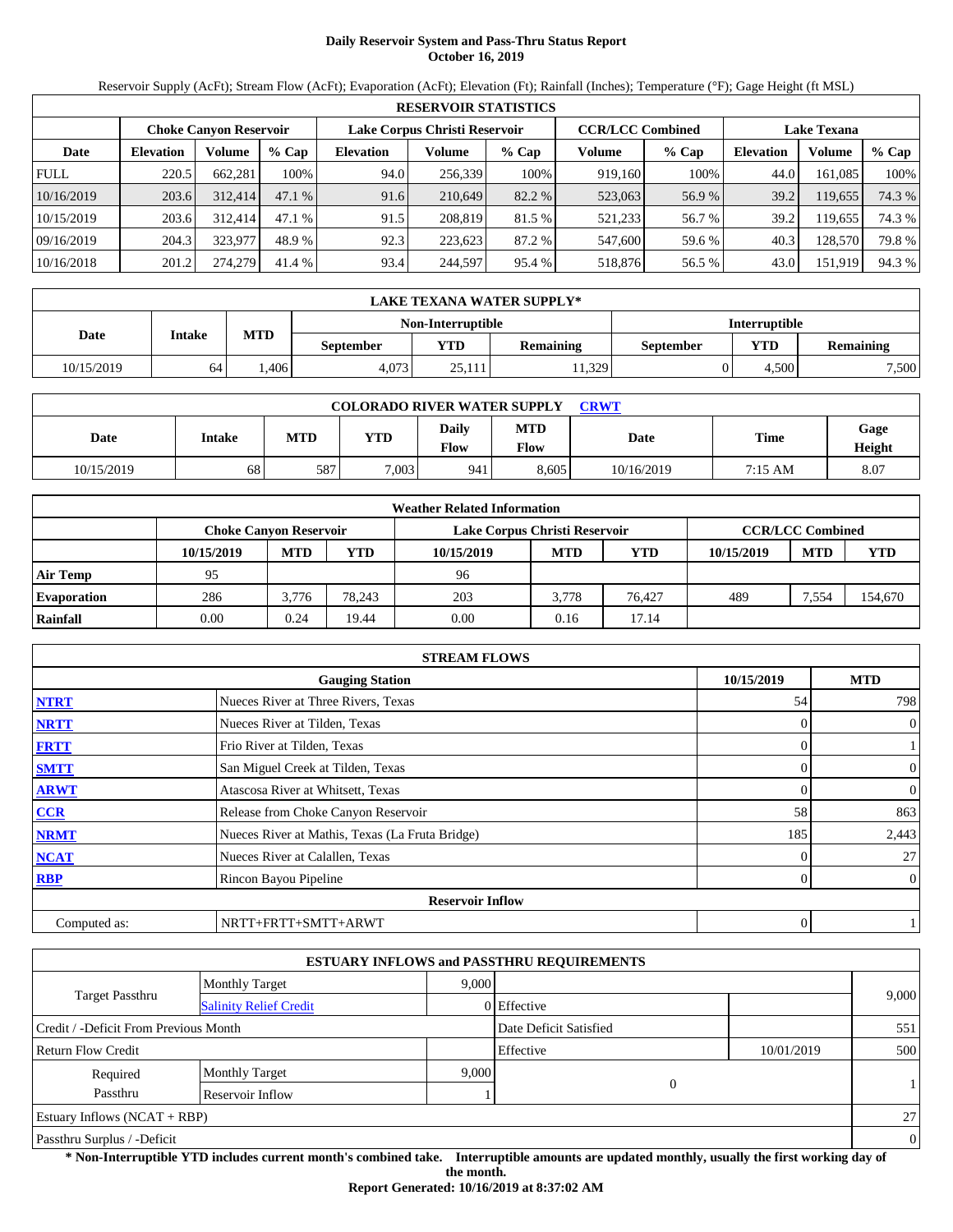# Daily Reservoir System and Pass-Thru Status Report
## October 16, 2019

Reservoir Supply (AcFt); Stream Flow (AcFt); Evaporation (AcFt); Elevation (Ft); Rainfall (Inches); Temperature (°F); Gage Height (ft MSL)

| RESERVOIR STATISTICS | | | | | | | | | | | |
|---|---|---|---|---|---|---|---|---|---|---|---|
| | Choke Canyon Reservoir | | | Lake Corpus Christi Reservoir | | | CCR/LCC Combined | | Lake Texana | | |
| Date | Elevation | Volume | % Cap | Elevation | Volume | % Cap | Volume | % Cap | Elevation | Volume | % Cap |
| FULL | 220.5 | 662,281 | 100% | 94.0 | 256,339 | 100% | 919,160 | 100% | 44.0 | 161,085 | 100% |
| 10/16/2019 | 203.6 | 312,414 | 47.1 % | 91.6 | 210,649 | 82.2 % | 523,063 | 56.9 % | 39.2 | 119,655 | 74.3 % |
| 10/15/2019 | 203.6 | 312,414 | 47.1 % | 91.5 | 208,819 | 81.5 % | 521,233 | 56.7 % | 39.2 | 119,655 | 74.3 % |
| 09/16/2019 | 204.3 | 323,977 | 48.9 % | 92.3 | 223,623 | 87.2 % | 547,600 | 59.6 % | 40.3 | 128,570 | 79.8 % |
| 10/16/2018 | 201.2 | 274,279 | 41.4 % | 93.4 | 244,597 | 95.4 % | 518,876 | 56.5 % | 43.0 | 151,919 | 94.3 % |

| LAKE TEXANA WATER SUPPLY* | | | | | | | | |
|---|---|---|---|---|---|---|---|---|
| Date | Intake | MTD | Non-Interruptible | | | Interruptible | | |
| | | | September | YTD | Remaining | September | YTD | Remaining |
| 10/15/2019 | 64 | 1,406 | 4,073 | 25,111 | 11,329 | 0 | 4,500 | 7,500 |

| COLORADO RIVER WATER SUPPLY CRWT | | | | | | | | |
|---|---|---|---|---|---|---|---|---|
| Date | Intake | MTD | YTD | Daily Flow | MTD Flow | Date | Time | Gage Height |
| 10/15/2019 | 68 | 587 | 7,003 | 941 | 8,605 | 10/16/2019 | 7:15 AM | 8.07 |

| Weather Related Information | | | | | | | | | |
|---|---|---|---|---|---|---|---|---|---|
| | Choke Canyon Reservoir | | | Lake Corpus Christi Reservoir | | | CCR/LCC Combined | | |
| | 10/15/2019 | MTD | YTD | 10/15/2019 | MTD | YTD | 10/15/2019 | MTD | YTD |
| Air Temp | 95 | | | 96 | | | | | |
| Evaporation | 286 | 3,776 | 78,243 | 203 | 3,778 | 76,427 | 489 | 7,554 | 154,670 |
| Rainfall | 0.00 | 0.24 | 19.44 | 0.00 | 0.16 | 17.14 | | | |

| STREAM FLOWS | | | |
|---|---|---|---|
| | Gauging Station | 10/15/2019 | MTD |
| NTRT | Nueces River at Three Rivers, Texas | 54 | 798 |
| NRTT | Nueces River at Tilden, Texas | 0 | 0 |
| FRTT | Frio River at Tilden, Texas | 0 | 1 |
| SMTT | San Miguel Creek at Tilden, Texas | 0 | 0 |
| ARWT | Atascosa River at Whitsett, Texas | 0 | 0 |
| CCR | Release from Choke Canyon Reservoir | 58 | 863 |
| NRMT | Nueces River at Mathis, Texas (La Fruta Bridge) | 185 | 2,443 |
| NCAT | Nueces River at Calallen, Texas | 0 | 27 |
| RBP | Rincon Bayou Pipeline | 0 | 0 |
| **Reservoir Inflow** | | | |
| Computed as: | NRTT+FRTT+SMTT+ARWT | 0 | 1 |

| ESTUARY INFLOWS and PASSTHRU REQUIREMENTS | | | | | |
|---|---|---|---|---|---|
| Target Passthru | Monthly Target | 9,000 | | | 9,000 |
| | Salinity Relief Credit | 0 | Effective | | |
| Credit / -Deficit From Previous Month | | | Date Deficit Satisfied | | 551 |
| Return Flow Credit | | | Effective | 10/01/2019 | 500 |
| Required Passthru | Monthly Target | 9,000 | 0 | | 1 |
| | Reservoir Inflow | 1 | | | |
| Estuary Inflows (NCAT + RBP) | | | | | 27 |
| Passthru Surplus / -Deficit | | | | | 0 |

**\* Non-Interruptible YTD includes current month's combined take. Interruptible amounts are updated monthly, usually the first working day of the month.**

**Report Generated: 10/16/2019 at 8:37:02 AM**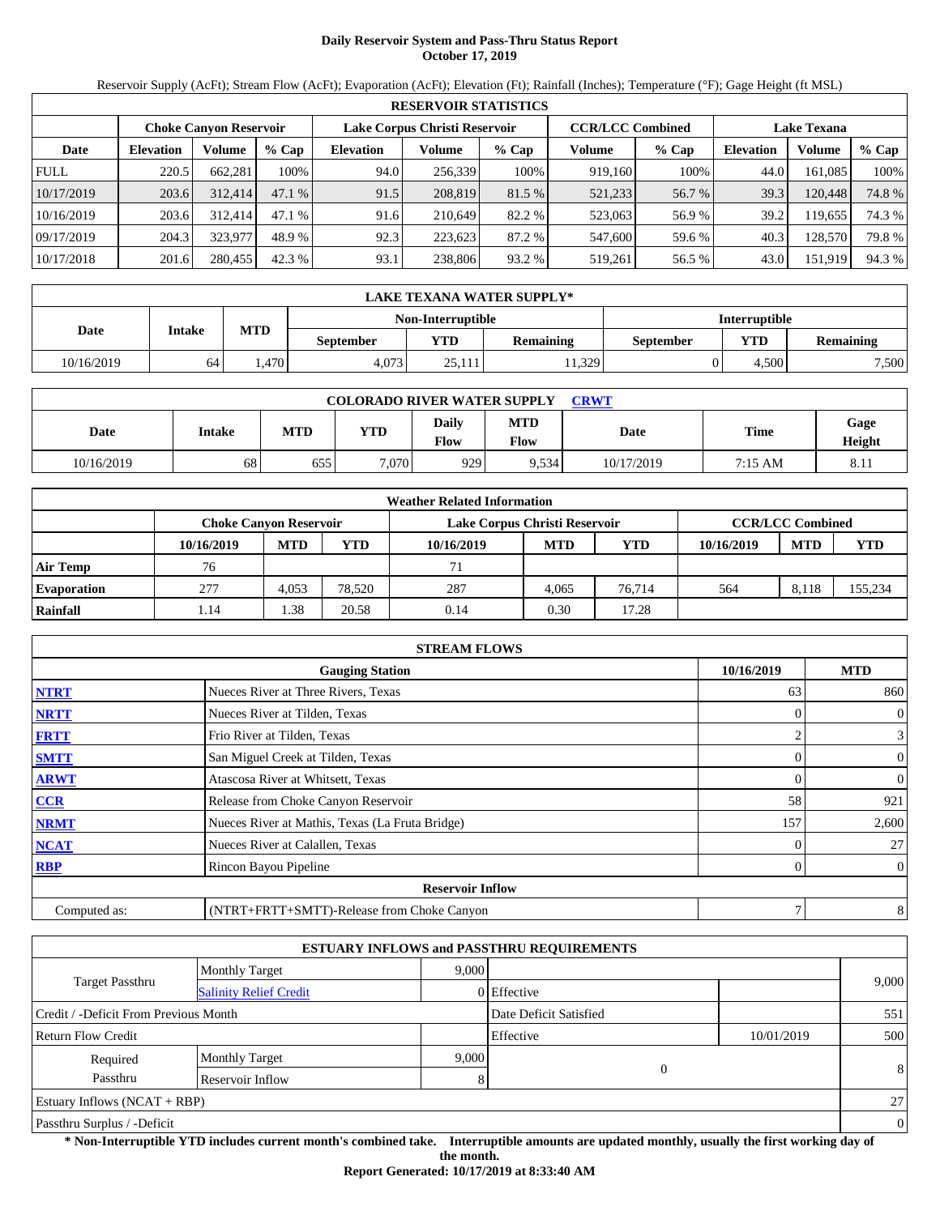# Daily Reservoir System and Pass-Thru Status Report
**October 17, 2019**

Reservoir Supply (AcFt); Stream Flow (AcFt); Evaporation (AcFt); Elevation (Ft); Rainfall (Inches); Temperature (°F); Gage Height (ft MSL)

| RESERVOIR STATISTICS | | | | | | | | | | | |
|---|---|---|---|---|---|---|---|---|---|---|---|
| | Choke Canyon Reservoir | | | Lake Corpus Christi Reservoir | | | CCR/LCC Combined | | Lake Texana | | |
| Date | Elevation | Volume | % Cap | Elevation | Volume | % Cap | Volume | % Cap | Elevation | Volume | % Cap |
| FULL | 220.5 | 662,281 | 100% | 94.0 | 256,339 | 100% | 919,160 | 100% | 44.0 | 161,085 | 100% |
| 10/17/2019 | 203.6 | 312,414 | 47.1 % | 91.5 | 208,819 | 81.5 % | 521,233 | 56.7 % | 39.3 | 120,448 | 74.8 % |
| 10/16/2019 | 203.6 | 312,414 | 47.1 % | 91.6 | 210,649 | 82.2 % | 523,063 | 56.9 % | 39.2 | 119,655 | 74.3 % |
| 09/17/2019 | 204.3 | 323,977 | 48.9 % | 92.3 | 223,623 | 87.2 % | 547,600 | 59.6 % | 40.3 | 128,570 | 79.8 % |
| 10/17/2018 | 201.6 | 280,455 | 42.3 % | 93.1 | 238,806 | 93.2 % | 519,261 | 56.5 % | 43.0 | 151,919 | 94.3 % |

| LAKE TEXANA WATER SUPPLY* | | | | | | | | |
|---|---|---|---|---|---|---|---|---|
| Date | Intake | MTD | Non-Interruptible | | | Interruptible | | |
| | | | September | YTD | Remaining | September | YTD | Remaining |
| 10/16/2019 | 64 | 1,470 | 4,073 | 25,111 | 11,329 | 0 | 4,500 | 7,500 |

| COLORADO RIVER WATER SUPPLY CRWT | | | | | | | | |
|---|---|---|---|---|---|---|---|---|
| Date | Intake | MTD | YTD | Daily Flow | MTD Flow | Date | Time | Gage Height |
| 10/16/2019 | 68 | 655 | 7,070 | 929 | 9,534 | 10/17/2019 | 7:15 AM | 8.11 |

| Weather Related Information | | | | | | | | | |
|---|---|---|---|---|---|---|---|---|---|
| | Choke Canyon Reservoir | | | Lake Corpus Christi Reservoir | | | CCR/LCC Combined | | |
| | 10/16/2019 | MTD | YTD | 10/16/2019 | MTD | YTD | 10/16/2019 | MTD | YTD |
| Air Temp | 76 | | | 71 | | | | | |
| Evaporation | 277 | 4,053 | 78,520 | 287 | 4,065 | 76,714 | 564 | 8,118 | 155,234 |
| Rainfall | 1.14 | 1.38 | 20.58 | 0.14 | 0.30 | 17.28 | | | |

| STREAM FLOWS | | | |
|---|---|---|---|
| | Gauging Station | 10/16/2019 | MTD |
| NTRT | Nueces River at Three Rivers, Texas | 63 | 860 |
| NRTT | Nueces River at Tilden, Texas | 0 | 0 |
| FRTT | Frio River at Tilden, Texas | 2 | 3 |
| SMTT | San Miguel Creek at Tilden, Texas | 0 | 0 |
| ARWT | Atascosa River at Whitsett, Texas | 0 | 0 |
| CCR | Release from Choke Canyon Reservoir | 58 | 921 |
| NRMT | Nueces River at Mathis, Texas (La Fruta Bridge) | 157 | 2,600 |
| NCAT | Nueces River at Calallen, Texas | 0 | 27 |
| RBP | Rincon Bayou Pipeline | 0 | 0 |
| | Reservoir Inflow | | |
| Computed as: | (NTRT+FRTT+SMTT)-Release from Choke Canyon | 7 | 8 |

| ESTUARY INFLOWS and PASSTHRU REQUIREMENTS | | | | | |
|---|---|---|---|---|---|
| Target Passthru | Monthly Target | 9,000 | | | 9,000 |
| | Salinity Relief Credit | 0 | Effective | | |
| Credit / -Deficit From Previous Month | | | Date Deficit Satisfied | | 551 |
| Return Flow Credit | | | Effective | 10/01/2019 | 500 |
| Required Passthru | Monthly Target | 9,000 | 0 | | 8 |
| | Reservoir Inflow | 8 | | | |
| Estuary Inflows (NCAT + RBP) | | | | | 27 |
| Passthru Surplus / -Deficit | | | | | 0 |

**\* Non-Interruptible YTD includes current month's combined take. Interruptible amounts are updated monthly, usually the first working day of the month.**

**Report Generated: 10/17/2019 at 8:33:40 AM**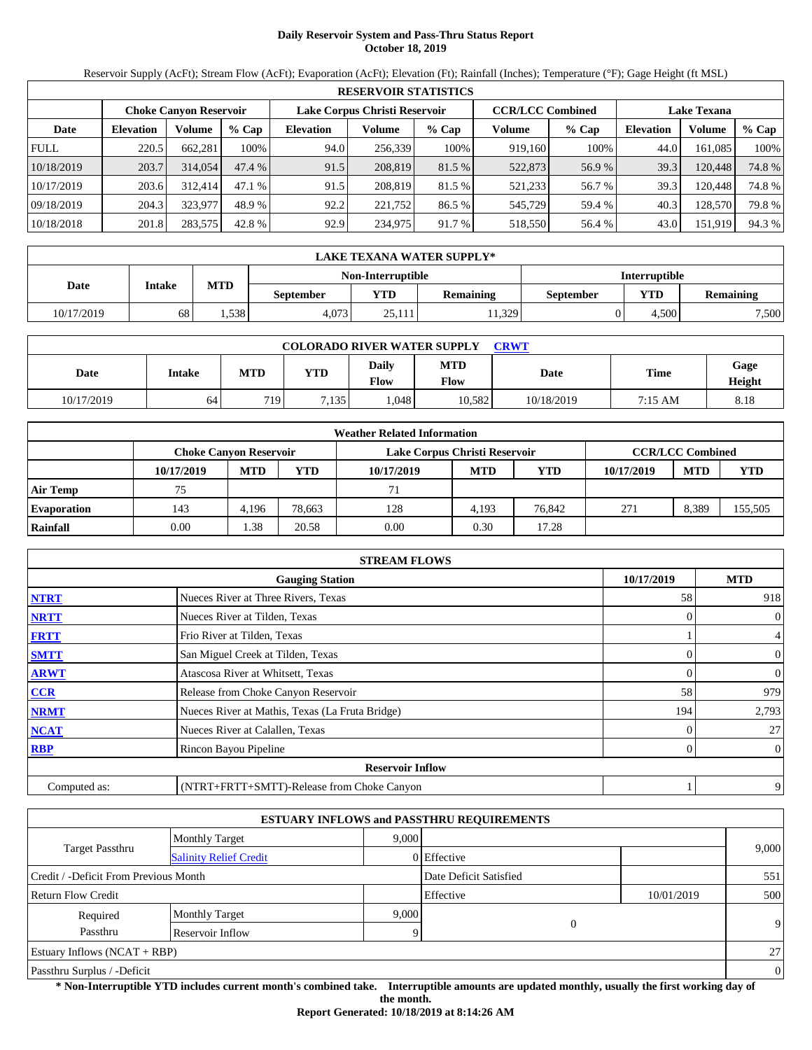# Daily Reservoir System and Pass-Thru Status Report
## October 18, 2019

Reservoir Supply (AcFt); Stream Flow (AcFt); Evaporation (AcFt); Elevation (Ft); Rainfall (Inches); Temperature (°F); Gage Height (ft MSL)

| RESERVOIR STATISTICS | | | | | | | | | | | |
|---|---|---|---|---|---|---|---|---|---|---|---|
| | Choke Canyon Reservoir | | | Lake Corpus Christi Reservoir | | | CCR/LCC Combined | | Lake Texana | | |
| Date | Elevation | Volume | % Cap | Elevation | Volume | % Cap | Volume | % Cap | Elevation | Volume | % Cap |
| FULL | 220.5 | 662,281 | 100% | 94.0 | 256,339 | 100% | 919,160 | 100% | 44.0 | 161,085 | 100% |
| 10/18/2019 | 203.7 | 314,054 | 47.4 % | 91.5 | 208,819 | 81.5 % | 522,873 | 56.9 % | 39.3 | 120,448 | 74.8 % |
| 10/17/2019 | 203.6 | 312,414 | 47.1 % | 91.5 | 208,819 | 81.5 % | 521,233 | 56.7 % | 39.3 | 120,448 | 74.8 % |
| 09/18/2019 | 204.3 | 323,977 | 48.9 % | 92.2 | 221,752 | 86.5 % | 545,729 | 59.4 % | 40.3 | 128,570 | 79.8 % |
| 10/18/2018 | 201.8 | 283,575 | 42.8 % | 92.9 | 234,975 | 91.7 % | 518,550 | 56.4 % | 43.0 | 151,919 | 94.3 % |

| LAKE TEXANA WATER SUPPLY* | | | | | | | | |
|---|---|---|---|---|---|---|---|---|
| Date | Intake | MTD | Non-Interruptible | | | Interruptible | | |
| | | | September | YTD | Remaining | September | YTD | Remaining |
| 10/17/2019 | 68 | 1,538 | 4,073 | 25,111 | 11,329 | 0 | 4,500 | 7,500 |

| COLORADO RIVER WATER SUPPLY CRWT | | | | | | | | |
|---|---|---|---|---|---|---|---|---|
| Date | Intake | MTD | YTD | Daily Flow | MTD Flow | Date | Time | Gage Height |
| 10/17/2019 | 64 | 719 | 7,135 | 1,048 | 10,582 | 10/18/2019 | 7:15 AM | 8.18 |

| Weather Related Information | | | | | | | | | |
|---|---|---|---|---|---|---|---|---|---|
| | Choke Canyon Reservoir | | | Lake Corpus Christi Reservoir | | | CCR/LCC Combined | | |
| | 10/17/2019 | MTD | YTD | 10/17/2019 | MTD | YTD | 10/17/2019 | MTD | YTD |
| Air Temp | 75 | | | 71 | | | | | |
| Evaporation | 143 | 4,196 | 78,663 | 128 | 4,193 | 76,842 | 271 | 8,389 | 155,505 |
| Rainfall | 0.00 | 1.38 | 20.58 | 0.00 | 0.30 | 17.28 | | | |

| STREAM FLOWS | | | |
|---|---|---|---|
| | Gauging Station | 10/17/2019 | MTD |
| NTRT | Nueces River at Three Rivers, Texas | 58 | 918 |
| NRTT | Nueces River at Tilden, Texas | 0 | 0 |
| FRTT | Frio River at Tilden, Texas | 1 | 4 |
| SMTT | San Miguel Creek at Tilden, Texas | 0 | 0 |
| ARWT | Atascosa River at Whitsett, Texas | 0 | 0 |
| CCR | Release from Choke Canyon Reservoir | 58 | 979 |
| NRMT | Nueces River at Mathis, Texas (La Fruta Bridge) | 194 | 2,793 |
| NCAT | Nueces River at Calallen, Texas | 0 | 27 |
| RBP | Rincon Bayou Pipeline | 0 | 0 |
| | Reservoir Inflow | | |
| Computed as: | (NTRT+FRTT+SMTT)-Release from Choke Canyon | 1 | 9 |

| ESTUARY INFLOWS and PASSTHRU REQUIREMENTS | | | | | |
|---|---|---|---|---|---|
| Target Passthru | Monthly Target | 9,000 | | | 9,000 |
| | Salinity Relief Credit | 0 | Effective | | |
| Credit / -Deficit From Previous Month | | | Date Deficit Satisfied | | 551 |
| Return Flow Credit | | | Effective | 10/01/2019 | 500 |
| Required Passthru | Monthly Target | 9,000 | 0 | | 9 |
| | Reservoir Inflow | 9 | | | |
| Estuary Inflows (NCAT + RBP) | | | | | 27 |
| Passthru Surplus / -Deficit | | | | | 0 |

**\* Non-Interruptible YTD includes current month's combined take. Interruptible amounts are updated monthly, usually the first working day of the month.**

**Report Generated: 10/18/2019 at 8:14:26 AM**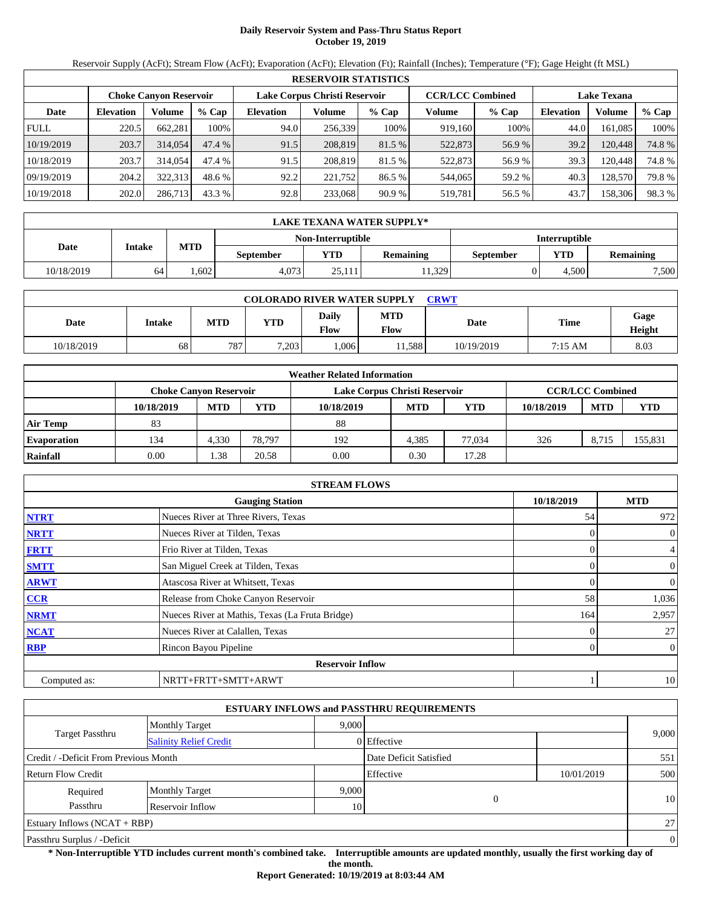# Daily Reservoir System and Pass-Thru Status Report
## October 19, 2019

Reservoir Supply (AcFt); Stream Flow (AcFt); Evaporation (AcFt); Elevation (Ft); Rainfall (Inches); Temperature (°F); Gage Height (ft MSL)

| RESERVOIR STATISTICS | | | | | | | | | | | |
|---|---|---|---|---|---|---|---|---|---|---|---|
| | Choke Canyon Reservoir | | | Lake Corpus Christi Reservoir | | | CCR/LCC Combined | | Lake Texana | | |
| Date | Elevation | Volume | % Cap | Elevation | Volume | % Cap | Volume | % Cap | Elevation | Volume | % Cap |
| FULL | 220.5 | 662,281 | 100% | 94.0 | 256,339 | 100% | 919,160 | 100% | 44.0 | 161,085 | 100% |
| 10/19/2019 | 203.7 | 314,054 | 47.4 % | 91.5 | 208,819 | 81.5 % | 522,873 | 56.9 % | 39.2 | 120,448 | 74.8 % |
| 10/18/2019 | 203.7 | 314,054 | 47.4 % | 91.5 | 208,819 | 81.5 % | 522,873 | 56.9 % | 39.3 | 120,448 | 74.8 % |
| 09/19/2019 | 204.2 | 322,313 | 48.6 % | 92.2 | 221,752 | 86.5 % | 544,065 | 59.2 % | 40.3 | 128,570 | 79.8 % |
| 10/19/2018 | 202.0 | 286,713 | 43.3 % | 92.8 | 233,068 | 90.9 % | 519,781 | 56.5 % | 43.7 | 158,306 | 98.3 % |

| LAKE TEXANA WATER SUPPLY* | | | | | | | | |
|---|---|---|---|---|---|---|---|---|
| Date | Intake | MTD | Non-Interruptible | | | Interruptible | | |
| | | | September | YTD | Remaining | September | YTD | Remaining |
| 10/18/2019 | 64 | 1,602 | 4,073 | 25,111 | 11,329 | 0 | 4,500 | 7,500 |

| COLORADO RIVER WATER SUPPLY CRWT | | | | | | | | |
|---|---|---|---|---|---|---|---|---|
| Date | Intake | MTD | YTD | Daily Flow | MTD Flow | Date | Time | Gage Height |
| 10/18/2019 | 68 | 787 | 7,203 | 1,006 | 11,588 | 10/19/2019 | 7:15 AM | 8.03 |

| Weather Related Information | | | | | | | | | |
|---|---|---|---|---|---|---|---|---|---|
| | Choke Canyon Reservoir | | | Lake Corpus Christi Reservoir | | | CCR/LCC Combined | | |
| | 10/18/2019 | MTD | YTD | 10/18/2019 | MTD | YTD | 10/18/2019 | MTD | YTD |
| Air Temp | 83 | | | 88 | | | | | |
| Evaporation | 134 | 4,330 | 78,797 | 192 | 4,385 | 77,034 | 326 | 8,715 | 155,831 |
| Rainfall | 0.00 | 1.38 | 20.58 | 0.00 | 0.30 | 17.28 | | | |

| STREAM FLOWS | | | |
|---|---|---|---|
| | Gauging Station | 10/18/2019 | MTD |
| NTRT | Nueces River at Three Rivers, Texas | 54 | 972 |
| NRTT | Nueces River at Tilden, Texas | 0 | 0 |
| FRTT | Frio River at Tilden, Texas | 0 | 4 |
| SMTT | San Miguel Creek at Tilden, Texas | 0 | 0 |
| ARWT | Atascosa River at Whitsett, Texas | 0 | 0 |
| CCR | Release from Choke Canyon Reservoir | 58 | 1,036 |
| NRMT | Nueces River at Mathis, Texas (La Fruta Bridge) | 164 | 2,957 |
| NCAT | Nueces River at Calallen, Texas | 0 | 27 |
| RBP | Rincon Bayou Pipeline | 0 | 0 |
| Reservoir Inflow | | | |
| Computed as: | NRTT+FRTT+SMTT+ARWT | 1 | 10 |

| ESTUARY INFLOWS and PASSTHRU REQUIREMENTS | | | | | |
|---|---|---|---|---|---|
| Target Passthru | Monthly Target | 9,000 | | | 9,000 |
| | Salinity Relief Credit | 0 | Effective | | |
| Credit / -Deficit From Previous Month | | | Date Deficit Satisfied | | 551 |
| Return Flow Credit | | | Effective | 10/01/2019 | 500 |
| Required Passthru | Monthly Target | 9,000 | 0 | | 10 |
| | Reservoir Inflow | 10 | | | |
| Estuary Inflows (NCAT + RBP) | | | | | 27 |
| Passthru Surplus / -Deficit | | | | | 0 |

**\* Non-Interruptible YTD includes current month's combined take. Interruptible amounts are updated monthly, usually the first working day of the month.**

**Report Generated: 10/19/2019 at 8:03:44 AM**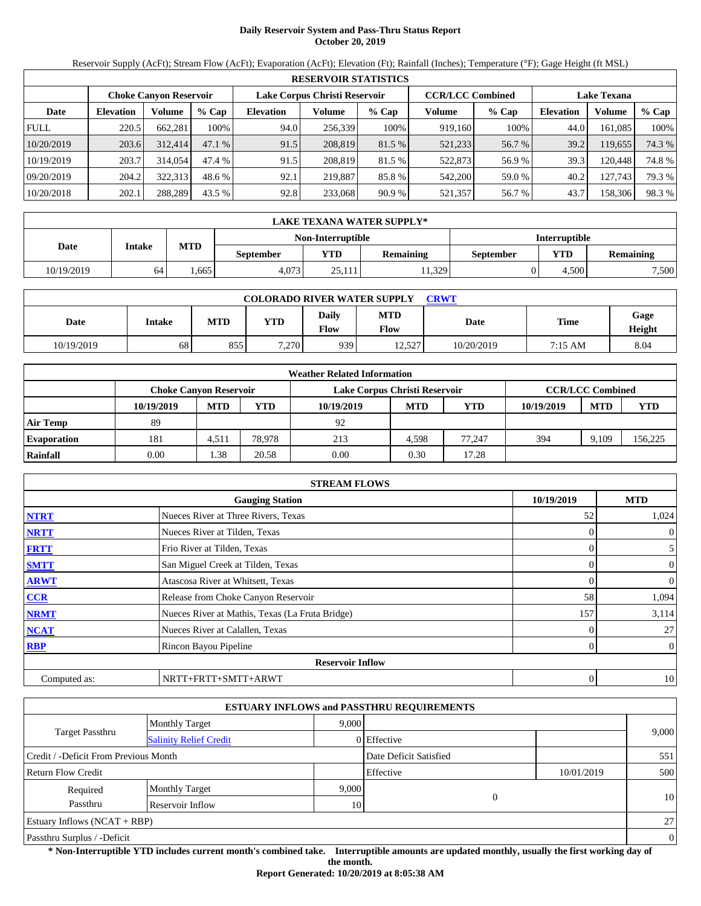# Daily Reservoir System and Pass-Thru Status Report
**October 20, 2019**

Reservoir Supply (AcFt); Stream Flow (AcFt); Evaporation (AcFt); Elevation (Ft); Rainfall (Inches); Temperature (°F); Gage Height (ft MSL)

| RESERVOIR STATISTICS | | | | | | | | | | | |
|---|---|---|---|---|---|---|---|---|---|---|---|
| | Choke Canyon Reservoir | | | Lake Corpus Christi Reservoir | | | CCR/LCC Combined | | Lake Texana | | |
| Date | Elevation | Volume | % Cap | Elevation | Volume | % Cap | Volume | % Cap | Elevation | Volume | % Cap |
| FULL | 220.5 | 662,281 | 100% | 94.0 | 256,339 | 100% | 919,160 | 100% | 44.0 | 161,085 | 100% |
| 10/20/2019 | 203.6 | 312,414 | 47.1 % | 91.5 | 208,819 | 81.5 % | 521,233 | 56.7 % | 39.2 | 119,655 | 74.3 % |
| 10/19/2019 | 203.7 | 314,054 | 47.4 % | 91.5 | 208,819 | 81.5 % | 522,873 | 56.9 % | 39.3 | 120,448 | 74.8 % |
| 09/20/2019 | 204.2 | 322,313 | 48.6 % | 92.1 | 219,887 | 85.8 % | 542,200 | 59.0 % | 40.2 | 127,743 | 79.3 % |
| 10/20/2018 | 202.1 | 288,289 | 43.5 % | 92.8 | 233,068 | 90.9 % | 521,357 | 56.7 % | 43.7 | 158,306 | 98.3 % |

| LAKE TEXANA WATER SUPPLY* | | | | | | | | |
|---|---|---|---|---|---|---|---|---|
| Date | Intake | MTD | Non-Interruptible | | | Interruptible | | |
| | | | September | YTD | Remaining | September | YTD | Remaining |
| 10/19/2019 | 64 | 1,665 | 4,073 | 25,111 | 11,329 | 0 | 4,500 | 7,500 |

| COLORADO RIVER WATER SUPPLY CRWT | | | | | | | | |
|---|---|---|---|---|---|---|---|---|
| Date | Intake | MTD | YTD | Daily Flow | MTD Flow | Date | Time | Gage Height |
| 10/19/2019 | 68 | 855 | 7,270 | 939 | 12,527 | 10/20/2020 | 7:15 AM | 8.04 |

| Weather Related Information | | | | | | | | | |
|---|---|---|---|---|---|---|---|---|---|
| | Choke Canyon Reservoir | | | Lake Corpus Christi Reservoir | | | CCR/LCC Combined | | |
| | 10/19/2019 | MTD | YTD | 10/19/2019 | MTD | YTD | 10/19/2019 | MTD | YTD |
| Air Temp | 89 | | | 92 | | | | | |
| Evaporation | 181 | 4,511 | 78,978 | 213 | 4,598 | 77,247 | 394 | 9,109 | 156,225 |
| Rainfall | 0.00 | 1.38 | 20.58 | 0.00 | 0.30 | 17.28 | | | |

| STREAM FLOWS | | | |
|---|---|---|---|
| | Gauging Station | 10/19/2019 | MTD |
| NTRT | Nueces River at Three Rivers, Texas | 52 | 1,024 |
| NRTT | Nueces River at Tilden, Texas | 0 | 0 |
| FRTT | Frio River at Tilden, Texas | 0 | 5 |
| SMTT | San Miguel Creek at Tilden, Texas | 0 | 0 |
| ARWT | Atascosa River at Whitsett, Texas | 0 | 0 |
| CCR | Release from Choke Canyon Reservoir | 58 | 1,094 |
| NRMT | Nueces River at Mathis, Texas (La Fruta Bridge) | 157 | 3,114 |
| NCAT | Nueces River at Calallen, Texas | 0 | 27 |
| RBP | Rincon Bayou Pipeline | 0 | 0 |
| | Reservoir Inflow | | |
| Computed as: | NRTT+FRTT+SMTT+ARWT | 0 | 10 |

| ESTUARY INFLOWS and PASSTHRU REQUIREMENTS | | | | | |
|---|---|---|---|---|---|
| Target Passthru | Monthly Target | 9,000 | | | 9,000 |
| | Salinity Relief Credit | 0 | Effective | | |
| Credit / -Deficit From Previous Month | | | Date Deficit Satisfied | | 551 |
| Return Flow Credit | | | Effective | 10/01/2019 | 500 |
| Required Passthru | Monthly Target | 9,000 | 0 | | 10 |
| | Reservoir Inflow | 10 | | | |
| Estuary Inflows (NCAT + RBP) | | | | | 27 |
| Passthru Surplus / -Deficit | | | | | 0 |

**\* Non-Interruptible YTD includes current month's combined take. Interruptible amounts are updated monthly, usually the first working day of the month.**

**Report Generated: 10/20/2019 at 8:05:38 AM**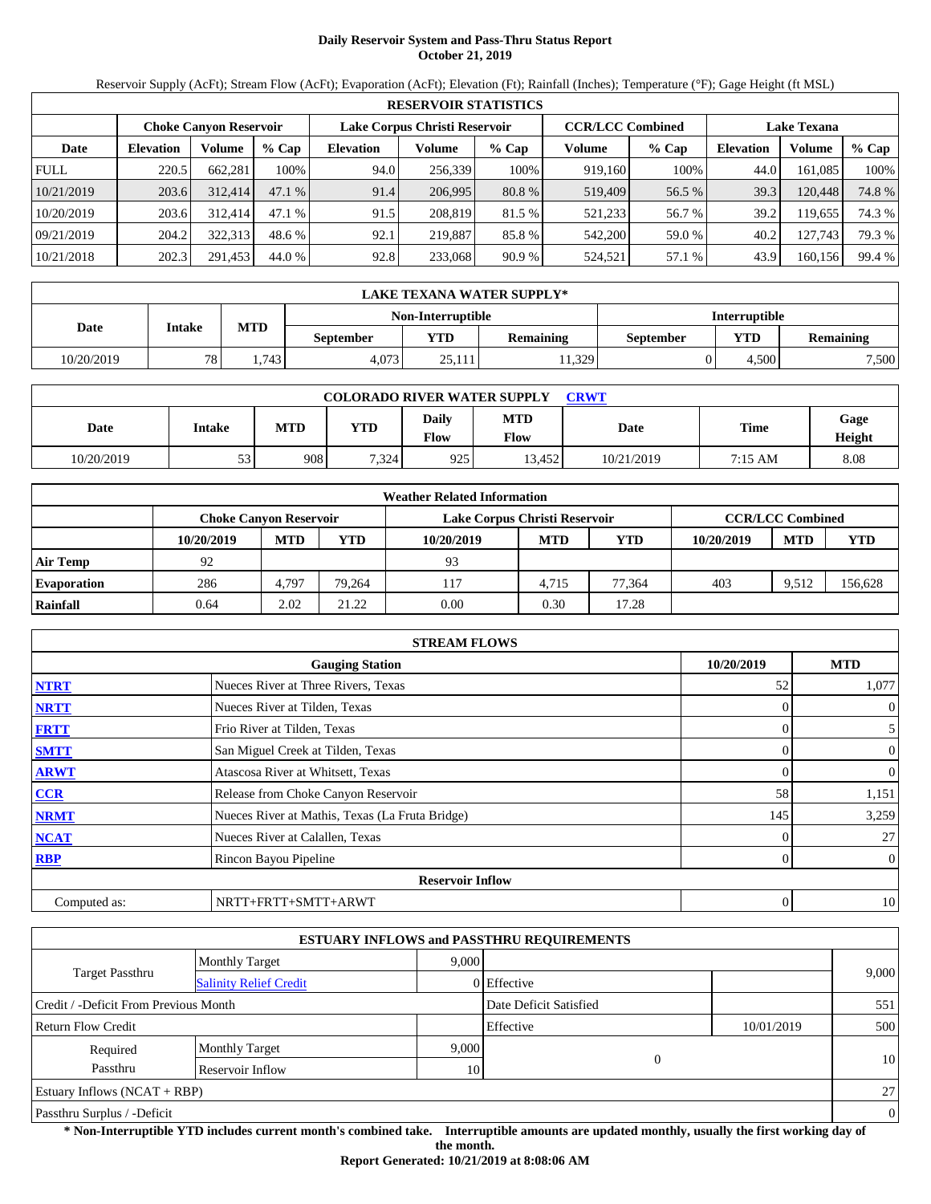# Daily Reservoir System and Pass-Thru Status Report
## October 21, 2019

Reservoir Supply (AcFt); Stream Flow (AcFt); Evaporation (AcFt); Elevation (Ft); Rainfall (Inches); Temperature (°F); Gage Height (ft MSL)

| RESERVOIR STATISTICS | | | | | | | | | | | |
|---|---|---|---|---|---|---|---|---|---|---|---|
| | Choke Canyon Reservoir | | | Lake Corpus Christi Reservoir | | | CCR/LCC Combined | | Lake Texana | | |
| Date | Elevation | Volume | % Cap | Elevation | Volume | % Cap | Volume | % Cap | Elevation | Volume | % Cap |
| FULL | 220.5 | 662,281 | 100% | 94.0 | 256,339 | 100% | 919,160 | 100% | 44.0 | 161,085 | 100% |
| 10/21/2019 | 203.6 | 312,414 | 47.1 % | 91.4 | 206,995 | 80.8 % | 519,409 | 56.5 % | 39.3 | 120,448 | 74.8 % |
| 10/20/2019 | 203.6 | 312,414 | 47.1 % | 91.5 | 208,819 | 81.5 % | 521,233 | 56.7 % | 39.2 | 119,655 | 74.3 % |
| 09/21/2019 | 204.2 | 322,313 | 48.6 % | 92.1 | 219,887 | 85.8 % | 542,200 | 59.0 % | 40.2 | 127,743 | 79.3 % |
| 10/21/2018 | 202.3 | 291,453 | 44.0 % | 92.8 | 233,068 | 90.9 % | 524,521 | 57.1 % | 43.9 | 160,156 | 99.4 % |

| LAKE TEXANA WATER SUPPLY* | | | | | | | | |
|---|---|---|---|---|---|---|---|---|
| Date | Intake | MTD | Non-Interruptible | | | Interruptible | | |
| | | | September | YTD | Remaining | September | YTD | Remaining |
| 10/20/2019 | 78 | 1,743 | 4,073 | 25,111 | 11,329 | 0 | 4,500 | 7,500 |

| COLORADO RIVER WATER SUPPLY CRWT | | | | | | | | |
|---|---|---|---|---|---|---|---|---|
| Date | Intake | MTD | YTD | Daily Flow | MTD Flow | Date | Time | Gage Height |
| 10/20/2019 | 53 | 908 | 7,324 | 925 | 13,452 | 10/21/2019 | 7:15 AM | 8.08 |

| Weather Related Information | | | | | | | | | |
|---|---|---|---|---|---|---|---|---|---|
| | Choke Canyon Reservoir | | | Lake Corpus Christi Reservoir | | | CCR/LCC Combined | | |
| | 10/20/2019 | MTD | YTD | 10/20/2019 | MTD | YTD | 10/20/2019 | MTD | YTD |
| Air Temp | 92 | | | 93 | | | | | |
| Evaporation | 286 | 4,797 | 79,264 | 117 | 4,715 | 77,364 | 403 | 9,512 | 156,628 |
| Rainfall | 0.64 | 2.02 | 21.22 | 0.00 | 0.30 | 17.28 | | | |

| STREAM FLOWS | | | |
|---|---|---|---|
| Gauging Station | | 10/20/2019 | MTD |
| NTRT | Nueces River at Three Rivers, Texas | 52 | 1,077 |
| NRTT | Nueces River at Tilden, Texas | 0 | 0 |
| FRTT | Frio River at Tilden, Texas | 0 | 5 |
| SMTT | San Miguel Creek at Tilden, Texas | 0 | 0 |
| ARWT | Atascosa River at Whitsett, Texas | 0 | 0 |
| CCR | Release from Choke Canyon Reservoir | 58 | 1,151 |
| NRMT | Nueces River at Mathis, Texas (La Fruta Bridge) | 145 | 3,259 |
| NCAT | Nueces River at Calallen, Texas | 0 | 27 |
| RBP | Rincon Bayou Pipeline | 0 | 0 |
| **Reservoir Inflow** | | | |
| Computed as: | NRTT+FRTT+SMTT+ARWT | 0 | 10 |

| ESTUARY INFLOWS and PASSTHRU REQUIREMENTS | | | | | |
|---|---|---|---|---|---|
| Target Passthru | Monthly Target | 9,000 | | | 9,000 |
| | Salinity Relief Credit | 0 | Effective | | |
| Credit / -Deficit From Previous Month | | | Date Deficit Satisfied | | 551 |
| Return Flow Credit | | | Effective | 10/01/2019 | 500 |
| Required Passthru | Monthly Target | 9,000 | 0 | | 10 |
| | Reservoir Inflow | 10 | | | |
| Estuary Inflows (NCAT + RBP) | | | | | 27 |
| Passthru Surplus / -Deficit | | | | | 0 |

**\* Non-Interruptible YTD includes current month's combined take. Interruptible amounts are updated monthly, usually the first working day of the month.**

**Report Generated: 10/21/2019 at 8:08:06 AM**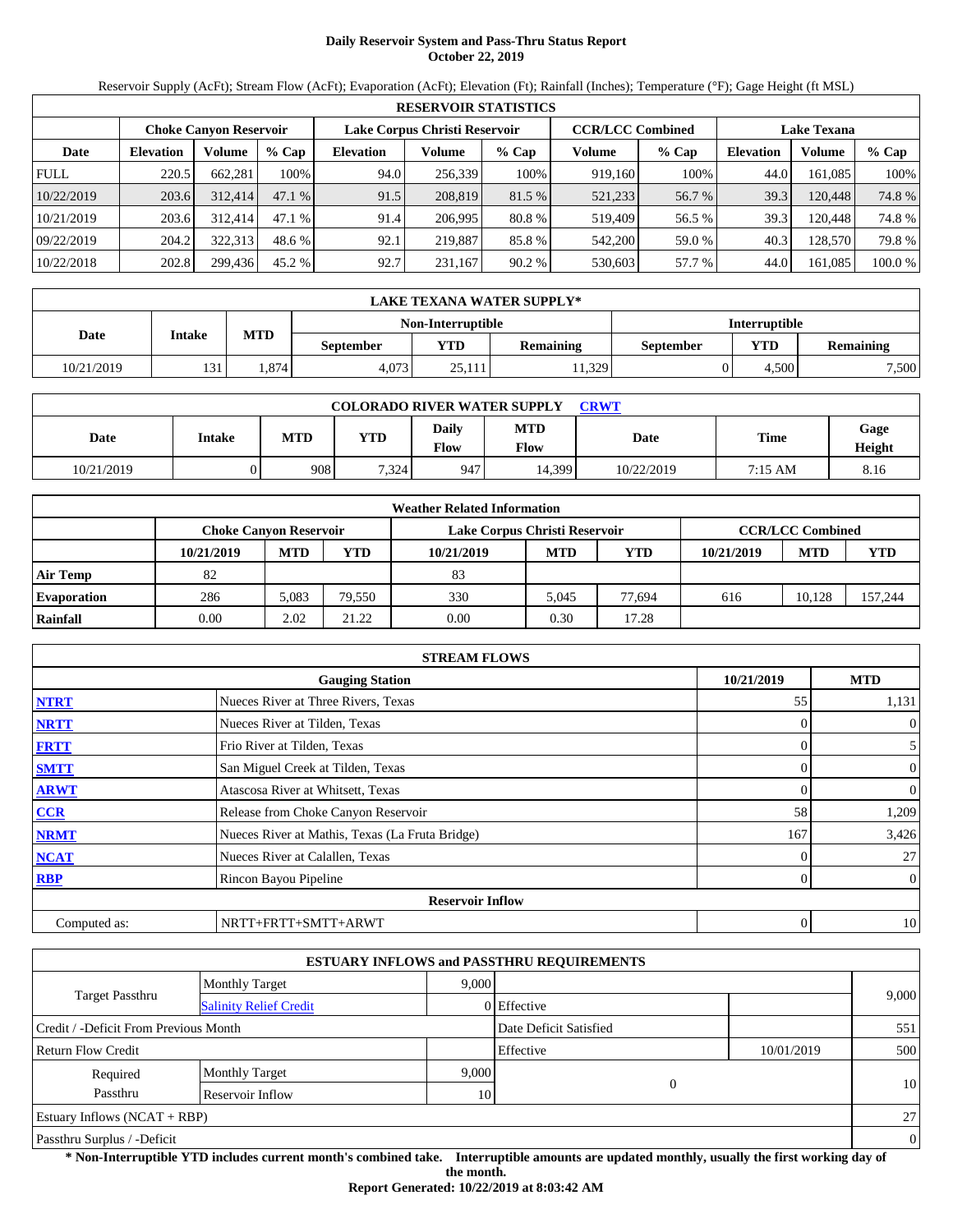# Daily Reservoir System and Pass-Thru Status Report
**October 22, 2019**

Reservoir Supply (AcFt); Stream Flow (AcFt); Evaporation (AcFt); Elevation (Ft); Rainfall (Inches); Temperature (°F); Gage Height (ft MSL)

| RESERVOIR STATISTICS | | | | | | | | | | | |
|---|---|---|---|---|---|---|---|---|---|---|---|
| | Choke Canyon Reservoir | | | Lake Corpus Christi Reservoir | | | CCR/LCC Combined | | Lake Texana | | |
| Date | Elevation | Volume | % Cap | Elevation | Volume | % Cap | Volume | % Cap | Elevation | Volume | % Cap |
| FULL | 220.5 | 662,281 | 100% | 94.0 | 256,339 | 100% | 919,160 | 100% | 44.0 | 161,085 | 100% |
| 10/22/2019 | 203.6 | 312,414 | 47.1 % | 91.5 | 208,819 | 81.5 % | 521,233 | 56.7 % | 39.3 | 120,448 | 74.8 % |
| 10/21/2019 | 203.6 | 312,414 | 47.1 % | 91.4 | 206,995 | 80.8 % | 519,409 | 56.5 % | 39.3 | 120,448 | 74.8 % |
| 09/22/2019 | 204.2 | 322,313 | 48.6 % | 92.1 | 219,887 | 85.8 % | 542,200 | 59.0 % | 40.3 | 128,570 | 79.8 % |
| 10/22/2018 | 202.8 | 299,436 | 45.2 % | 92.7 | 231,167 | 90.2 % | 530,603 | 57.7 % | 44.0 | 161,085 | 100.0 % |

| LAKE TEXANA WATER SUPPLY* | | | | | | | | |
|---|---|---|---|---|---|---|---|---|
| Date | Intake | MTD | Non-Interruptible | | | Interruptible | | |
| | | | September | YTD | Remaining | September | YTD | Remaining |
| 10/21/2019 | 131 | 1,874 | 4,073 | 25,111 | 11,329 | 0 | 4,500 | 7,500 |

| COLORADO RIVER WATER SUPPLY CRWT | | | | | | | | |
|---|---|---|---|---|---|---|---|---|
| Date | Intake | MTD | YTD | Daily Flow | MTD Flow | Date | Time | Gage Height |
| 10/21/2019 | 0 | 908 | 7,324 | 947 | 14,399 | 10/22/2019 | 7:15 AM | 8.16 |

| Weather Related Information | | | | | | | | | |
|---|---|---|---|---|---|---|---|---|---|
| | Choke Canyon Reservoir | | | Lake Corpus Christi Reservoir | | | CCR/LCC Combined | | |
| | 10/21/2019 | MTD | YTD | 10/21/2019 | MTD | YTD | 10/21/2019 | MTD | YTD |
| Air Temp | 82 | | | 83 | | | | | |
| Evaporation | 286 | 5,083 | 79,550 | 330 | 5,045 | 77,694 | 616 | 10,128 | 157,244 |
| Rainfall | 0.00 | 2.02 | 21.22 | 0.00 | 0.30 | 17.28 | | | |

| STREAM FLOWS | | | |
|---|---|---|---|
| | Gauging Station | 10/21/2019 | MTD |
| NTRT | Nueces River at Three Rivers, Texas | 55 | 1,131 |
| NRTT | Nueces River at Tilden, Texas | 0 | 0 |
| FRTT | Frio River at Tilden, Texas | 0 | 5 |
| SMTT | San Miguel Creek at Tilden, Texas | 0 | 0 |
| ARWT | Atascosa River at Whitsett, Texas | 0 | 0 |
| CCR | Release from Choke Canyon Reservoir | 58 | 1,209 |
| NRMT | Nueces River at Mathis, Texas (La Fruta Bridge) | 167 | 3,426 |
| NCAT | Nueces River at Calallen, Texas | 0 | 27 |
| RBP | Rincon Bayou Pipeline | 0 | 0 |
| | Reservoir Inflow | | |
| Computed as: | NRTT+FRTT+SMTT+ARWT | 0 | 10 |

| ESTUARY INFLOWS and PASSTHRU REQUIREMENTS | | | | | |
|---|---|---|---|---|---|
| Target Passthru | Monthly Target | 9,000 | | | 9,000 |
| | Salinity Relief Credit | 0 | Effective | | |
| Credit / -Deficit From Previous Month | | | Date Deficit Satisfied | | 551 |
| Return Flow Credit | | | Effective | 10/01/2019 | 500 |
| Required Passthru | Monthly Target | 9,000 | 0 | | 10 |
| | Reservoir Inflow | 10 | | | |
| Estuary Inflows (NCAT + RBP) | | | | | 27 |
| Passthru Surplus / -Deficit | | | | | 0 |

**\* Non-Interruptible YTD includes current month's combined take. Interruptible amounts are updated monthly, usually the first working day of the month.**

**Report Generated: 10/22/2019 at 8:03:42 AM**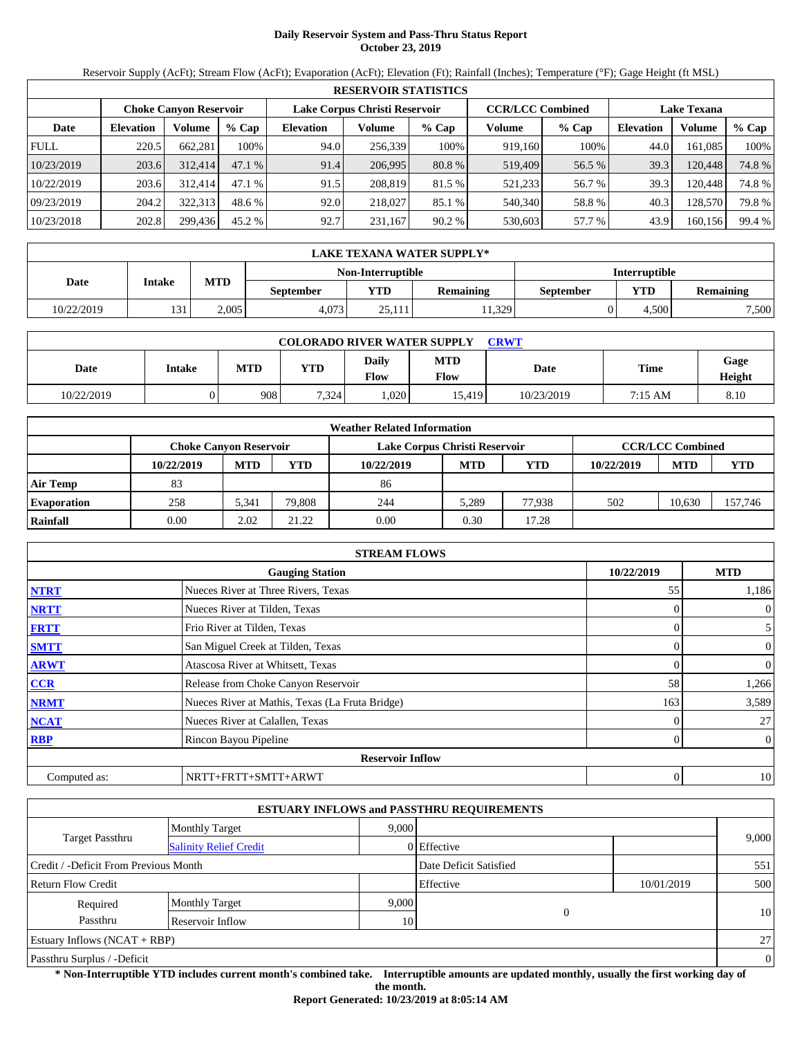# Daily Reservoir System and Pass-Thru Status Report
## October 23, 2019

Reservoir Supply (AcFt); Stream Flow (AcFt); Evaporation (AcFt); Elevation (Ft); Rainfall (Inches); Temperature (°F); Gage Height (ft MSL)

| RESERVOIR STATISTICS | | | | | | | | | | | |
|---|---|---|---|---|---|---|---|---|---|---|---|
| | Choke Canyon Reservoir | | | Lake Corpus Christi Reservoir | | | CCR/LCC Combined | | Lake Texana | | |
| Date | Elevation | Volume | % Cap | Elevation | Volume | % Cap | Volume | % Cap | Elevation | Volume | % Cap |
| FULL | 220.5 | 662,281 | 100% | 94.0 | 256,339 | 100% | 919,160 | 100% | 44.0 | 161,085 | 100% |
| 10/23/2019 | 203.6 | 312,414 | 47.1 % | 91.4 | 206,995 | 80.8 % | 519,409 | 56.5 % | 39.3 | 120,448 | 74.8 % |
| 10/22/2019 | 203.6 | 312,414 | 47.1 % | 91.5 | 208,819 | 81.5 % | 521,233 | 56.7 % | 39.3 | 120,448 | 74.8 % |
| 09/23/2019 | 204.2 | 322,313 | 48.6 % | 92.0 | 218,027 | 85.1 % | 540,340 | 58.8 % | 40.3 | 128,570 | 79.8 % |
| 10/23/2018 | 202.8 | 299,436 | 45.2 % | 92.7 | 231,167 | 90.2 % | 530,603 | 57.7 % | 43.9 | 160,156 | 99.4 % |

| LAKE TEXANA WATER SUPPLY* | | | | | | | | |
|---|---|---|---|---|---|---|---|---|
| Date | Intake | MTD | Non-Interruptible | | | Interruptible | | |
| | | | September | YTD | Remaining | September | YTD | Remaining |
| 10/22/2019 | 131 | 2,005 | 4,073 | 25,111 | 11,329 | 0 | 4,500 | 7,500 |

| COLORADO RIVER WATER SUPPLY CRWT | | | | | | | | |
|---|---|---|---|---|---|---|---|---|
| Date | Intake | MTD | YTD | Daily Flow | MTD Flow | Date | Time | Gage Height |
| 10/22/2019 | 0 | 908 | 7,324 | 1,020 | 15,419 | 10/23/2019 | 7:15 AM | 8.10 |

| Weather Related Information | | | | | | | | | |
|---|---|---|---|---|---|---|---|---|---|
| | Choke Canyon Reservoir | | | Lake Corpus Christi Reservoir | | | CCR/LCC Combined | | |
| | 10/22/2019 | MTD | YTD | 10/22/2019 | MTD | YTD | 10/22/2019 | MTD | YTD |
| Air Temp | 83 | | | 86 | | | | | |
| Evaporation | 258 | 5,341 | 79,808 | 244 | 5,289 | 77,938 | 502 | 10,630 | 157,746 |
| Rainfall | 0.00 | 2.02 | 21.22 | 0.00 | 0.30 | 17.28 | | | |

| STREAM FLOWS | | | |
|---|---|---|---|
| | Gauging Station | 10/22/2019 | MTD |
| NTRT | Nueces River at Three Rivers, Texas | 55 | 1,186 |
| NRTT | Nueces River at Tilden, Texas | 0 | 0 |
| FRTT | Frio River at Tilden, Texas | 0 | 5 |
| SMTT | San Miguel Creek at Tilden, Texas | 0 | 0 |
| ARWT | Atascosa River at Whitsett, Texas | 0 | 0 |
| CCR | Release from Choke Canyon Reservoir | 58 | 1,266 |
| NRMT | Nueces River at Mathis, Texas (La Fruta Bridge) | 163 | 3,589 |
| NCAT | Nueces River at Calallen, Texas | 0 | 27 |
| RBP | Rincon Bayou Pipeline | 0 | 0 |
| **Reservoir Inflow** | | | |
| Computed as: | NRTT+FRTT+SMTT+ARWT | 0 | 10 |

| ESTUARY INFLOWS and PASSTHRU REQUIREMENTS | | | | | |
|---|---|---|---|---|---|
| Target Passthru | Monthly Target | 9,000 | | | 9,000 |
| | Salinity Relief Credit | 0 | Effective | | |
| Credit / -Deficit From Previous Month | | | Date Deficit Satisfied | | 551 |
| Return Flow Credit | | | Effective | 10/01/2019 | 500 |
| Required Passthru | Monthly Target | 9,000 | 0 | | 10 |
| | Reservoir Inflow | 10 | | | |
| Estuary Inflows (NCAT + RBP) | | | | | 27 |
| Passthru Surplus / -Deficit | | | | | 0 |

**\* Non-Interruptible YTD includes current month's combined take. Interruptible amounts are updated monthly, usually the first working day of the month.**

**Report Generated: 10/23/2019 at 8:05:14 AM**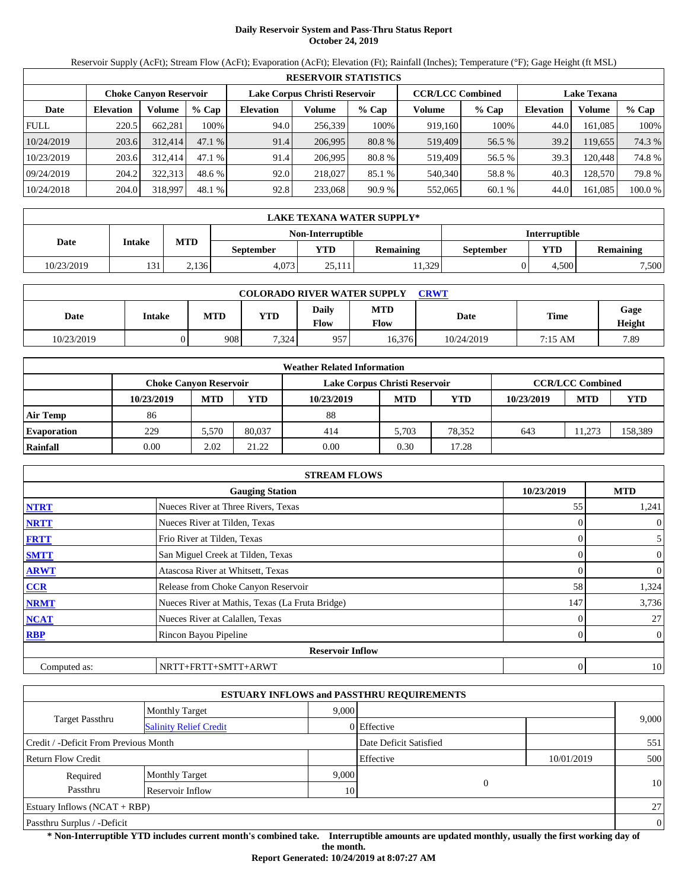# Daily Reservoir System and Pass-Thru Status Report
## October 24, 2019

Reservoir Supply (AcFt); Stream Flow (AcFt); Evaporation (AcFt); Elevation (Ft); Rainfall (Inches); Temperature (°F); Gage Height (ft MSL)

| RESERVOIR STATISTICS | | | | | | | | | | | |
|---|---|---|---|---|---|---|---|---|---|---|---|
| | Choke Canyon Reservoir | | | Lake Corpus Christi Reservoir | | | CCR/LCC Combined | | Lake Texana | | |
| Date | Elevation | Volume | % Cap | Elevation | Volume | % Cap | Volume | % Cap | Elevation | Volume | % Cap |
| FULL | 220.5 | 662,281 | 100% | 94.0 | 256,339 | 100% | 919,160 | 100% | 44.0 | 161,085 | 100% |
| 10/24/2019 | 203.6 | 312,414 | 47.1 % | 91.4 | 206,995 | 80.8 % | 519,409 | 56.5 % | 39.2 | 119,655 | 74.3 % |
| 10/23/2019 | 203.6 | 312,414 | 47.1 % | 91.4 | 206,995 | 80.8 % | 519,409 | 56.5 % | 39.3 | 120,448 | 74.8 % |
| 09/24/2019 | 204.2 | 322,313 | 48.6 % | 92.0 | 218,027 | 85.1 % | 540,340 | 58.8 % | 40.3 | 128,570 | 79.8 % |
| 10/24/2018 | 204.0 | 318,997 | 48.1 % | 92.8 | 233,068 | 90.9 % | 552,065 | 60.1 % | 44.0 | 161,085 | 100.0 % |

| LAKE TEXANA WATER SUPPLY* | | | | | | | |
|---|---|---|---|---|---|---|---|
| Date | Intake | MTD | Non-Interruptible | | | Interruptible | | |
| | | | September | YTD | Remaining | September | YTD | Remaining |
| 10/23/2019 | 131 | 2,136 | 4,073 | 25,111 | 11,329 | 0 | 4,500 | 7,500 |

| COLORADO RIVER WATER SUPPLY CRWT | | | | | | | | |
|---|---|---|---|---|---|---|---|---|
| Date | Intake | MTD | YTD | Daily Flow | MTD Flow | Date | Time | Gage Height |
| 10/23/2019 | 0 | 908 | 7,324 | 957 | 16,376 | 10/24/2019 | 7:15 AM | 7.89 |

| Weather Related Information | | | | | | | | | |
|---|---|---|---|---|---|---|---|---|---|
| | Choke Canyon Reservoir | | | Lake Corpus Christi Reservoir | | | CCR/LCC Combined | | |
| | 10/23/2019 | MTD | YTD | 10/23/2019 | MTD | YTD | 10/23/2019 | MTD | YTD |
| Air Temp | 86 | | | 88 | | | | | |
| Evaporation | 229 | 5,570 | 80,037 | 414 | 5,703 | 78,352 | 643 | 11,273 | 158,389 |
| Rainfall | 0.00 | 2.02 | 21.22 | 0.00 | 0.30 | 17.28 | | | |

| STREAM FLOWS | | | |
|---|---|---|---|
| | Gauging Station | 10/23/2019 | MTD |
| NTRT | Nueces River at Three Rivers, Texas | 55 | 1,241 |
| NRTT | Nueces River at Tilden, Texas | 0 | 0 |
| FRTT | Frio River at Tilden, Texas | 0 | 5 |
| SMTT | San Miguel Creek at Tilden, Texas | 0 | 0 |
| ARWT | Atascosa River at Whitsett, Texas | 0 | 0 |
| CCR | Release from Choke Canyon Reservoir | 58 | 1,324 |
| NRMT | Nueces River at Mathis, Texas (La Fruta Bridge) | 147 | 3,736 |
| NCAT | Nueces River at Calallen, Texas | 0 | 27 |
| RBP | Rincon Bayou Pipeline | 0 | 0 |
| **Reservoir Inflow** | | | |
| Computed as: | NRTT+FRTT+SMTT+ARWT | 0 | 10 |

| ESTUARY INFLOWS and PASSTHRU REQUIREMENTS | | | | | |
|---|---|---|---|---|---|
| Target Passthru | Monthly Target | 9,000 | | | 9,000 |
| | Salinity Relief Credit | 0 | Effective | | |
| Credit / -Deficit From Previous Month | | | Date Deficit Satisfied | | 551 |
| Return Flow Credit | | | Effective | 10/01/2019 | 500 |
| Required Passthru | Monthly Target | 9,000 | 0 | | 10 |
| | Reservoir Inflow | 10 | | | |
| Estuary Inflows (NCAT + RBP) | | | | | 27 |
| Passthru Surplus / -Deficit | | | | | 0 |

**\* Non-Interruptible YTD includes current month's combined take. Interruptible amounts are updated monthly, usually the first working day of the month.**

**Report Generated: 10/24/2019 at 8:07:27 AM**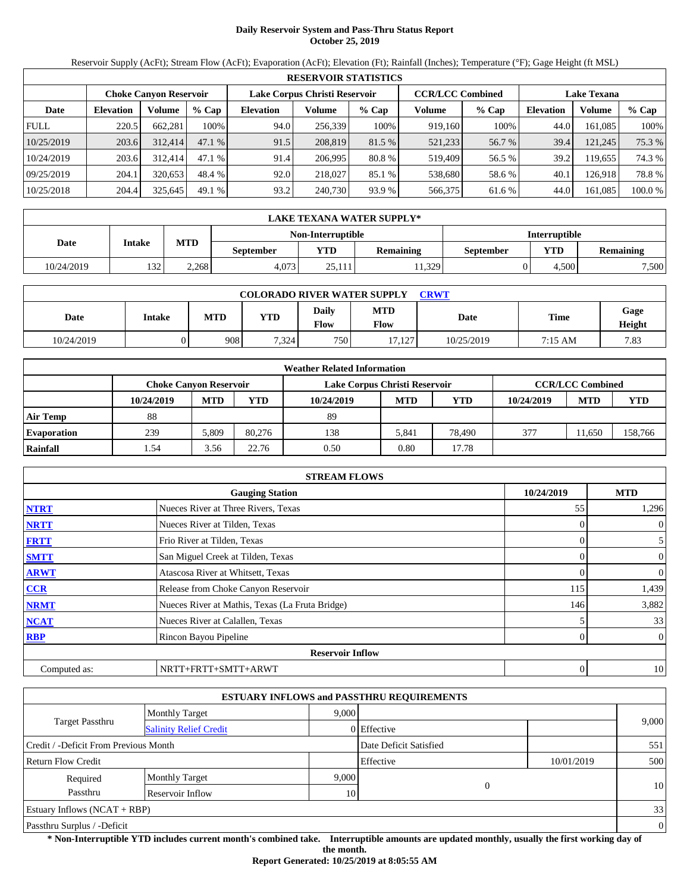# Daily Reservoir System and Pass-Thru Status Report
## October 25, 2019

Reservoir Supply (AcFt); Stream Flow (AcFt); Evaporation (AcFt); Elevation (Ft); Rainfall (Inches); Temperature (°F); Gage Height (ft MSL)

| RESERVOIR STATISTICS | | | | | | | | | | | |
|---|---|---|---|---|---|---|---|---|---|---|---|
| | Choke Canyon Reservoir | | | Lake Corpus Christi Reservoir | | | CCR/LCC Combined | | Lake Texana | | |
| Date | Elevation | Volume | % Cap | Elevation | Volume | % Cap | Volume | % Cap | Elevation | Volume | % Cap |
| FULL | 220.5 | 662,281 | 100% | 94.0 | 256,339 | 100% | 919,160 | 100% | 44.0 | 161,085 | 100% |
| 10/25/2019 | 203.6 | 312,414 | 47.1 % | 91.5 | 208,819 | 81.5 % | 521,233 | 56.7 % | 39.4 | 121,245 | 75.3 % |
| 10/24/2019 | 203.6 | 312,414 | 47.1 % | 91.4 | 206,995 | 80.8 % | 519,409 | 56.5 % | 39.2 | 119,655 | 74.3 % |
| 09/25/2019 | 204.1 | 320,653 | 48.4 % | 92.0 | 218,027 | 85.1 % | 538,680 | 58.6 % | 40.1 | 126,918 | 78.8 % |
| 10/25/2018 | 204.4 | 325,645 | 49.1 % | 93.2 | 240,730 | 93.9 % | 566,375 | 61.6 % | 44.0 | 161,085 | 100.0 % |

| LAKE TEXANA WATER SUPPLY* | | | | | | | | |
|---|---|---|---|---|---|---|---|---|
| Date | Intake | MTD | Non-Interruptible | | | Interruptible | | |
| | | | September | YTD | Remaining | September | YTD | Remaining |
| 10/24/2019 | 132 | 2,268 | 4,073 | 25,111 | 11,329 | 0 | 4,500 | 7,500 |

| COLORADO RIVER WATER SUPPLY CRWT | | | | | | | | |
|---|---|---|---|---|---|---|---|---|
| Date | Intake | MTD | YTD | Daily Flow | MTD Flow | Date | Time | Gage Height |
| 10/24/2019 | 0 | 908 | 7,324 | 750 | 17,127 | 10/25/2019 | 7:15 AM | 7.83 |

| Weather Related Information | | | | | | | | | |
|---|---|---|---|---|---|---|---|---|---|
| | Choke Canyon Reservoir | | | Lake Corpus Christi Reservoir | | | CCR/LCC Combined | | |
| | 10/24/2019 | MTD | YTD | 10/24/2019 | MTD | YTD | 10/24/2019 | MTD | YTD |
| Air Temp | 88 | | | 89 | | | | | |
| Evaporation | 239 | 5,809 | 80,276 | 138 | 5,841 | 78,490 | 377 | 11,650 | 158,766 |
| Rainfall | 1.54 | 3.56 | 22.76 | 0.50 | 0.80 | 17.78 | | | |

| STREAM FLOWS | | | |
|---|---|---|---|
| | Gauging Station | 10/24/2019 | MTD |
| NTRT | Nueces River at Three Rivers, Texas | 55 | 1,296 |
| NRTT | Nueces River at Tilden, Texas | 0 | 0 |
| FRTT | Frio River at Tilden, Texas | 0 | 5 |
| SMTT | San Miguel Creek at Tilden, Texas | 0 | 0 |
| ARWT | Atascosa River at Whitsett, Texas | 0 | 0 |
| CCR | Release from Choke Canyon Reservoir | 115 | 1,439 |
| NRMT | Nueces River at Mathis, Texas (La Fruta Bridge) | 146 | 3,882 |
| NCAT | Nueces River at Calallen, Texas | 5 | 33 |
| RBP | Rincon Bayou Pipeline | 0 | 0 |
| | Reservoir Inflow | | |
| Computed as: | NRTT+FRTT+SMTT+ARWT | 0 | 10 |

| ESTUARY INFLOWS and PASSTHRU REQUIREMENTS | | | | | |
|---|---|---|---|---|---|
| Target Passthru | Monthly Target | 9,000 | | | 9,000 |
| | Salinity Relief Credit | 0 | Effective | | |
| Credit / -Deficit From Previous Month | | | Date Deficit Satisfied | | 551 |
| Return Flow Credit | | | Effective | 10/01/2019 | 500 |
| Required Passthru | Monthly Target | 9,000 | 0 | | 10 |
| | Reservoir Inflow | 10 | | | |
| Estuary Inflows (NCAT + RBP) | | | | | 33 |
| Passthru Surplus / -Deficit | | | | | 0 |

**\* Non-Interruptible YTD includes current month's combined take. Interruptible amounts are updated monthly, usually the first working day of the month.**

**Report Generated: 10/25/2019 at 8:05:55 AM**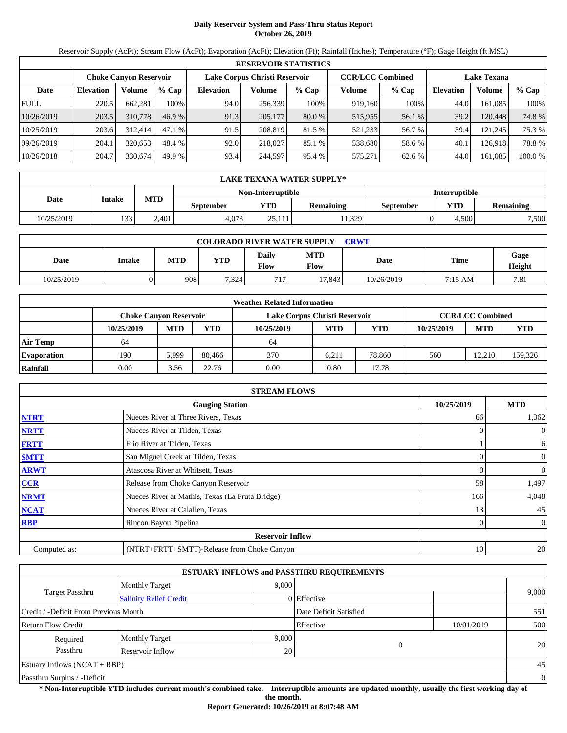# Daily Reservoir System and Pass-Thru Status Report
## October 26, 2019

Reservoir Supply (AcFt); Stream Flow (AcFt); Evaporation (AcFt); Elevation (Ft); Rainfall (Inches); Temperature (°F); Gage Height (ft MSL)

| RESERVOIR STATISTICS | | | | | | | | | | | |
|---|---|---|---|---|---|---|---|---|---|---|---|
| | Choke Canyon Reservoir | | | Lake Corpus Christi Reservoir | | | CCR/LCC Combined | | Lake Texana | | |
| Date | Elevation | Volume | % Cap | Elevation | Volume | % Cap | Volume | % Cap | Elevation | Volume | % Cap |
| FULL | 220.5 | 662,281 | 100% | 94.0 | 256,339 | 100% | 919,160 | 100% | 44.0 | 161,085 | 100% |
| 10/26/2019 | 203.5 | 310,778 | 46.9 % | 91.3 | 205,177 | 80.0 % | 515,955 | 56.1 % | 39.2 | 120,448 | 74.8 % |
| 10/25/2019 | 203.6 | 312,414 | 47.1 % | 91.5 | 208,819 | 81.5 % | 521,233 | 56.7 % | 39.4 | 121,245 | 75.3 % |
| 09/26/2019 | 204.1 | 320,653 | 48.4 % | 92.0 | 218,027 | 85.1 % | 538,680 | 58.6 % | 40.1 | 126,918 | 78.8 % |
| 10/26/2018 | 204.7 | 330,674 | 49.9 % | 93.4 | 244,597 | 95.4 % | 575,271 | 62.6 % | 44.0 | 161,085 | 100.0 % |

| LAKE TEXANA WATER SUPPLY* | | | | | | | |
|---|---|---|---|---|---|---|---|
| Date | Intake | MTD | Non-Interruptible | | | Interruptible | | |
| | | | September | YTD | Remaining | September | YTD | Remaining |
| 10/25/2019 | 133 | 2,401 | 4,073 | 25,111 | 11,329 | 0 | 4,500 | 7,500 |

| COLORADO RIVER WATER SUPPLY CRWT | | | | | | | | |
|---|---|---|---|---|---|---|---|---|
| Date | Intake | MTD | YTD | Daily Flow | MTD Flow | Date | Time | Gage Height |
| 10/25/2019 | 0 | 908 | 7,324 | 717 | 17,843 | 10/26/2019 | 7:15 AM | 7.81 |

| Weather Related Information | | | | | | | | | |
|---|---|---|---|---|---|---|---|---|---|
| | Choke Canyon Reservoir | | | Lake Corpus Christi Reservoir | | | CCR/LCC Combined | | |
| | 10/25/2019 | MTD | YTD | 10/25/2019 | MTD | YTD | 10/25/2019 | MTD | YTD |
| Air Temp | 64 | | | 64 | | | | | |
| Evaporation | 190 | 5,999 | 80,466 | 370 | 6,211 | 78,860 | 560 | 12,210 | 159,326 |
| Rainfall | 0.00 | 3.56 | 22.76 | 0.00 | 0.80 | 17.78 | | | |

| STREAM FLOWS | | | |
|---|---|---|---|
| | Gauging Station | 10/25/2019 | MTD |
| NTRT | Nueces River at Three Rivers, Texas | 66 | 1,362 |
| NRTT | Nueces River at Tilden, Texas | 0 | 0 |
| FRTT | Frio River at Tilden, Texas | 1 | 6 |
| SMTT | San Miguel Creek at Tilden, Texas | 0 | 0 |
| ARWT | Atascosa River at Whitsett, Texas | 0 | 0 |
| CCR | Release from Choke Canyon Reservoir | 58 | 1,497 |
| NRMT | Nueces River at Mathis, Texas (La Fruta Bridge) | 166 | 4,048 |
| NCAT | Nueces River at Calallen, Texas | 13 | 45 |
| RBP | Rincon Bayou Pipeline | 0 | 0 |
| | Reservoir Inflow | | |
| Computed as: | (NTRT+FRTT+SMTT)-Release from Choke Canyon | 10 | 20 |

| ESTUARY INFLOWS and PASSTHRU REQUIREMENTS | | | | | |
|---|---|---|---|---|---|
| Target Passthru | Monthly Target | 9,000 | | | 9,000 |
| | Salinity Relief Credit | 0 | Effective | | |
| Credit / -Deficit From Previous Month | | | Date Deficit Satisfied | | 551 |
| Return Flow Credit | | | Effective | 10/01/2019 | 500 |
| Required Passthru | Monthly Target | 9,000 | 0 | | 20 |
| | Reservoir Inflow | 20 | | | |
| Estuary Inflows (NCAT + RBP) | | | | | 45 |
| Passthru Surplus / -Deficit | | | | | 0 |

**\* Non-Interruptible YTD includes current month's combined take. Interruptible amounts are updated monthly, usually the first working day of the month.**

**Report Generated: 10/26/2019 at 8:07:48 AM**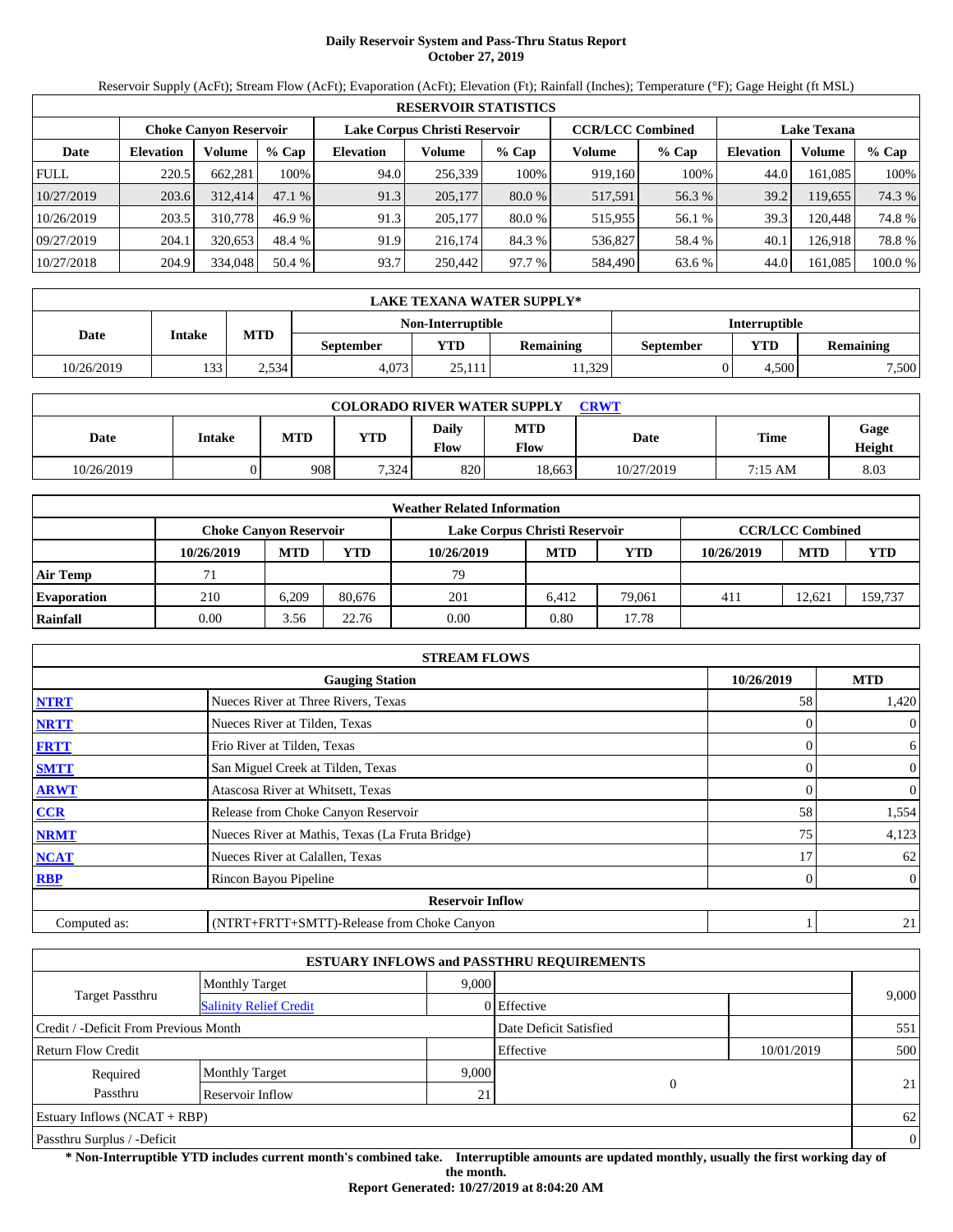# Daily Reservoir System and Pass-Thru Status Report
## October 27, 2019

Reservoir Supply (AcFt); Stream Flow (AcFt); Evaporation (AcFt); Elevation (Ft); Rainfall (Inches); Temperature (°F); Gage Height (ft MSL)

| RESERVOIR STATISTICS | | | | | | | | | | | |
|---|---|---|---|---|---|---|---|---|---|---|---|
| | Choke Canyon Reservoir | | | Lake Corpus Christi Reservoir | | | CCR/LCC Combined | | Lake Texana | | |
| Date | Elevation | Volume | % Cap | Elevation | Volume | % Cap | Volume | % Cap | Elevation | Volume | % Cap |
| FULL | 220.5 | 662,281 | 100% | 94.0 | 256,339 | 100% | 919,160 | 100% | 44.0 | 161,085 | 100% |
| 10/27/2019 | 203.6 | 312,414 | 47.1 % | 91.3 | 205,177 | 80.0 % | 517,591 | 56.3 % | 39.2 | 119,655 | 74.3 % |
| 10/26/2019 | 203.5 | 310,778 | 46.9 % | 91.3 | 205,177 | 80.0 % | 515,955 | 56.1 % | 39.3 | 120,448 | 74.8 % |
| 09/27/2019 | 204.1 | 320,653 | 48.4 % | 91.9 | 216,174 | 84.3 % | 536,827 | 58.4 % | 40.1 | 126,918 | 78.8 % |
| 10/27/2018 | 204.9 | 334,048 | 50.4 % | 93.7 | 250,442 | 97.7 % | 584,490 | 63.6 % | 44.0 | 161,085 | 100.0 % |

| LAKE TEXANA WATER SUPPLY* | | | | | | | | |
|---|---|---|---|---|---|---|---|---|
| Date | Intake | MTD | Non-Interruptible | | | Interruptible | | |
| | | | September | YTD | Remaining | September | YTD | Remaining |
| 10/26/2019 | 133 | 2,534 | 4,073 | 25,111 | 11,329 | 0 | 4,500 | 7,500 |

| COLORADO RIVER WATER SUPPLY CRWT | | | | | | | | |
|---|---|---|---|---|---|---|---|---|
| Date | Intake | MTD | YTD | Daily Flow | MTD Flow | Date | Time | Gage Height |
| 10/26/2019 | 0 | 908 | 7,324 | 820 | 18,663 | 10/27/2019 | 7:15 AM | 8.03 |

| Weather Related Information | | | | | | | | | |
|---|---|---|---|---|---|---|---|---|---|
| | Choke Canyon Reservoir | | | Lake Corpus Christi Reservoir | | | CCR/LCC Combined | | |
| | 10/26/2019 | MTD | YTD | 10/26/2019 | MTD | YTD | 10/26/2019 | MTD | YTD |
| Air Temp | 71 | | | 79 | | | | | |
| Evaporation | 210 | 6,209 | 80,676 | 201 | 6,412 | 79,061 | 411 | 12,621 | 159,737 |
| Rainfall | 0.00 | 3.56 | 22.76 | 0.00 | 0.80 | 17.78 | | | |

| STREAM FLOWS | | | |
|---|---|---|---|
| | Gauging Station | 10/26/2019 | MTD |
| NTRT | Nueces River at Three Rivers, Texas | 58 | 1,420 |
| NRTT | Nueces River at Tilden, Texas | 0 | 0 |
| FRTT | Frio River at Tilden, Texas | 0 | 6 |
| SMTT | San Miguel Creek at Tilden, Texas | 0 | 0 |
| ARWT | Atascosa River at Whitsett, Texas | 0 | 0 |
| CCR | Release from Choke Canyon Reservoir | 58 | 1,554 |
| NRMT | Nueces River at Mathis, Texas (La Fruta Bridge) | 75 | 4,123 |
| NCAT | Nueces River at Calallen, Texas | 17 | 62 |
| RBP | Rincon Bayou Pipeline | 0 | 0 |
| | Reservoir Inflow | | |
| Computed as: | (NTRT+FRTT+SMTT)-Release from Choke Canyon | 1 | 21 |

| ESTUARY INFLOWS and PASSTHRU REQUIREMENTS | | | | | |
|---|---|---|---|---|---|
| Target Passthru | Monthly Target | 9,000 | | | 9,000 |
| | Salinity Relief Credit | 0 | Effective | | |
| Credit / -Deficit From Previous Month | | | Date Deficit Satisfied | | 551 |
| Return Flow Credit | | | Effective | 10/01/2019 | 500 |
| Required Passthru | Monthly Target | 9,000 | 0 | | 21 |
| | Reservoir Inflow | 21 | | | |
| Estuary Inflows (NCAT + RBP) | | | | | 62 |
| Passthru Surplus / -Deficit | | | | | 0 |

**\* Non-Interruptible YTD includes current month's combined take. Interruptible amounts are updated monthly, usually the first working day of the month.**

**Report Generated: 10/27/2019 at 8:04:20 AM**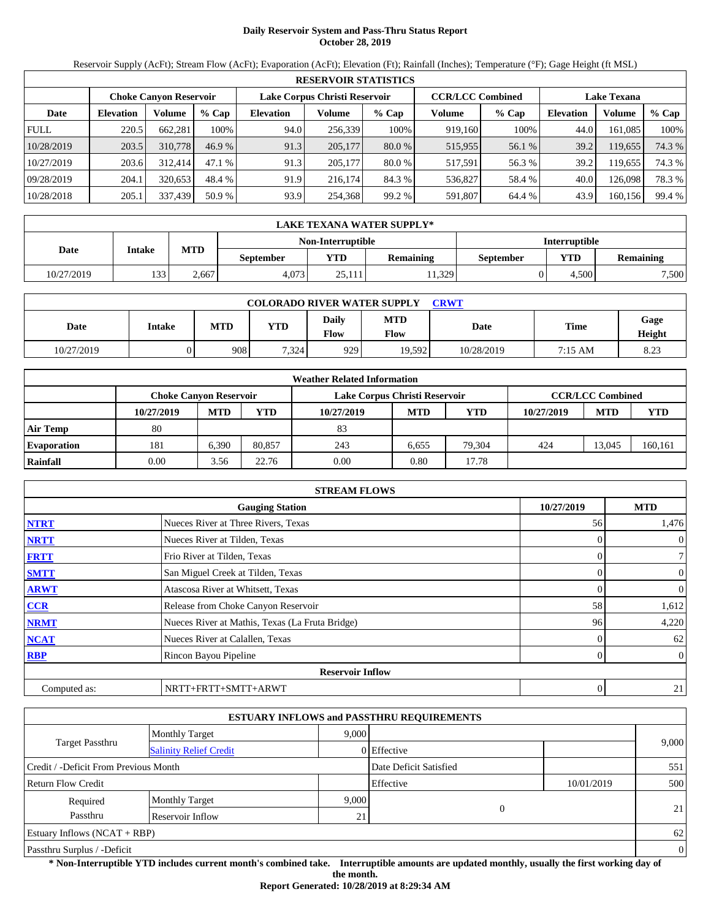# Daily Reservoir System and Pass-Thru Status Report
## October 28, 2019

Reservoir Supply (AcFt); Stream Flow (AcFt); Evaporation (AcFt); Elevation (Ft); Rainfall (Inches); Temperature (°F); Gage Height (ft MSL)

| RESERVOIR STATISTICS | | | | | | | | | | | |
|---|---|---|---|---|---|---|---|---|---|---|---|
| | Choke Canyon Reservoir | | | Lake Corpus Christi Reservoir | | | CCR/LCC Combined | | Lake Texana | | |
| Date | Elevation | Volume | % Cap | Elevation | Volume | % Cap | Volume | % Cap | Elevation | Volume | % Cap |
| FULL | 220.5 | 662,281 | 100% | 94.0 | 256,339 | 100% | 919,160 | 100% | 44.0 | 161,085 | 100% |
| 10/28/2019 | 203.5 | 310,778 | 46.9 % | 91.3 | 205,177 | 80.0 % | 515,955 | 56.1 % | 39.2 | 119,655 | 74.3 % |
| 10/27/2019 | 203.6 | 312,414 | 47.1 % | 91.3 | 205,177 | 80.0 % | 517,591 | 56.3 % | 39.2 | 119,655 | 74.3 % |
| 09/28/2019 | 204.1 | 320,653 | 48.4 % | 91.9 | 216,174 | 84.3 % | 536,827 | 58.4 % | 40.0 | 126,098 | 78.3 % |
| 10/28/2018 | 205.1 | 337,439 | 50.9 % | 93.9 | 254,368 | 99.2 % | 591,807 | 64.4 % | 43.9 | 160,156 | 99.4 % |

| LAKE TEXANA WATER SUPPLY* | | | | | | | | |
|---|---|---|---|---|---|---|---|---|
| Date | Intake | MTD | Non-Interruptible | | | Interruptible | | |
| | | | September | YTD | Remaining | September | YTD | Remaining |
| 10/27/2019 | 133 | 2,667 | 4,073 | 25,111 | 11,329 | 0 | 4,500 | 7,500 |

| COLORADO RIVER WATER SUPPLY CRWT | | | | | | | | |
|---|---|---|---|---|---|---|---|---|
| Date | Intake | MTD | YTD | Daily Flow | MTD Flow | Date | Time | Gage Height |
| 10/27/2019 | 0 | 908 | 7,324 | 929 | 19,592 | 10/28/2019 | 7:15 AM | 8.23 |

| Weather Related Information | | | | | | | | | |
|---|---|---|---|---|---|---|---|---|---|
| | Choke Canyon Reservoir | | | Lake Corpus Christi Reservoir | | | CCR/LCC Combined | | |
| | 10/27/2019 | MTD | YTD | 10/27/2019 | MTD | YTD | 10/27/2019 | MTD | YTD |
| Air Temp | 80 | | | 83 | | | | | |
| Evaporation | 181 | 6,390 | 80,857 | 243 | 6,655 | 79,304 | 424 | 13,045 | 160,161 |
| Rainfall | 0.00 | 3.56 | 22.76 | 0.00 | 0.80 | 17.78 | | | |

| STREAM FLOWS | | | |
|---|---|---|---|
| | Gauging Station | 10/27/2019 | MTD |
| NTRT | Nueces River at Three Rivers, Texas | 56 | 1,476 |
| NRTT | Nueces River at Tilden, Texas | 0 | 0 |
| FRTT | Frio River at Tilden, Texas | 0 | 7 |
| SMTT | San Miguel Creek at Tilden, Texas | 0 | 0 |
| ARWT | Atascosa River at Whitsett, Texas | 0 | 0 |
| CCR | Release from Choke Canyon Reservoir | 58 | 1,612 |
| NRMT | Nueces River at Mathis, Texas (La Fruta Bridge) | 96 | 4,220 |
| NCAT | Nueces River at Calallen, Texas | 0 | 62 |
| RBP | Rincon Bayou Pipeline | 0 | 0 |
| **Reservoir Inflow** | | | |
| Computed as: | NRTT+FRTT+SMTT+ARWT | 0 | 21 |

| ESTUARY INFLOWS and PASSTHRU REQUIREMENTS | | | | | |
|---|---|---|---|---|---|
| Target Passthru | Monthly Target | 9,000 | | | 9,000 |
| | Salinity Relief Credit | 0 | Effective | | |
| Credit / -Deficit From Previous Month | | | Date Deficit Satisfied | | 551 |
| Return Flow Credit | | | Effective | 10/01/2019 | 500 |
| Required Passthru | Monthly Target | 9,000 | 0 | | 21 |
| | Reservoir Inflow | 21 | | | |
| Estuary Inflows (NCAT + RBP) | | | | | 62 |
| Passthru Surplus / -Deficit | | | | | 0 |

**\* Non-Interruptible YTD includes current month's combined take. Interruptible amounts are updated monthly, usually the first working day of the month.**

**Report Generated: 10/28/2019 at 8:29:34 AM**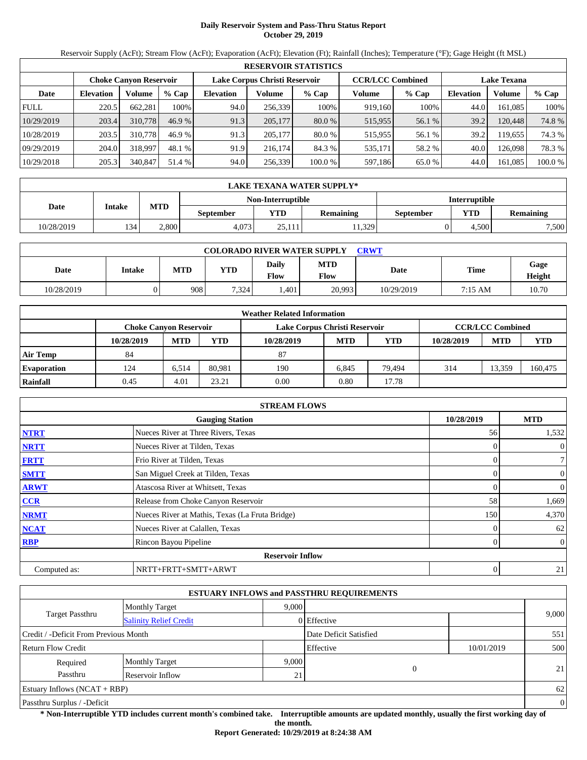# Daily Reservoir System and Pass-Thru Status Report
## October 29, 2019

Reservoir Supply (AcFt); Stream Flow (AcFt); Evaporation (AcFt); Elevation (Ft); Rainfall (Inches); Temperature (°F); Gage Height (ft MSL)

| RESERVOIR STATISTICS | | | | | | | | | | | |
|---|---|---|---|---|---|---|---|---|---|---|---|
| | Choke Canyon Reservoir | | | Lake Corpus Christi Reservoir | | | CCR/LCC Combined | | Lake Texana | | |
| Date | Elevation | Volume | % Cap | Elevation | Volume | % Cap | Volume | % Cap | Elevation | Volume | % Cap |
| FULL | 220.5 | 662,281 | 100% | 94.0 | 256,339 | 100% | 919,160 | 100% | 44.0 | 161,085 | 100% |
| 10/29/2019 | 203.4 | 310,778 | 46.9 % | 91.3 | 205,177 | 80.0 % | 515,955 | 56.1 % | 39.2 | 120,448 | 74.8 % |
| 10/28/2019 | 203.5 | 310,778 | 46.9 % | 91.3 | 205,177 | 80.0 % | 515,955 | 56.1 % | 39.2 | 119,655 | 74.3 % |
| 09/29/2019 | 204.0 | 318,997 | 48.1 % | 91.9 | 216,174 | 84.3 % | 535,171 | 58.2 % | 40.0 | 126,098 | 78.3 % |
| 10/29/2018 | 205.3 | 340,847 | 51.4 % | 94.0 | 256,339 | 100.0 % | 597,186 | 65.0 % | 44.0 | 161,085 | 100.0 % |

| LAKE TEXANA WATER SUPPLY* | | | | | | | | |
|---|---|---|---|---|---|---|---|---|
| Date | Intake | MTD | Non-Interruptible | | | Interruptible | | |
| | | | September | YTD | Remaining | September | YTD | Remaining |
| 10/28/2019 | 134 | 2,800 | 4,073 | 25,111 | 11,329 | 0 | 4,500 | 7,500 |

| COLORADO RIVER WATER SUPPLY CRWT | | | | | | | | |
|---|---|---|---|---|---|---|---|---|
| Date | Intake | MTD | YTD | Daily Flow | MTD Flow | Date | Time | Gage Height |
| 10/28/2019 | 0 | 908 | 7,324 | 1,401 | 20,993 | 10/29/2019 | 7:15 AM | 10.70 |

| Weather Related Information | | | | | | | | | |
|---|---|---|---|---|---|---|---|---|---|
| | Choke Canyon Reservoir | | | Lake Corpus Christi Reservoir | | | CCR/LCC Combined | | |
| | 10/28/2019 | MTD | YTD | 10/28/2019 | MTD | YTD | 10/28/2019 | MTD | YTD |
| Air Temp | 84 | | | 87 | | | | | |
| Evaporation | 124 | 6,514 | 80,981 | 190 | 6,845 | 79,494 | 314 | 13,359 | 160,475 |
| Rainfall | 0.45 | 4.01 | 23.21 | 0.00 | 0.80 | 17.78 | | | |

| STREAM FLOWS | | | |
|---|---|---|---|
| | Gauging Station | 10/28/2019 | MTD |
| NTRT | Nueces River at Three Rivers, Texas | 56 | 1,532 |
| NRTT | Nueces River at Tilden, Texas | 0 | 0 |
| FRTT | Frio River at Tilden, Texas | 0 | 7 |
| SMTT | San Miguel Creek at Tilden, Texas | 0 | 0 |
| ARWT | Atascosa River at Whitsett, Texas | 0 | 0 |
| CCR | Release from Choke Canyon Reservoir | 58 | 1,669 |
| NRMT | Nueces River at Mathis, Texas (La Fruta Bridge) | 150 | 4,370 |
| NCAT | Nueces River at Calallen, Texas | 0 | 62 |
| RBP | Rincon Bayou Pipeline | 0 | 0 |
| **Reservoir Inflow** | | | |
| Computed as: | NRTT+FRTT+SMTT+ARWT | 0 | 21 |

| ESTUARY INFLOWS and PASSTHRU REQUIREMENTS | | | | | |
|---|---|---|---|---|---|
| Target Passthru | Monthly Target | 9,000 | | | 9,000 |
| | Salinity Relief Credit | 0 | Effective | | |
| Credit / -Deficit From Previous Month | | | Date Deficit Satisfied | | 551 |
| Return Flow Credit | | | Effective | 10/01/2019 | 500 |
| Required Passthru | Monthly Target | 9,000 | 0 | | 21 |
| | Reservoir Inflow | 21 | | | |
| Estuary Inflows (NCAT + RBP) | | | | | 62 |
| Passthru Surplus / -Deficit | | | | | 0 |

**\* Non-Interruptible YTD includes current month's combined take. Interruptible amounts are updated monthly, usually the first working day of the month.**

**Report Generated: 10/29/2019 at 8:24:38 AM**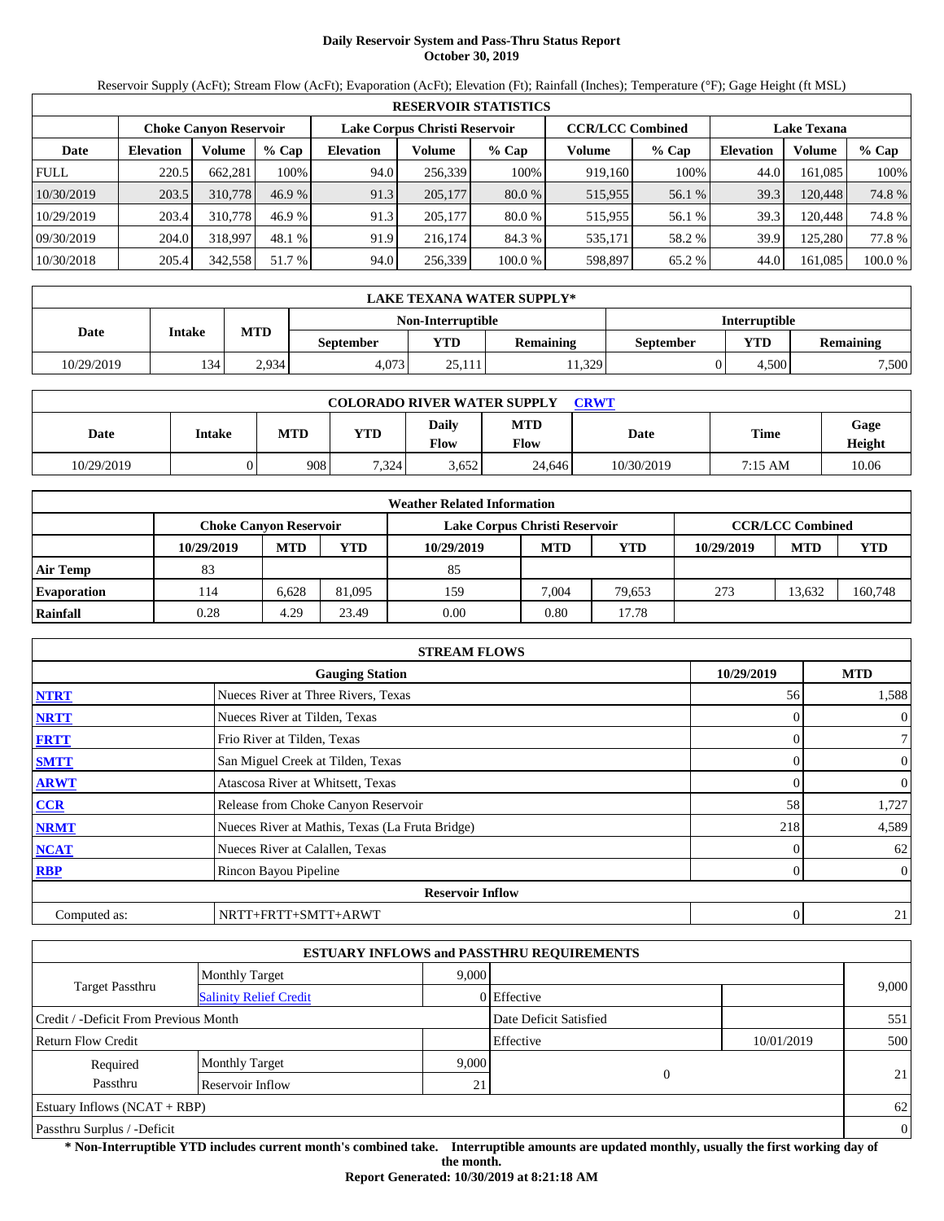# Daily Reservoir System and Pass-Thru Status Report
## October 30, 2019

Reservoir Supply (AcFt); Stream Flow (AcFt); Evaporation (AcFt); Elevation (Ft); Rainfall (Inches); Temperature (°F); Gage Height (ft MSL)

| RESERVOIR STATISTICS | | | | | | | | | | | |
|---|---|---|---|---|---|---|---|---|---|---|---|
| | Choke Canyon Reservoir | | | Lake Corpus Christi Reservoir | | | CCR/LCC Combined | | Lake Texana | | |
| Date | Elevation | Volume | % Cap | Elevation | Volume | % Cap | Volume | % Cap | Elevation | Volume | % Cap |
| FULL | 220.5 | 662,281 | 100% | 94.0 | 256,339 | 100% | 919,160 | 100% | 44.0 | 161,085 | 100% |
| 10/30/2019 | 203.5 | 310,778 | 46.9 % | 91.3 | 205,177 | 80.0 % | 515,955 | 56.1 % | 39.3 | 120,448 | 74.8 % |
| 10/29/2019 | 203.4 | 310,778 | 46.9 % | 91.3 | 205,177 | 80.0 % | 515,955 | 56.1 % | 39.3 | 120,448 | 74.8 % |
| 09/30/2019 | 204.0 | 318,997 | 48.1 % | 91.9 | 216,174 | 84.3 % | 535,171 | 58.2 % | 39.9 | 125,280 | 77.8 % |
| 10/30/2018 | 205.4 | 342,558 | 51.7 % | 94.0 | 256,339 | 100.0 % | 598,897 | 65.2 % | 44.0 | 161,085 | 100.0 % |

| LAKE TEXANA WATER SUPPLY* | | | | | | | |
|---|---|---|---|---|---|---|---|
| Date | Intake | MTD | Non-Interruptible | | | Interruptible | | |
| | | | September | YTD | Remaining | September | YTD | Remaining |
| 10/29/2019 | 134 | 2,934 | 4,073 | 25,111 | 11,329 | 0 | 4,500 | 7,500 |

| COLORADO RIVER WATER SUPPLY CRWT | | | | | | | | |
|---|---|---|---|---|---|---|---|---|
| Date | Intake | MTD | YTD | Daily Flow | MTD Flow | Date | Time | Gage Height |
| 10/29/2019 | 0 | 908 | 7,324 | 3,652 | 24,646 | 10/30/2019 | 7:15 AM | 10.06 |

| Weather Related Information | | | | | | | | | |
|---|---|---|---|---|---|---|---|---|---|
| | Choke Canyon Reservoir | | | Lake Corpus Christi Reservoir | | | CCR/LCC Combined | | |
| | 10/29/2019 | MTD | YTD | 10/29/2019 | MTD | YTD | 10/29/2019 | MTD | YTD |
| Air Temp | 83 | | | 85 | | | | | |
| Evaporation | 114 | 6,628 | 81,095 | 159 | 7,004 | 79,653 | 273 | 13,632 | 160,748 |
| Rainfall | 0.28 | 4.29 | 23.49 | 0.00 | 0.80 | 17.78 | | | |

| STREAM FLOWS | | | |
|---|---|---|---|
| | Gauging Station | 10/29/2019 | MTD |
| NTRT | Nueces River at Three Rivers, Texas | 56 | 1,588 |
| NRTT | Nueces River at Tilden, Texas | 0 | 0 |
| FRTT | Frio River at Tilden, Texas | 0 | 7 |
| SMTT | San Miguel Creek at Tilden, Texas | 0 | 0 |
| ARWT | Atascosa River at Whitsett, Texas | 0 | 0 |
| CCR | Release from Choke Canyon Reservoir | 58 | 1,727 |
| NRMT | Nueces River at Mathis, Texas (La Fruta Bridge) | 218 | 4,589 |
| NCAT | Nueces River at Calallen, Texas | 0 | 62 |
| RBP | Rincon Bayou Pipeline | 0 | 0 |
| | Reservoir Inflow | | |
| Computed as: | NRTT+FRTT+SMTT+ARWT | 0 | 21 |

| ESTUARY INFLOWS and PASSTHRU REQUIREMENTS | | | | | |
|---|---|---|---|---|---|
| Target Passthru | Monthly Target | 9,000 | | | 9,000 |
| | Salinity Relief Credit | 0 | Effective | | |
| Credit / -Deficit From Previous Month | | | Date Deficit Satisfied | | 551 |
| Return Flow Credit | | | Effective | 10/01/2019 | 500 |
| Required Passthru | Monthly Target | 9,000 | 0 | | 21 |
| | Reservoir Inflow | 21 | | | |
| Estuary Inflows (NCAT + RBP) | | | | | 62 |
| Passthru Surplus / -Deficit | | | | | 0 |

**\* Non-Interruptible YTD includes current month's combined take. Interruptible amounts are updated monthly, usually the first working day of the month.**

**Report Generated: 10/30/2019 at 8:21:18 AM**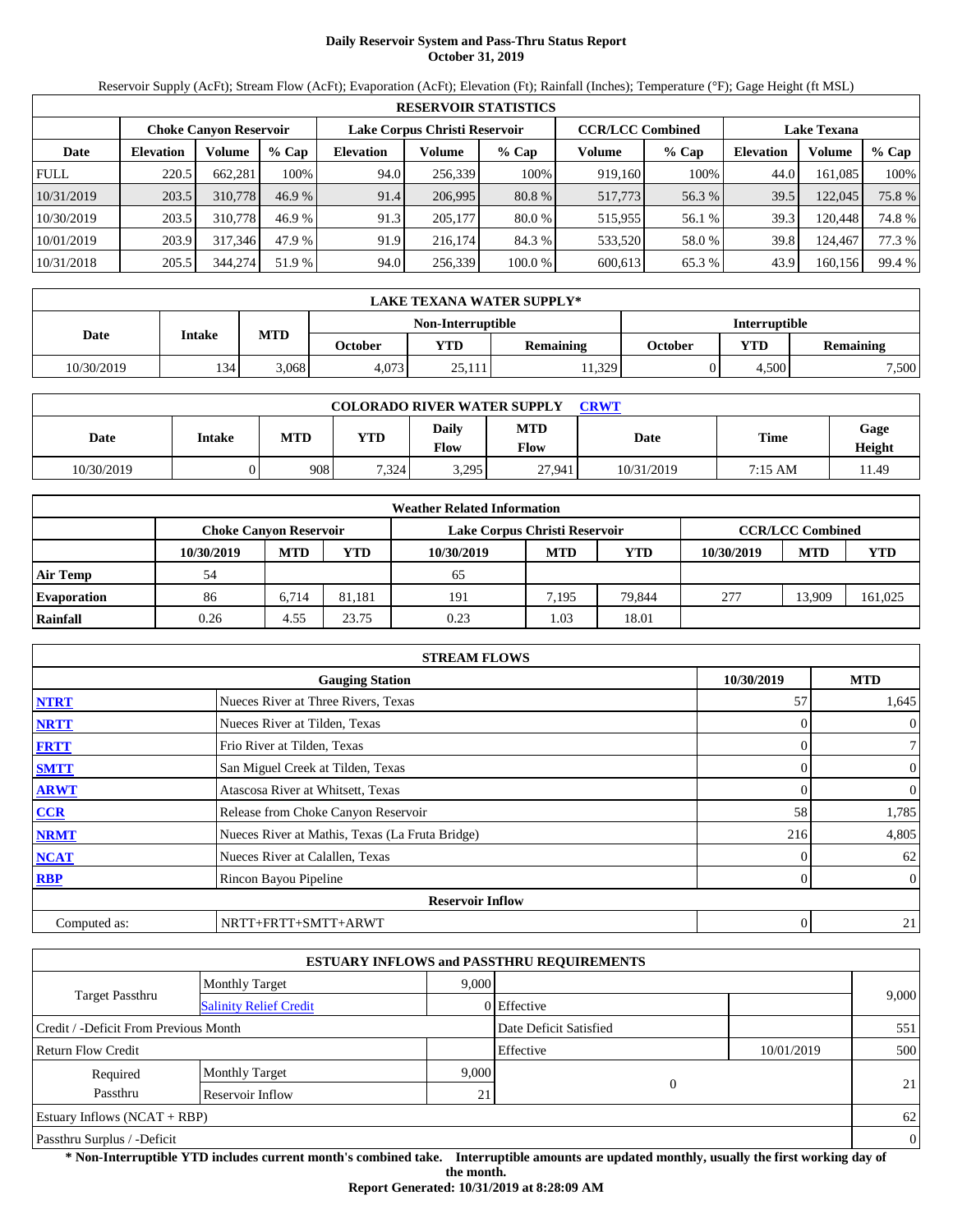# Daily Reservoir System and Pass-Thru Status Report
## October 31, 2019

Reservoir Supply (AcFt); Stream Flow (AcFt); Evaporation (AcFt); Elevation (Ft); Rainfall (Inches); Temperature (°F); Gage Height (ft MSL)

| RESERVOIR STATISTICS | | | | | | | | | | | |
|---|---|---|---|---|---|---|---|---|---|---|---|
| | Choke Canyon Reservoir | | | Lake Corpus Christi Reservoir | | | CCR/LCC Combined | | Lake Texana | | |
| Date | Elevation | Volume | % Cap | Elevation | Volume | % Cap | Volume | % Cap | Elevation | Volume | % Cap |
| FULL | 220.5 | 662,281 | 100% | 94.0 | 256,339 | 100% | 919,160 | 100% | 44.0 | 161,085 | 100% |
| 10/31/2019 | 203.5 | 310,778 | 46.9 % | 91.4 | 206,995 | 80.8 % | 517,773 | 56.3 % | 39.5 | 122,045 | 75.8 % |
| 10/30/2019 | 203.5 | 310,778 | 46.9 % | 91.3 | 205,177 | 80.0 % | 515,955 | 56.1 % | 39.3 | 120,448 | 74.8 % |
| 10/01/2019 | 203.9 | 317,346 | 47.9 % | 91.9 | 216,174 | 84.3 % | 533,520 | 58.0 % | 39.8 | 124,467 | 77.3 % |
| 10/31/2018 | 205.5 | 344,274 | 51.9 % | 94.0 | 256,339 | 100.0 % | 600,613 | 65.3 % | 43.9 | 160,156 | 99.4 % |

| LAKE TEXANA WATER SUPPLY* | | | | | | | | |
|---|---|---|---|---|---|---|---|---|
| Date | Intake | MTD | Non-Interruptible | | | Interruptible | | |
| | | | October | YTD | Remaining | October | YTD | Remaining |
| 10/30/2019 | 134 | 3,068 | 4,073 | 25,111 | 11,329 | 0 | 4,500 | 7,500 |

| COLORADO RIVER WATER SUPPLY CRWT | | | | | | | | |
|---|---|---|---|---|---|---|---|---|
| Date | Intake | MTD | YTD | Daily Flow | MTD Flow | Date | Time | Gage Height |
| 10/30/2019 | 0 | 908 | 7,324 | 3,295 | 27,941 | 10/31/2019 | 7:15 AM | 11.49 |

| Weather Related Information | | | | | | | | | |
|---|---|---|---|---|---|---|---|---|---|
| | Choke Canyon Reservoir | | | Lake Corpus Christi Reservoir | | | CCR/LCC Combined | | |
| | 10/30/2019 | MTD | YTD | 10/30/2019 | MTD | YTD | 10/30/2019 | MTD | YTD |
| Air Temp | 54 | | | 65 | | | | | |
| Evaporation | 86 | 6,714 | 81,181 | 191 | 7,195 | 79,844 | 277 | 13,909 | 161,025 |
| Rainfall | 0.26 | 4.55 | 23.75 | 0.23 | 1.03 | 18.01 | | | |

| STREAM FLOWS | | | |
|---|---|---|---|
| | Gauging Station | 10/30/2019 | MTD |
| NTRT | Nueces River at Three Rivers, Texas | 57 | 1,645 |
| NRTT | Nueces River at Tilden, Texas | 0 | 0 |
| FRTT | Frio River at Tilden, Texas | 0 | 7 |
| SMTT | San Miguel Creek at Tilden, Texas | 0 | 0 |
| ARWT | Atascosa River at Whitsett, Texas | 0 | 0 |
| CCR | Release from Choke Canyon Reservoir | 58 | 1,785 |
| NRMT | Nueces River at Mathis, Texas (La Fruta Bridge) | 216 | 4,805 |
| NCAT | Nueces River at Calallen, Texas | 0 | 62 |
| RBP | Rincon Bayou Pipeline | 0 | 0 |
| | **Reservoir Inflow** | | |
| Computed as: | NRTT+FRTT+SMTT+ARWT | 0 | 21 |

| ESTUARY INFLOWS and PASSTHRU REQUIREMENTS | | | | | |
|---|---|---|---|---|---|
| Target Passthru | Monthly Target | 9,000 | | | 9,000 |
| | Salinity Relief Credit | 0 | Effective | | |
| Credit / -Deficit From Previous Month | | | Date Deficit Satisfied | | 551 |
| Return Flow Credit | | | Effective | 10/01/2019 | 500 |
| Required Passthru | Monthly Target | 9,000 | 0 | | 21 |
| | Reservoir Inflow | 21 | | | |
| Estuary Inflows (NCAT + RBP) | | | | | 62 |
| Passthru Surplus / -Deficit | | | | | 0 |

**\* Non-Interruptible YTD includes current month's combined take. Interruptible amounts are updated monthly, usually the first working day of the month.**

**Report Generated: 10/31/2019 at 8:28:09 AM**